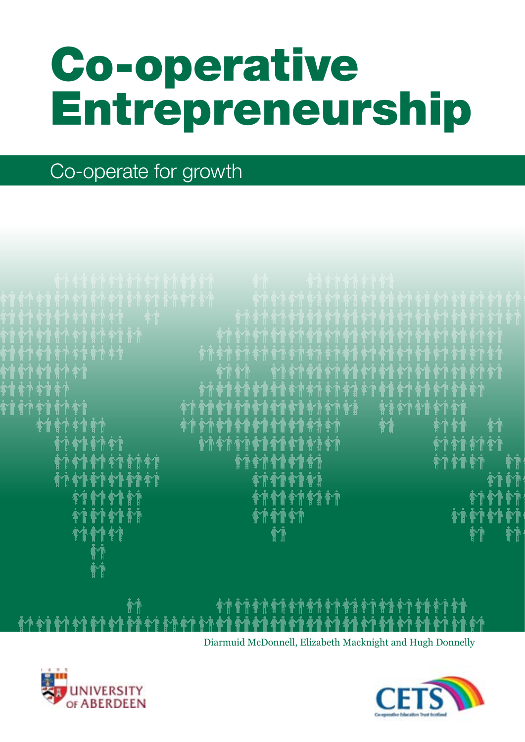# Co-operative Entrepreneurship

## Co-operate for growth

Diarmuid McDonnell, Elizabeth Macknight and Hugh Donnelly

UNIVERSITY OF ABERDEEN

CETS

Co-operative Education Trust Scotland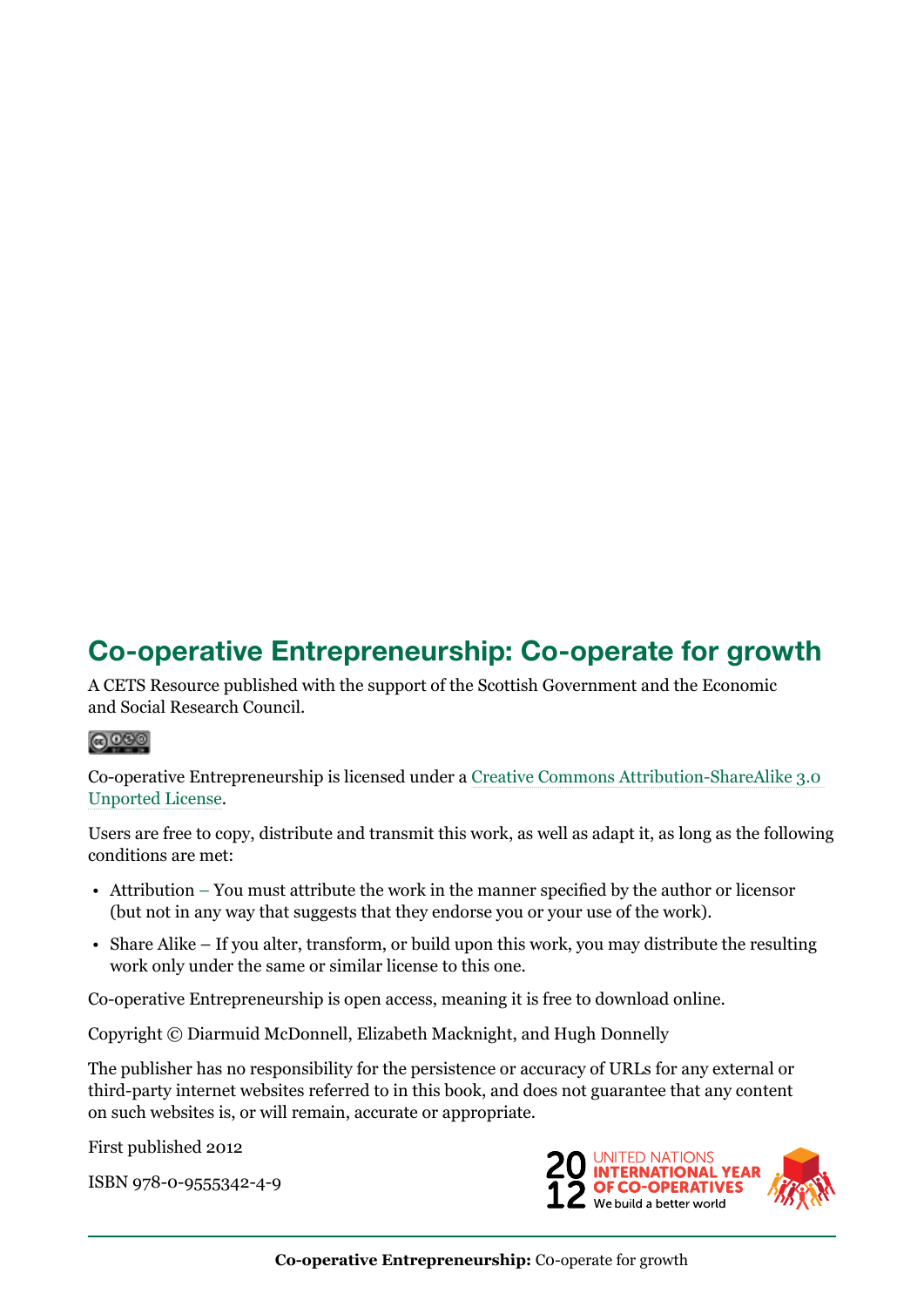## Co-operative Entrepreneurship: Co-operate for growth

A CETS Resource published with the support of the Scottish Government and the Economic and Social Research Council.

Co-operative Entrepreneurship is licensed under a Creative Commons Attribution-ShareAlike 3.0 Unported License.

Users are free to copy, distribute and transmit this work, as well as adapt it, as long as the following conditions are met:

- Attribution – You must attribute the work in the manner specified by the author or licensor (but not in any way that suggests that they endorse you or your use of the work).
- Share Alike – If you alter, transform, or build upon this work, you may distribute the resulting work only under the same or similar license to this one.

Co-operative Entrepreneurship is open access, meaning it is free to download online.

Copyright © Diarmuid McDonnell, Elizabeth Macknight, and Hugh Donnelly

The publisher has no responsibility for the persistence or accuracy of URLs for any external or third-party internet websites referred to in this book, and does not guarantee that any content on such websites is, or will remain, accurate or appropriate.

First published 2012

ISBN 978-0-9555342-4-9

2012 UNITED NATIONS INTERNATIONAL YEAR OF CO-OPERATIVES
We build a better world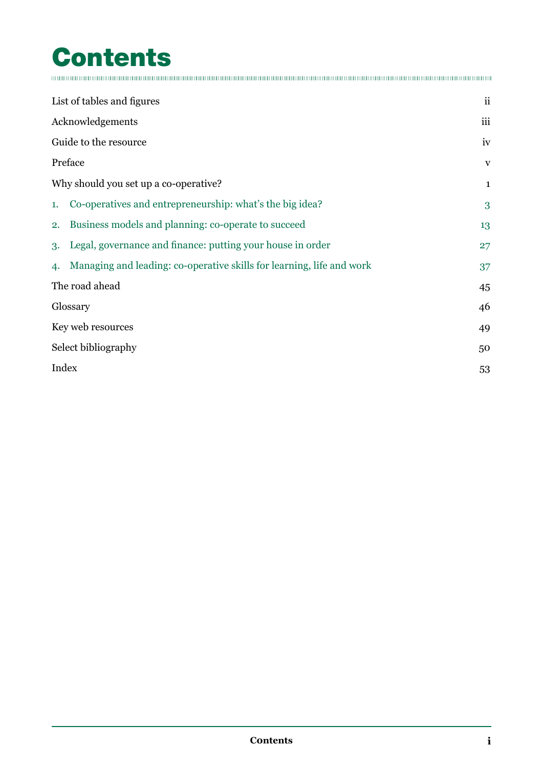# Contents

| | |
|---|---|
| List of tables and figures | ii |
| Acknowledgements | iii |
| Guide to the resource | iv |
| Preface | v |
| Why should you set up a co-operative? | 1 |
| 1. Co-operatives and entrepreneurship: what's the big idea? | 3 |
| 2. Business models and planning: co-operate to succeed | 13 |
| 3. Legal, governance and finance: putting your house in order | 27 |
| 4. Managing and leading: co-operative skills for learning, life and work | 37 |
| The road ahead | 45 |
| Glossary | 46 |
| Key web resources | 49 |
| Select bibliography | 50 |
| Index | 53 |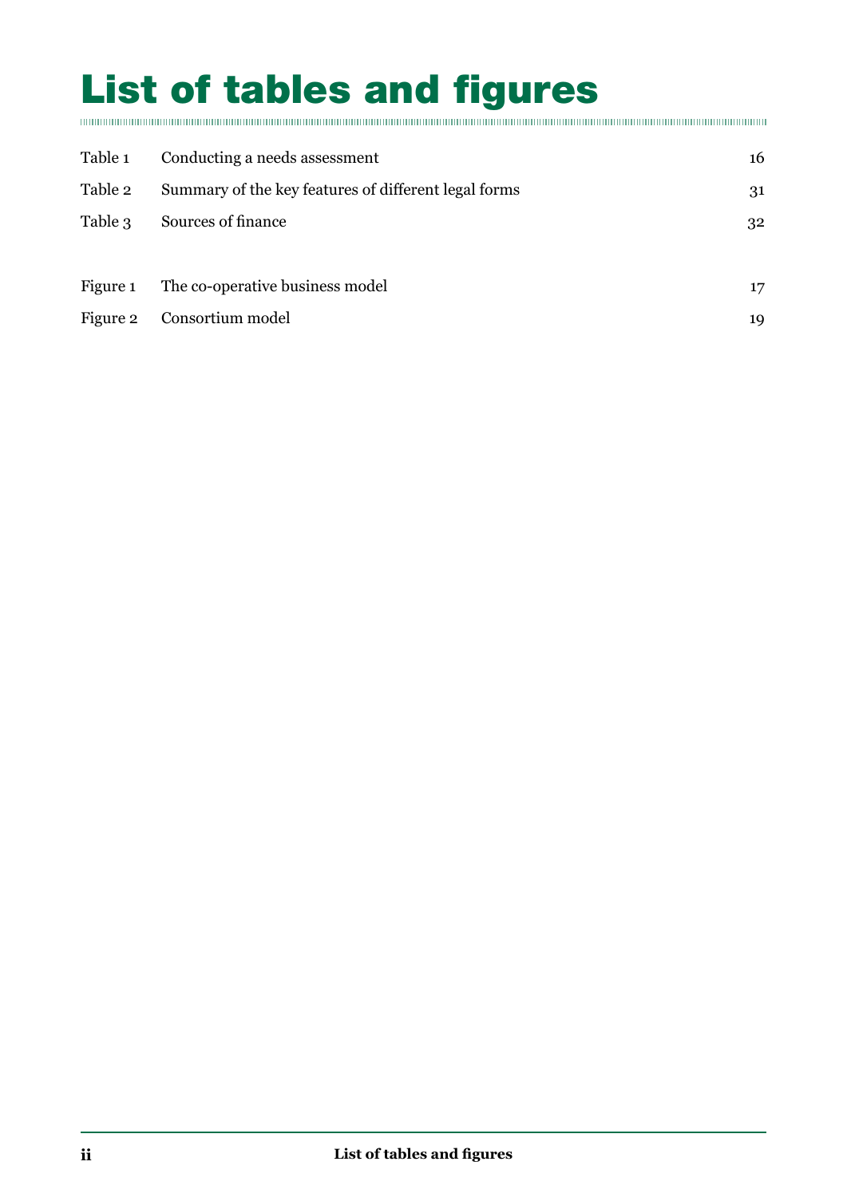# List of tables and figures

| | | |
|---|---|---|
| Table 1 | Conducting a needs assessment | 16 |
| Table 2 | Summary of the key features of different legal forms | 31 |
| Table 3 | Sources of finance | 32 |
| Figure 1 | The co-operative business model | 17 |
| Figure 2 | Consortium model | 19 |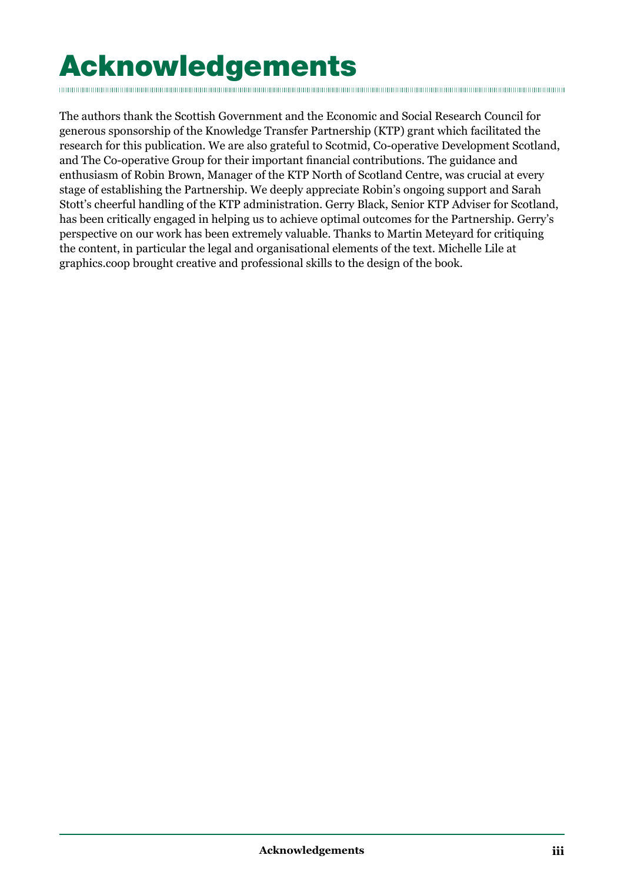# Acknowledgements

The authors thank the Scottish Government and the Economic and Social Research Council for generous sponsorship of the Knowledge Transfer Partnership (KTP) grant which facilitated the research for this publication. We are also grateful to Scotmid, Co-operative Development Scotland, and The Co-operative Group for their important financial contributions. The guidance and enthusiasm of Robin Brown, Manager of the KTP North of Scotland Centre, was crucial at every stage of establishing the Partnership. We deeply appreciate Robin's ongoing support and Sarah Stott's cheerful handling of the KTP administration. Gerry Black, Senior KTP Adviser for Scotland, has been critically engaged in helping us to achieve optimal outcomes for the Partnership. Gerry's perspective on our work has been extremely valuable. Thanks to Martin Meteyard for critiquing the content, in particular the legal and organisational elements of the text. Michelle Lile at graphics.coop brought creative and professional skills to the design of the book.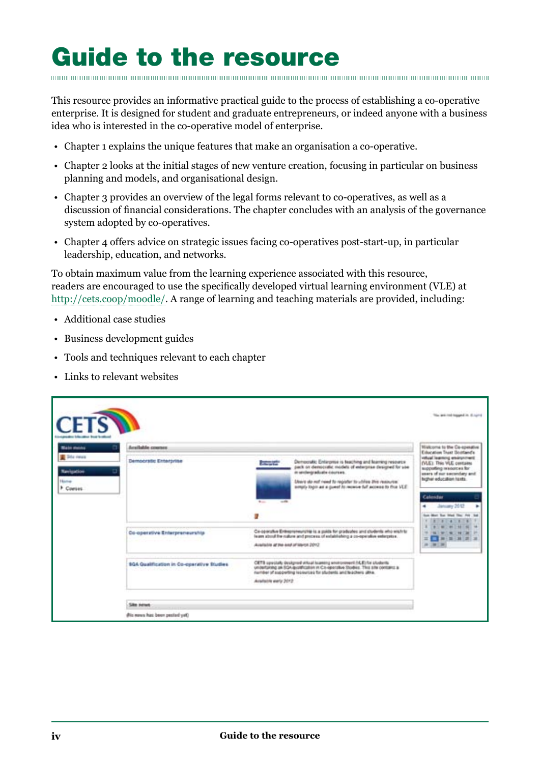# Guide to the resource

This resource provides an informative practical guide to the process of establishing a co-operative enterprise. It is designed for student and graduate entrepreneurs, or indeed anyone with a business idea who is interested in the co-operative model of enterprise.

- Chapter 1 explains the unique features that make an organisation a co-operative.
- Chapter 2 looks at the initial stages of new venture creation, focusing in particular on business planning and models, and organisational design.
- Chapter 3 provides an overview of the legal forms relevant to co-operatives, as well as a discussion of financial considerations. The chapter concludes with an analysis of the governance system adopted by co-operatives.
- Chapter 4 offers advice on strategic issues facing co-operatives post-start-up, in particular leadership, education, and networks.

To obtain maximum value from the learning experience associated with this resource, readers are encouraged to use the specifically developed virtual learning environment (VLE) at http://cets.coop/moodle/. A range of learning and teaching materials are provided, including:

- Additional case studies
- Business development guides
- Tools and techniques relevant to each chapter
- Links to relevant websites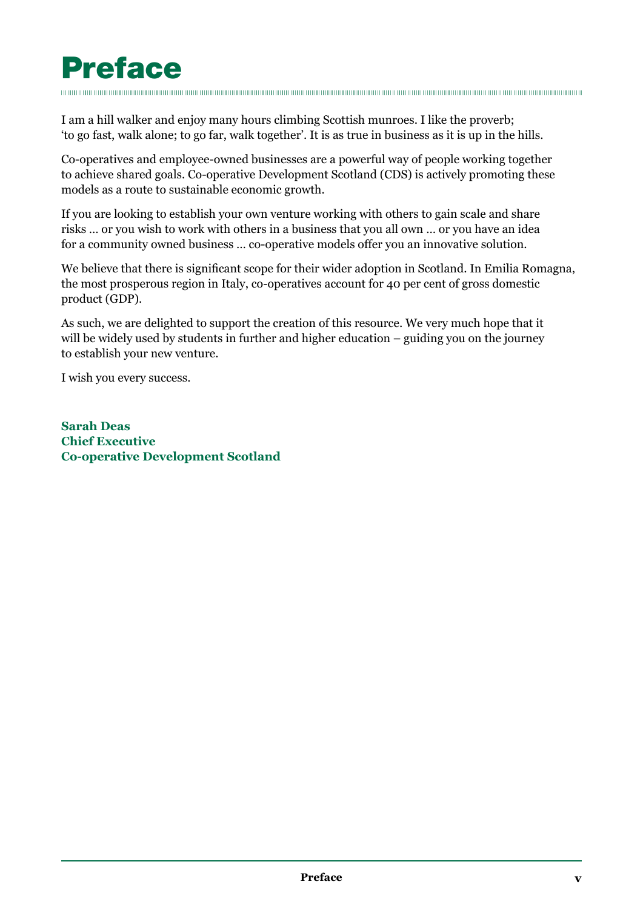# Preface

I am a hill walker and enjoy many hours climbing Scottish munroes. I like the proverb; 'to go fast, walk alone; to go far, walk together'. It is as true in business as it is up in the hills.

Co-operatives and employee-owned businesses are a powerful way of people working together to achieve shared goals. Co-operative Development Scotland (CDS) is actively promoting these models as a route to sustainable economic growth.

If you are looking to establish your own venture working with others to gain scale and share risks … or you wish to work with others in a business that you all own … or you have an idea for a community owned business … co-operative models offer you an innovative solution.

We believe that there is significant scope for their wider adoption in Scotland. In Emilia Romagna, the most prosperous region in Italy, co-operatives account for 40 per cent of gross domestic product (GDP).

As such, we are delighted to support the creation of this resource. We very much hope that it will be widely used by students in further and higher education – guiding you on the journey to establish your new venture.

I wish you every success.

**Sarah Deas**
**Chief Executive**
**Co-operative Development Scotland**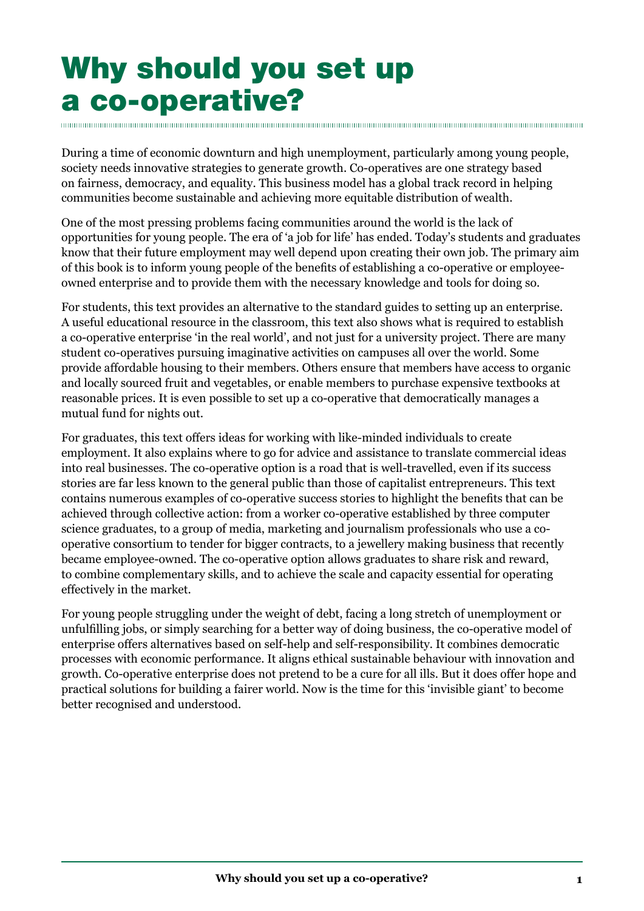# Why should you set up a co-operative?

During a time of economic downturn and high unemployment, particularly among young people, society needs innovative strategies to generate growth. Co-operatives are one strategy based on fairness, democracy, and equality. This business model has a global track record in helping communities become sustainable and achieving more equitable distribution of wealth.

One of the most pressing problems facing communities around the world is the lack of opportunities for young people. The era of 'a job for life' has ended. Today's students and graduates know that their future employment may well depend upon creating their own job. The primary aim of this book is to inform young people of the benefits of establishing a co-operative or employee-owned enterprise and to provide them with the necessary knowledge and tools for doing so.

For students, this text provides an alternative to the standard guides to setting up an enterprise. A useful educational resource in the classroom, this text also shows what is required to establish a co-operative enterprise 'in the real world', and not just for a university project. There are many student co-operatives pursuing imaginative activities on campuses all over the world. Some provide affordable housing to their members. Others ensure that members have access to organic and locally sourced fruit and vegetables, or enable members to purchase expensive textbooks at reasonable prices. It is even possible to set up a co-operative that democratically manages a mutual fund for nights out.

For graduates, this text offers ideas for working with like-minded individuals to create employment. It also explains where to go for advice and assistance to translate commercial ideas into real businesses. The co-operative option is a road that is well-travelled, even if its success stories are far less known to the general public than those of capitalist entrepreneurs. This text contains numerous examples of co-operative success stories to highlight the benefits that can be achieved through collective action: from a worker co-operative established by three computer science graduates, to a group of media, marketing and journalism professionals who use a co-operative consortium to tender for bigger contracts, to a jewellery making business that recently became employee-owned. The co-operative option allows graduates to share risk and reward, to combine complementary skills, and to achieve the scale and capacity essential for operating effectively in the market.

For young people struggling under the weight of debt, facing a long stretch of unemployment or unfulfilling jobs, or simply searching for a better way of doing business, the co-operative model of enterprise offers alternatives based on self-help and self-responsibility. It combines democratic processes with economic performance. It aligns ethical sustainable behaviour with innovation and growth. Co-operative enterprise does not pretend to be a cure for all ills. But it does offer hope and practical solutions for building a fairer world. Now is the time for this 'invisible giant' to become better recognised and understood.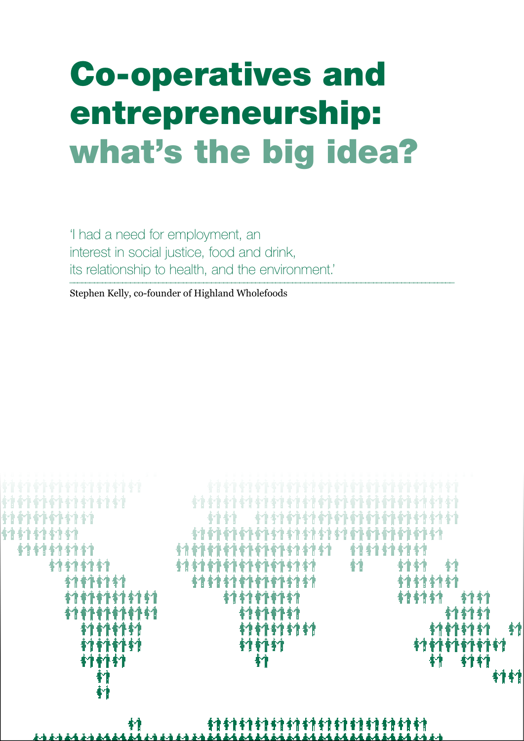# Co-operatives and entrepreneurship: what's the big idea?

'I had a need for employment, an interest in social justice, food and drink, its relationship to health, and the environment.'

Stephen Kelly, co-founder of Highland Wholefoods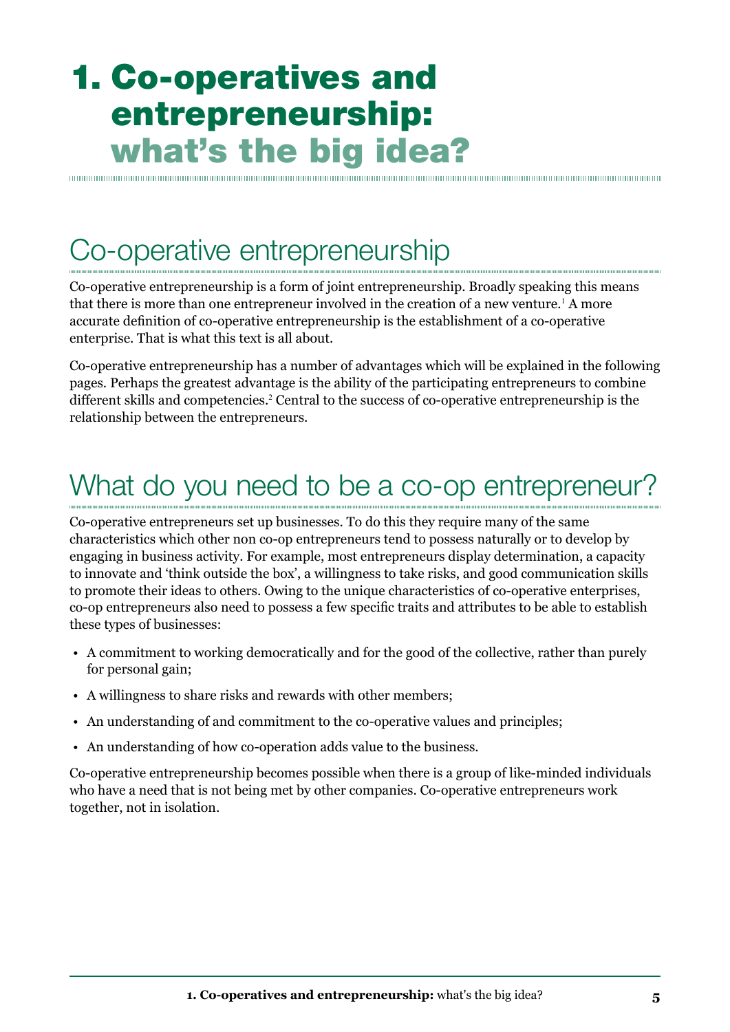# 1. Co-operatives and entrepreneurship: what's the big idea?

## Co-operative entrepreneurship

Co-operative entrepreneurship is a form of joint entrepreneurship. Broadly speaking this means that there is more than one entrepreneur involved in the creation of a new venture.[1] A more accurate definition of co-operative entrepreneurship is the establishment of a co-operative enterprise. That is what this text is all about.

Co-operative entrepreneurship has a number of advantages which will be explained in the following pages. Perhaps the greatest advantage is the ability of the participating entrepreneurs to combine different skills and competencies.[2] Central to the success of co-operative entrepreneurship is the relationship between the entrepreneurs.

## What do you need to be a co-op entrepreneur?

Co-operative entrepreneurs set up businesses. To do this they require many of the same characteristics which other non co-op entrepreneurs tend to possess naturally or to develop by engaging in business activity. For example, most entrepreneurs display determination, a capacity to innovate and 'think outside the box', a willingness to take risks, and good communication skills to promote their ideas to others. Owing to the unique characteristics of co-operative enterprises, co-op entrepreneurs also need to possess a few specific traits and attributes to be able to establish these types of businesses:

- A commitment to working democratically and for the good of the collective, rather than purely for personal gain;
- A willingness to share risks and rewards with other members;
- An understanding of and commitment to the co-operative values and principles;
- An understanding of how co-operation adds value to the business.

Co-operative entrepreneurship becomes possible when there is a group of like-minded individuals who have a need that is not being met by other companies. Co-operative entrepreneurs work together, not in isolation.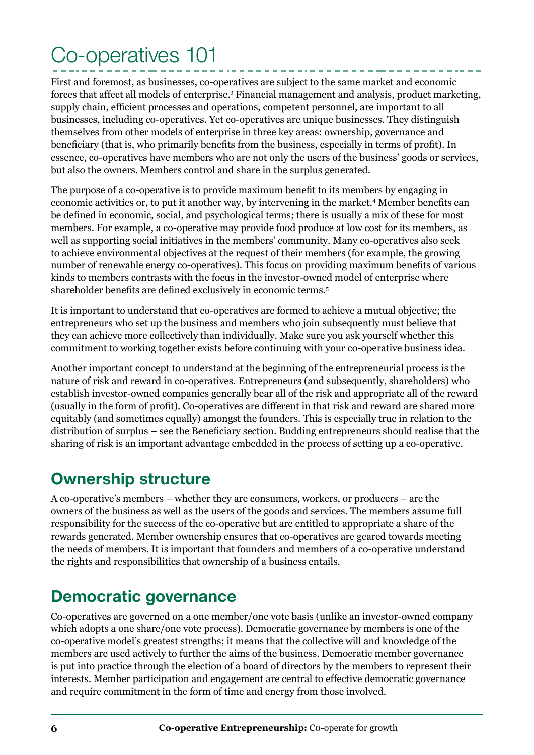# Co-operatives 101

First and foremost, as businesses, co-operatives are subject to the same market and economic forces that affect all models of enterprise.[3] Financial management and analysis, product marketing, supply chain, efficient processes and operations, competent personnel, are important to all businesses, including co-operatives. Yet co-operatives are unique businesses. They distinguish themselves from other models of enterprise in three key areas: ownership, governance and beneficiary (that is, who primarily benefits from the business, especially in terms of profit). In essence, co-operatives have members who are not only the users of the business' goods or services, but also the owners. Members control and share in the surplus generated.

The purpose of a co-operative is to provide maximum benefit to its members by engaging in economic activities or, to put it another way, by intervening in the market.[4] Member benefits can be defined in economic, social, and psychological terms; there is usually a mix of these for most members. For example, a co-operative may provide food produce at low cost for its members, as well as supporting social initiatives in the members' community. Many co-operatives also seek to achieve environmental objectives at the request of their members (for example, the growing number of renewable energy co-operatives). This focus on providing maximum benefits of various kinds to members contrasts with the focus in the investor-owned model of enterprise where shareholder benefits are defined exclusively in economic terms.[5]

It is important to understand that co-operatives are formed to achieve a mutual objective; the entrepreneurs who set up the business and members who join subsequently must believe that they can achieve more collectively than individually. Make sure you ask yourself whether this commitment to working together exists before continuing with your co-operative business idea.

Another important concept to understand at the beginning of the entrepreneurial process is the nature of risk and reward in co-operatives. Entrepreneurs (and subsequently, shareholders) who establish investor-owned companies generally bear all of the risk and appropriate all of the reward (usually in the form of profit). Co-operatives are different in that risk and reward are shared more equitably (and sometimes equally) amongst the founders. This is especially true in relation to the distribution of surplus – see the Beneficiary section. Budding entrepreneurs should realise that the sharing of risk is an important advantage embedded in the process of setting up a co-operative.

## Ownership structure

A co-operative's members – whether they are consumers, workers, or producers – are the owners of the business as well as the users of the goods and services. The members assume full responsibility for the success of the co-operative but are entitled to appropriate a share of the rewards generated. Member ownership ensures that co-operatives are geared towards meeting the needs of members. It is important that founders and members of a co-operative understand the rights and responsibilities that ownership of a business entails.

## Democratic governance

Co-operatives are governed on a one member/one vote basis (unlike an investor-owned company which adopts a one share/one vote process). Democratic governance by members is one of the co-operative model's greatest strengths; it means that the collective will and knowledge of the members are used actively to further the aims of the business. Democratic member governance is put into practice through the election of a board of directors by the members to represent their interests. Member participation and engagement are central to effective democratic governance and require commitment in the form of time and energy from those involved.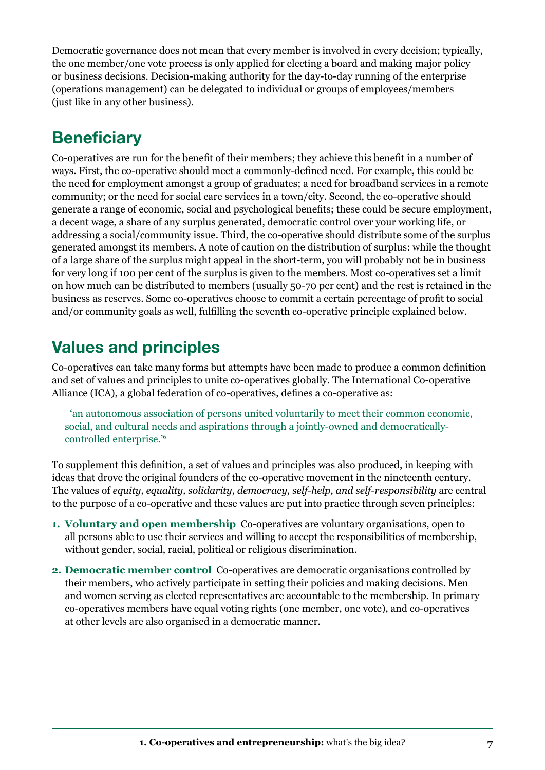Democratic governance does not mean that every member is involved in every decision; typically, the one member/one vote process is only applied for electing a board and making major policy or business decisions. Decision-making authority for the day-to-day running of the enterprise (operations management) can be delegated to individual or groups of employees/members (just like in any other business).

## Beneficiary

Co-operatives are run for the benefit of their members; they achieve this benefit in a number of ways. First, the co-operative should meet a commonly-defined need. For example, this could be the need for employment amongst a group of graduates; a need for broadband services in a remote community; or the need for social care services in a town/city. Second, the co-operative should generate a range of economic, social and psychological benefits; these could be secure employment, a decent wage, a share of any surplus generated, democratic control over your working life, or addressing a social/community issue. Third, the co-operative should distribute some of the surplus generated amongst its members. A note of caution on the distribution of surplus: while the thought of a large share of the surplus might appeal in the short-term, you will probably not be in business for very long if 100 per cent of the surplus is given to the members. Most co-operatives set a limit on how much can be distributed to members (usually 50-70 per cent) and the rest is retained in the business as reserves. Some co-operatives choose to commit a certain percentage of profit to social and/or community goals as well, fulfilling the seventh co-operative principle explained below.

## Values and principles

Co-operatives can take many forms but attempts have been made to produce a common definition and set of values and principles to unite co-operatives globally. The International Co-operative Alliance (ICA), a global federation of co-operatives, defines a co-operative as:

> 'an autonomous association of persons united voluntarily to meet their common economic, social, and cultural needs and aspirations through a jointly-owned and democratically-controlled enterprise.'[6]

To supplement this definition, a set of values and principles was also produced, in keeping with ideas that drove the original founders of the co-operative movement in the nineteenth century. The values of *equity, equality, solidarity, democracy, self-help, and self-responsibility* are central to the purpose of a co-operative and these values are put into practice through seven principles:

1. **Voluntary and open membership** Co-operatives are voluntary organisations, open to all persons able to use their services and willing to accept the responsibilities of membership, without gender, social, racial, political or religious discrimination.
2. **Democratic member control** Co-operatives are democratic organisations controlled by their members, who actively participate in setting their policies and making decisions. Men and women serving as elected representatives are accountable to the membership. In primary co-operatives members have equal voting rights (one member, one vote), and co-operatives at other levels are also organised in a democratic manner.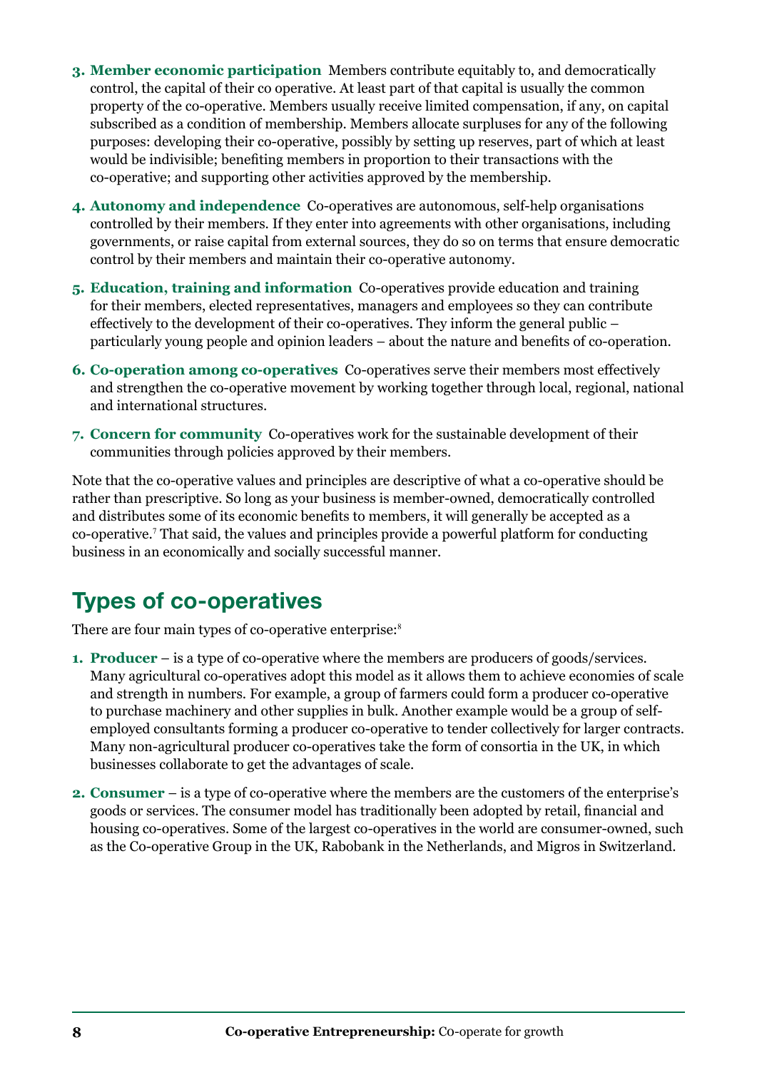3. **Member economic participation** Members contribute equitably to, and democratically control, the capital of their co operative. At least part of that capital is usually the common property of the co-operative. Members usually receive limited compensation, if any, on capital subscribed as a condition of membership. Members allocate surpluses for any of the following purposes: developing their co-operative, possibly by setting up reserves, part of which at least would be indivisible; benefiting members in proportion to their transactions with the co-operative; and supporting other activities approved by the membership.

4. **Autonomy and independence** Co-operatives are autonomous, self-help organisations controlled by their members. If they enter into agreements with other organisations, including governments, or raise capital from external sources, they do so on terms that ensure democratic control by their members and maintain their co-operative autonomy.

5. **Education, training and information** Co-operatives provide education and training for their members, elected representatives, managers and employees so they can contribute effectively to the development of their co-operatives. They inform the general public – particularly young people and opinion leaders – about the nature and benefits of co-operation.

6. **Co-operation among co-operatives** Co-operatives serve their members most effectively and strengthen the co-operative movement by working together through local, regional, national and international structures.

7. **Concern for community** Co-operatives work for the sustainable development of their communities through policies approved by their members.

Note that the co-operative values and principles are descriptive of what a co-operative should be rather than prescriptive. So long as your business is member-owned, democratically controlled and distributes some of its economic benefits to members, it will generally be accepted as a co-operative.[7] That said, the values and principles provide a powerful platform for conducting business in an economically and socially successful manner.

## Types of co-operatives

There are four main types of co-operative enterprise:[8]

1. **Producer** – is a type of co-operative where the members are producers of goods/services. Many agricultural co-operatives adopt this model as it allows them to achieve economies of scale and strength in numbers. For example, a group of farmers could form a producer co-operative to purchase machinery and other supplies in bulk. Another example would be a group of self-employed consultants forming a producer co-operative to tender collectively for larger contracts. Many non-agricultural producer co-operatives take the form of consortia in the UK, in which businesses collaborate to get the advantages of scale.

2. **Consumer** – is a type of co-operative where the members are the customers of the enterprise's goods or services. The consumer model has traditionally been adopted by retail, financial and housing co-operatives. Some of the largest co-operatives in the world are consumer-owned, such as the Co-operative Group in the UK, Rabobank in the Netherlands, and Migros in Switzerland.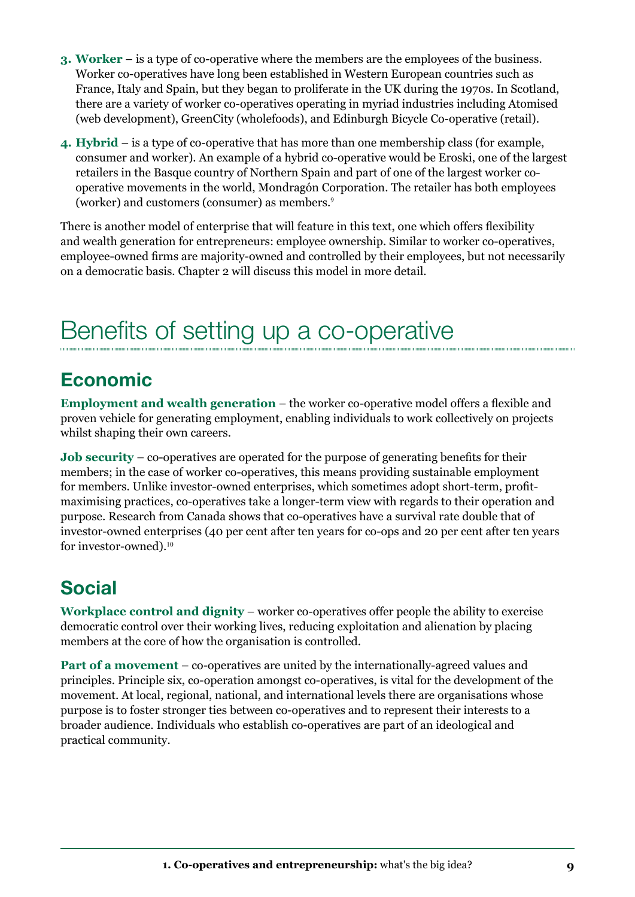3. **Worker** – is a type of co-operative where the members are the employees of the business. Worker co-operatives have long been established in Western European countries such as France, Italy and Spain, but they began to proliferate in the UK during the 1970s. In Scotland, there are a variety of worker co-operatives operating in myriad industries including Atomised (web development), GreenCity (wholefoods), and Edinburgh Bicycle Co-operative (retail).

4. **Hybrid** – is a type of co-operative that has more than one membership class (for example, consumer and worker). An example of a hybrid co-operative would be Eroski, one of the largest retailers in the Basque country of Northern Spain and part of one of the largest worker co-operative movements in the world, Mondragón Corporation. The retailer has both employees (worker) and customers (consumer) as members.[9]

There is another model of enterprise that will feature in this text, one which offers flexibility and wealth generation for entrepreneurs: employee ownership. Similar to worker co-operatives, employee-owned firms are majority-owned and controlled by their employees, but not necessarily on a democratic basis. Chapter 2 will discuss this model in more detail.

# Benefits of setting up a co-operative

## Economic

**Employment and wealth generation** – the worker co-operative model offers a flexible and proven vehicle for generating employment, enabling individuals to work collectively on projects whilst shaping their own careers.

**Job security** – co-operatives are operated for the purpose of generating benefits for their members; in the case of worker co-operatives, this means providing sustainable employment for members. Unlike investor-owned enterprises, which sometimes adopt short-term, profit-maximising practices, co-operatives take a longer-term view with regards to their operation and purpose. Research from Canada shows that co-operatives have a survival rate double that of investor-owned enterprises (40 per cent after ten years for co-ops and 20 per cent after ten years for investor-owned).[10]

## Social

**Workplace control and dignity** – worker co-operatives offer people the ability to exercise democratic control over their working lives, reducing exploitation and alienation by placing members at the core of how the organisation is controlled.

**Part of a movement** – co-operatives are united by the internationally-agreed values and principles. Principle six, co-operation amongst co-operatives, is vital for the development of the movement. At local, regional, national, and international levels there are organisations whose purpose is to foster stronger ties between co-operatives and to represent their interests to a broader audience. Individuals who establish co-operatives are part of an ideological and practical community.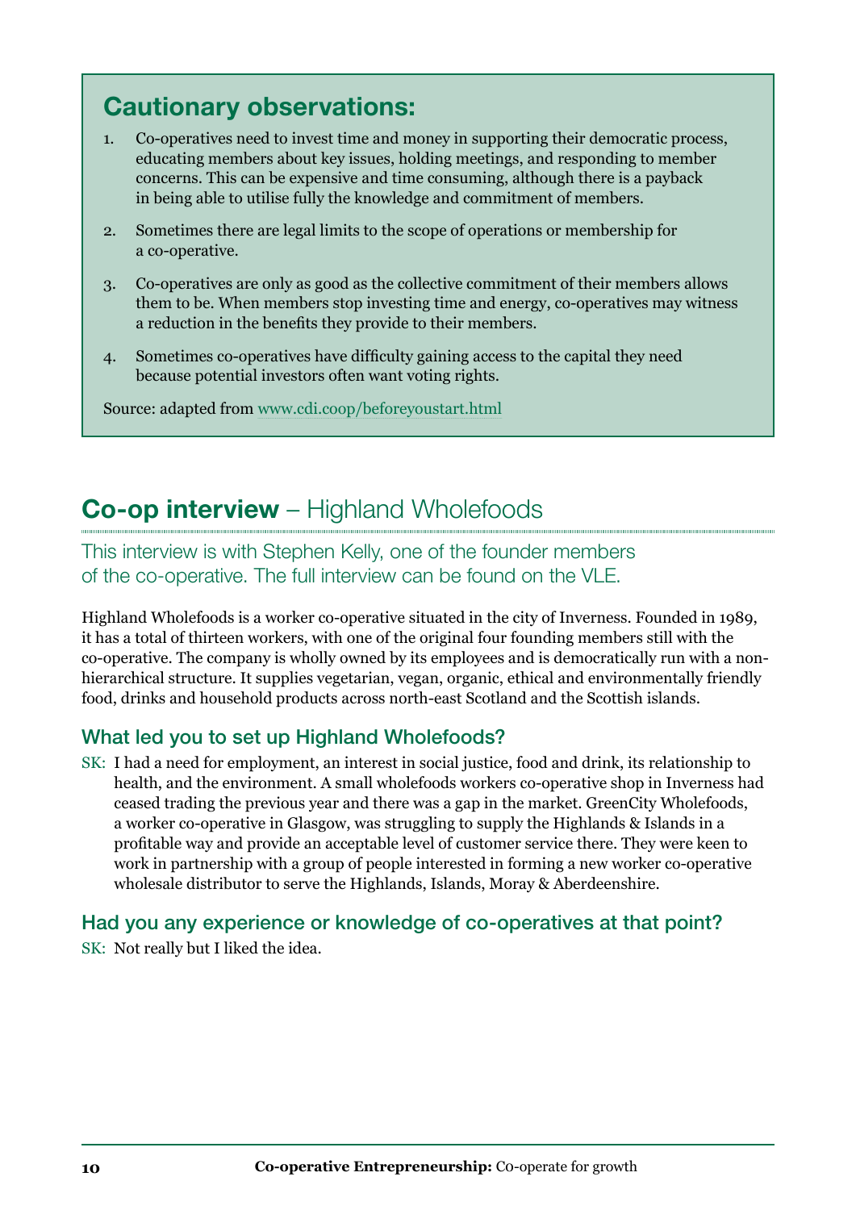## Cautionary observations:

1. Co-operatives need to invest time and money in supporting their democratic process, educating members about key issues, holding meetings, and responding to member concerns. This can be expensive and time consuming, although there is a payback in being able to utilise fully the knowledge and commitment of members.

2. Sometimes there are legal limits to the scope of operations or membership for a co-operative.

3. Co-operatives are only as good as the collective commitment of their members allows them to be. When members stop investing time and energy, co-operatives may witness a reduction in the benefits they provide to their members.

4. Sometimes co-operatives have difficulty gaining access to the capital they need because potential investors often want voting rights.

Source: adapted from www.cdi.coop/beforeyoustart.html

## **Co-op interview** – Highland Wholefoods

This interview is with Stephen Kelly, one of the founder members of the co-operative. The full interview can be found on the VLE.

Highland Wholefoods is a worker co-operative situated in the city of Inverness. Founded in 1989, it has a total of thirteen workers, with one of the original four founding members still with the co-operative. The company is wholly owned by its employees and is democratically run with a non-hierarchical structure. It supplies vegetarian, vegan, organic, ethical and environmentally friendly food, drinks and household products across north-east Scotland and the Scottish islands.

### What led you to set up Highland Wholefoods?

SK: I had a need for employment, an interest in social justice, food and drink, its relationship to health, and the environment. A small wholefoods workers co-operative shop in Inverness had ceased trading the previous year and there was a gap in the market. GreenCity Wholefoods, a worker co-operative in Glasgow, was struggling to supply the Highlands & Islands in a profitable way and provide an acceptable level of customer service there. They were keen to work in partnership with a group of people interested in forming a new worker co-operative wholesale distributor to serve the Highlands, Islands, Moray & Aberdeenshire.

### Had you any experience or knowledge of co-operatives at that point?

SK: Not really but I liked the idea.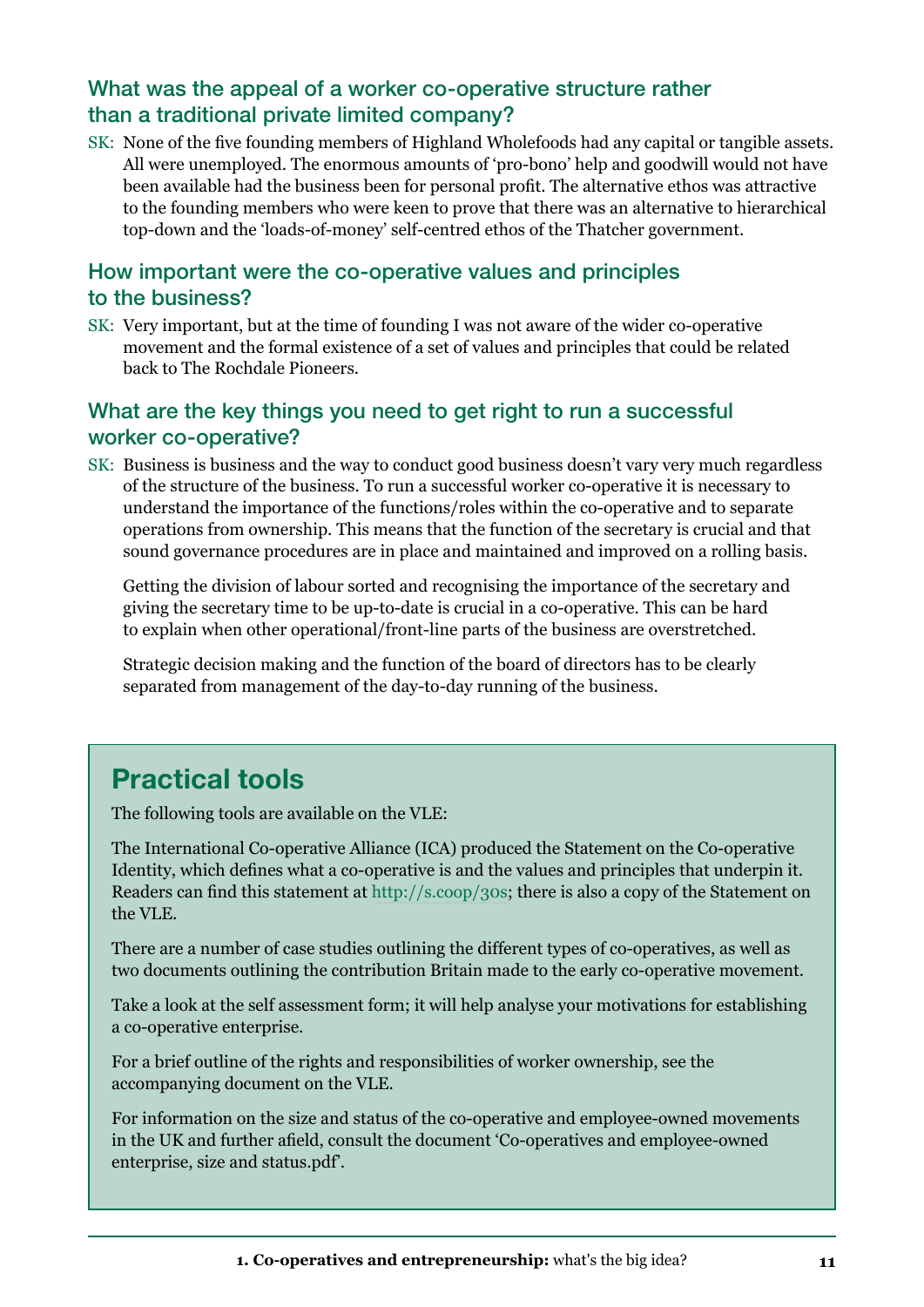### What was the appeal of a worker co-operative structure rather than a traditional private limited company?

SK: None of the five founding members of Highland Wholefoods had any capital or tangible assets. All were unemployed. The enormous amounts of 'pro-bono' help and goodwill would not have been available had the business been for personal profit. The alternative ethos was attractive to the founding members who were keen to prove that there was an alternative to hierarchical top-down and the 'loads-of-money' self-centred ethos of the Thatcher government.

### How important were the co-operative values and principles to the business?

SK: Very important, but at the time of founding I was not aware of the wider co-operative movement and the formal existence of a set of values and principles that could be related back to The Rochdale Pioneers.

### What are the key things you need to get right to run a successful worker co-operative?

SK: Business is business and the way to conduct good business doesn't vary very much regardless of the structure of the business. To run a successful worker co-operative it is necessary to understand the importance of the functions/roles within the co-operative and to separate operations from ownership. This means that the function of the secretary is crucial and that sound governance procedures are in place and maintained and improved on a rolling basis.

Getting the division of labour sorted and recognising the importance of the secretary and giving the secretary time to be up-to-date is crucial in a co-operative. This can be hard to explain when other operational/front-line parts of the business are overstretched.

Strategic decision making and the function of the board of directors has to be clearly separated from management of the day-to-day running of the business.

## Practical tools

The following tools are available on the VLE:

The International Co-operative Alliance (ICA) produced the Statement on the Co-operative Identity, which defines what a co-operative is and the values and principles that underpin it. Readers can find this statement at http://s.coop/30s; there is also a copy of the Statement on the VLE.

There are a number of case studies outlining the different types of co-operatives, as well as two documents outlining the contribution Britain made to the early co-operative movement.

Take a look at the self assessment form; it will help analyse your motivations for establishing a co-operative enterprise.

For a brief outline of the rights and responsibilities of worker ownership, see the accompanying document on the VLE.

For information on the size and status of the co-operative and employee-owned movements in the UK and further afield, consult the document 'Co-operatives and employee-owned enterprise, size and status.pdf'.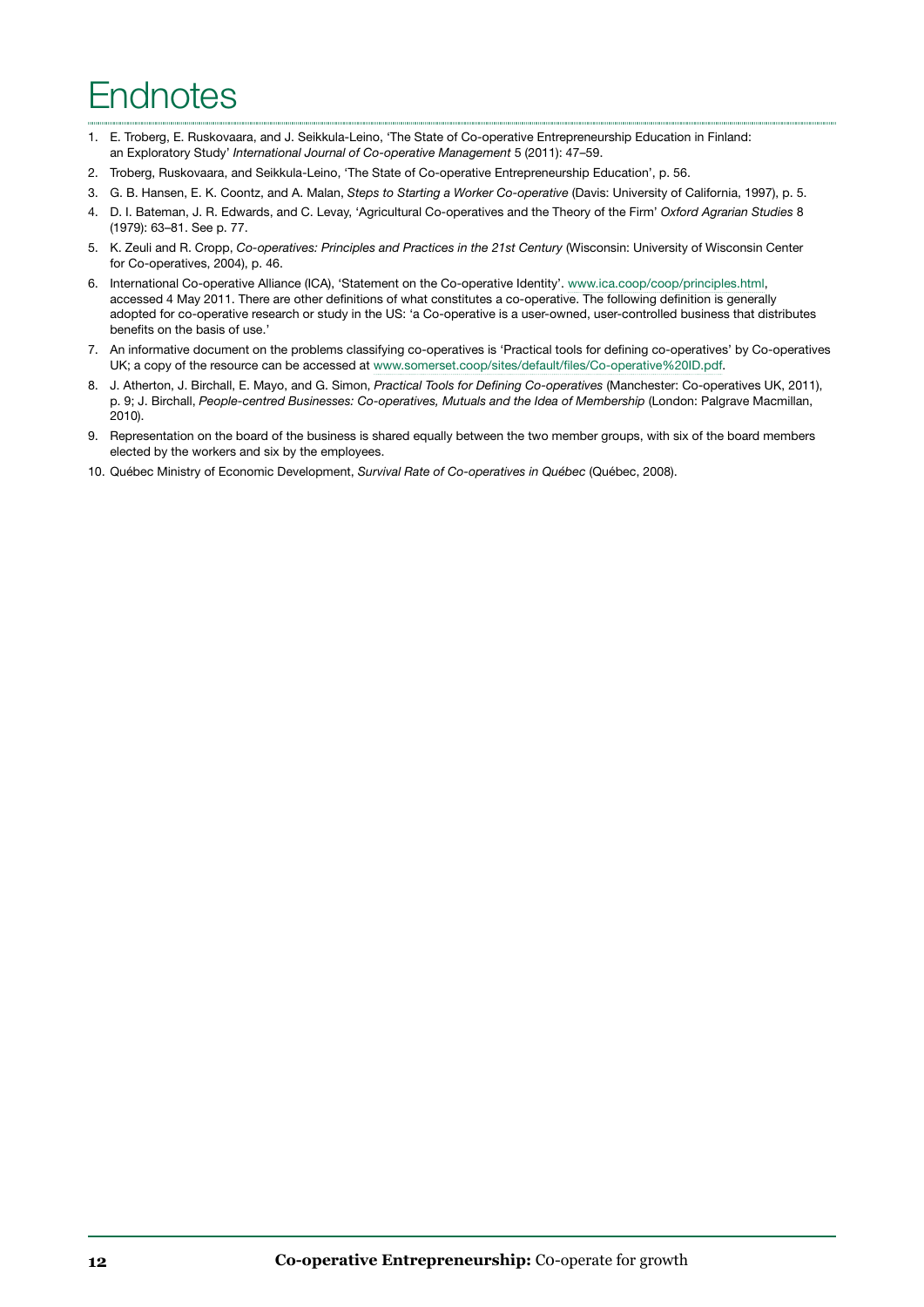# Endnotes

1. E. Troberg, E. Ruskovaara, and J. Seikkula-Leino, 'The State of Co-operative Entrepreneurship Education in Finland: an Exploratory Study' *International Journal of Co-operative Management* 5 (2011): 47–59.
2. Troberg, Ruskovaara, and Seikkula-Leino, 'The State of Co-operative Entrepreneurship Education', p. 56.
3. G. B. Hansen, E. K. Coontz, and A. Malan, *Steps to Starting a Worker Co-operative* (Davis: University of California, 1997), p. 5.
4. D. I. Bateman, J. R. Edwards, and C. Levay, 'Agricultural Co-operatives and the Theory of the Firm' *Oxford Agrarian Studies* 8 (1979): 63–81. See p. 77.
5. K. Zeuli and R. Cropp, *Co-operatives: Principles and Practices in the 21st Century* (Wisconsin: University of Wisconsin Center for Co-operatives, 2004), p. 46.
6. International Co-operative Alliance (ICA), 'Statement on the Co-operative Identity'. www.ica.coop/coop/principles.html, accessed 4 May 2011. There are other definitions of what constitutes a co-operative. The following definition is generally adopted for co-operative research or study in the US: 'a Co-operative is a user-owned, user-controlled business that distributes benefits on the basis of use.'
7. An informative document on the problems classifying co-operatives is 'Practical tools for defining co-operatives' by Co-operatives UK; a copy of the resource can be accessed at www.somerset.coop/sites/default/files/Co-operative%20ID.pdf.
8. J. Atherton, J. Birchall, E. Mayo, and G. Simon, *Practical Tools for Defining Co-operatives* (Manchester: Co-operatives UK, 2011), p. 9; J. Birchall, *People-centred Businesses: Co-operatives, Mutuals and the Idea of Membership* (London: Palgrave Macmillan, 2010).
9. Representation on the board of the business is shared equally between the two member groups, with six of the board members elected by the workers and six by the employees.
10. Québec Ministry of Economic Development, *Survival Rate of Co-operatives in Québec* (Québec, 2008).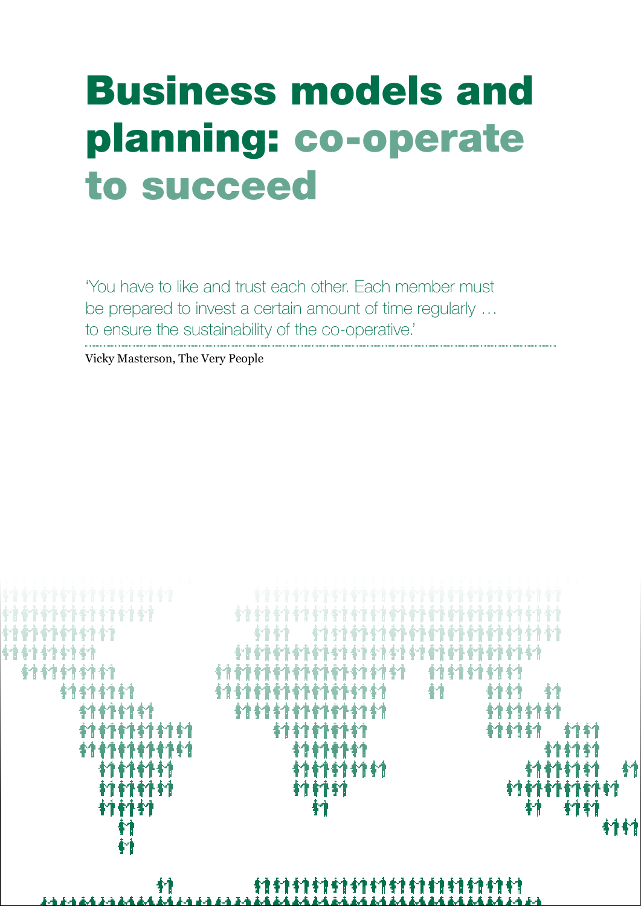# Business models and planning: co-operate to succeed

'You have to like and trust each other. Each member must be prepared to invest a certain amount of time regularly … to ensure the sustainability of the co-operative.'

Vicky Masterson, The Very People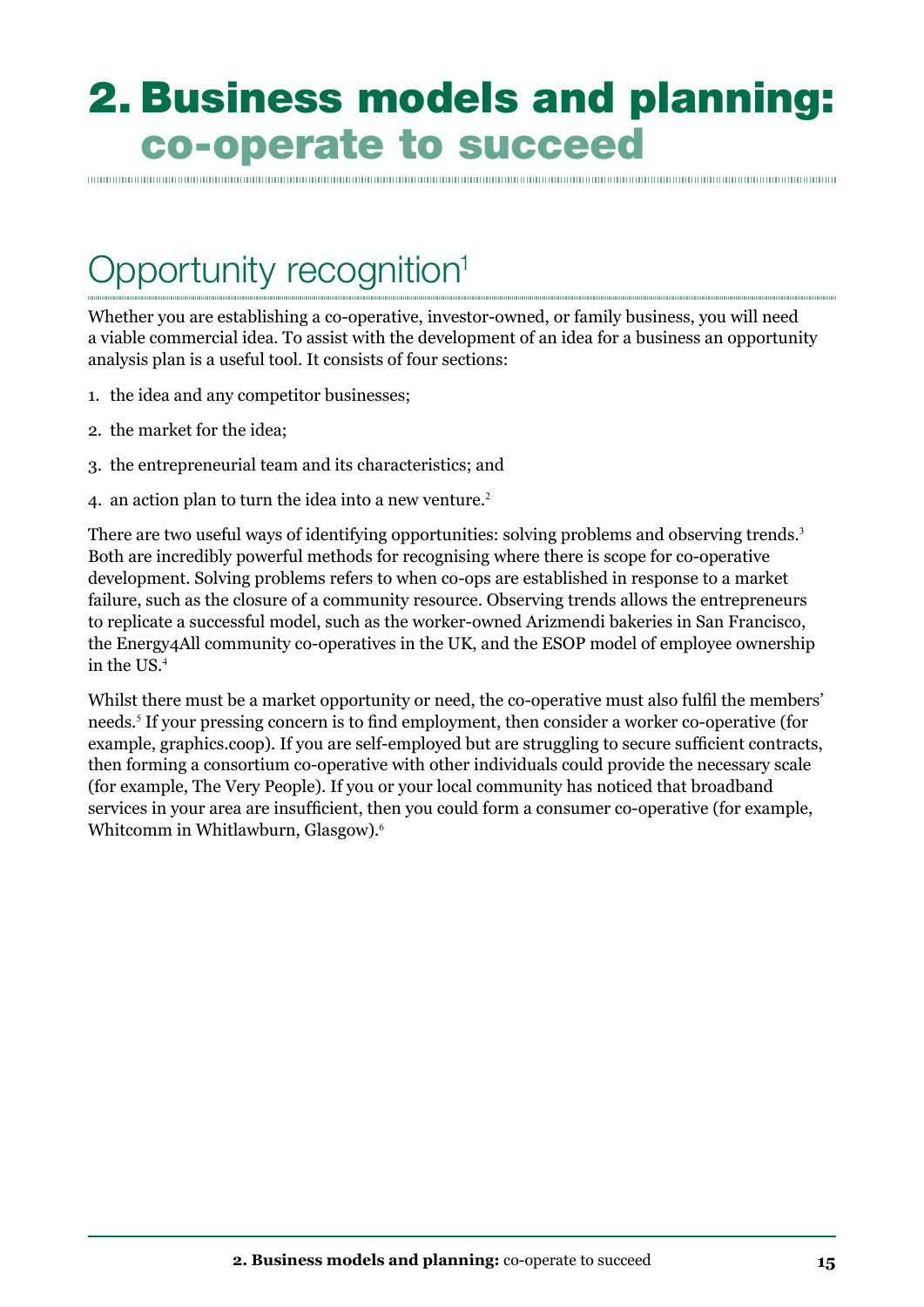# 2. Business models and planning: co-operate to succeed

## Opportunity recognition[1]

Whether you are establishing a co-operative, investor-owned, or family business, you will need a viable commercial idea. To assist with the development of an idea for a business an opportunity analysis plan is a useful tool. It consists of four sections:

1. the idea and any competitor businesses;
2. the market for the idea;
3. the entrepreneurial team and its characteristics; and
4. an action plan to turn the idea into a new venture.[2]

There are two useful ways of identifying opportunities: solving problems and observing trends.[3] Both are incredibly powerful methods for recognising where there is scope for co-operative development. Solving problems refers to when co-ops are established in response to a market failure, such as the closure of a community resource. Observing trends allows the entrepreneurs to replicate a successful model, such as the worker-owned Arizmendi bakeries in San Francisco, the Energy4All community co-operatives in the UK, and the ESOP model of employee ownership in the US.[4]

Whilst there must be a market opportunity or need, the co-operative must also fulfil the members' needs.[5] If your pressing concern is to find employment, then consider a worker co-operative (for example, graphics.coop). If you are self-employed but are struggling to secure sufficient contracts, then forming a consortium co-operative with other individuals could provide the necessary scale (for example, The Very People). If you or your local community has noticed that broadband services in your area are insufficient, then you could form a consumer co-operative (for example, Whitcomm in Whitlawburn, Glasgow).[6]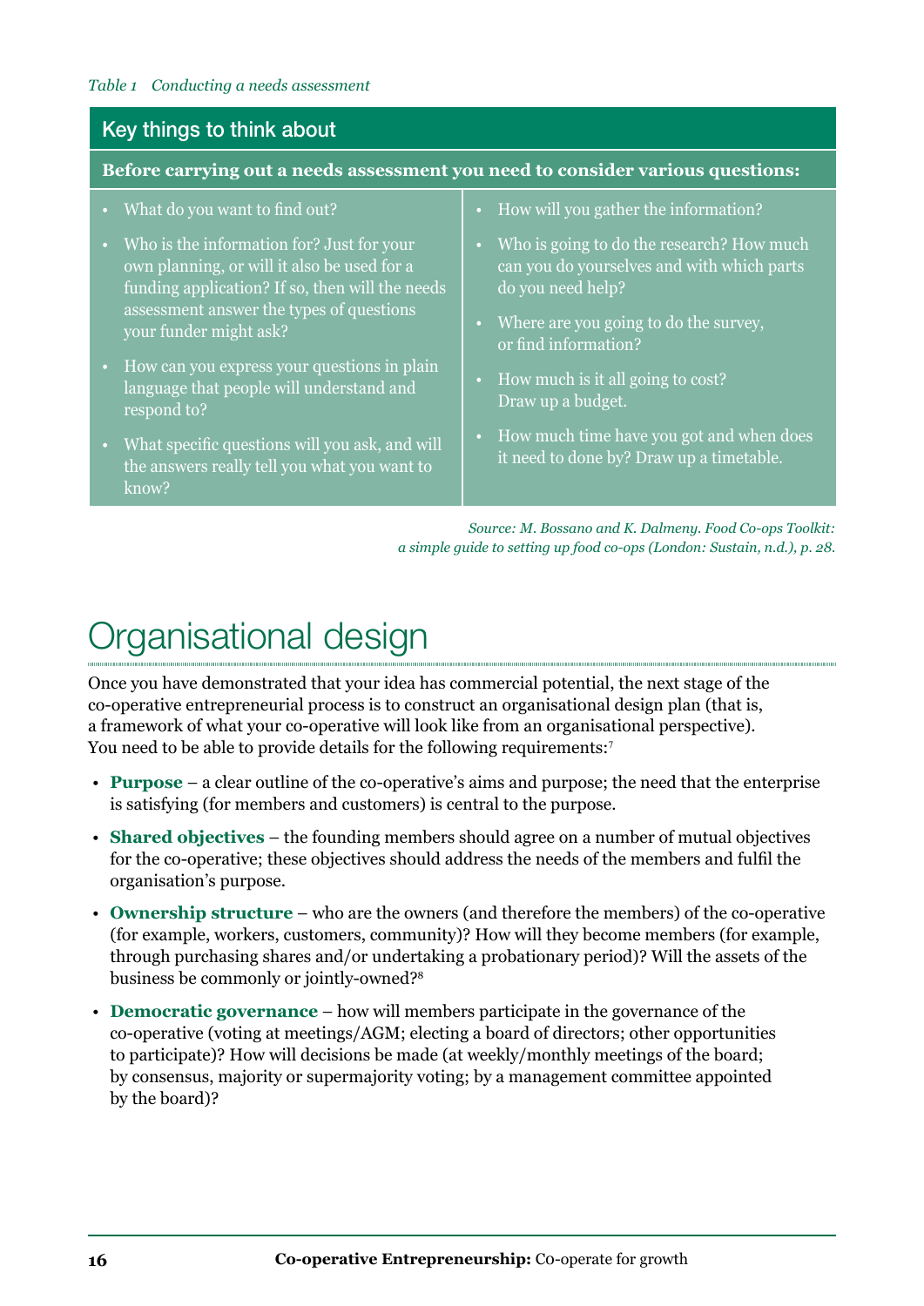*Table 1 Conducting a needs assessment*

## Key things to think about

**Before carrying out a needs assessment you need to consider various questions:**

- What do you want to find out?
- Who is the information for? Just for your own planning, or will it also be used for a funding application? If so, then will the needs assessment answer the types of questions your funder might ask?
- How can you express your questions in plain language that people will understand and respond to?
- What specific questions will you ask, and will the answers really tell you what you want to know?
- How will you gather the information?
- Who is going to do the research? How much can you do yourselves and with which parts do you need help?
- Where are you going to do the survey, or find information?
- How much is it all going to cost? Draw up a budget.
- How much time have you got and when does it need to done by? Draw up a timetable.

*Source: M. Bossano and K. Dalmeny. Food Co-ops Toolkit: a simple guide to setting up food co-ops (London: Sustain, n.d.), p. 28.*

# Organisational design

Once you have demonstrated that your idea has commercial potential, the next stage of the co-operative entrepreneurial process is to construct an organisational design plan (that is, a framework of what your co-operative will look like from an organisational perspective). You need to be able to provide details for the following requirements:[7]

- **Purpose** – a clear outline of the co-operative's aims and purpose; the need that the enterprise is satisfying (for members and customers) is central to the purpose.
- **Shared objectives** – the founding members should agree on a number of mutual objectives for the co-operative; these objectives should address the needs of the members and fulfil the organisation's purpose.
- **Ownership structure** – who are the owners (and therefore the members) of the co-operative (for example, workers, customers, community)? How will they become members (for example, through purchasing shares and/or undertaking a probationary period)? Will the assets of the business be commonly or jointly-owned?[8]
- **Democratic governance** – how will members participate in the governance of the co-operative (voting at meetings/AGM; electing a board of directors; other opportunities to participate)? How will decisions be made (at weekly/monthly meetings of the board; by consensus, majority or supermajority voting; by a management committee appointed by the board)?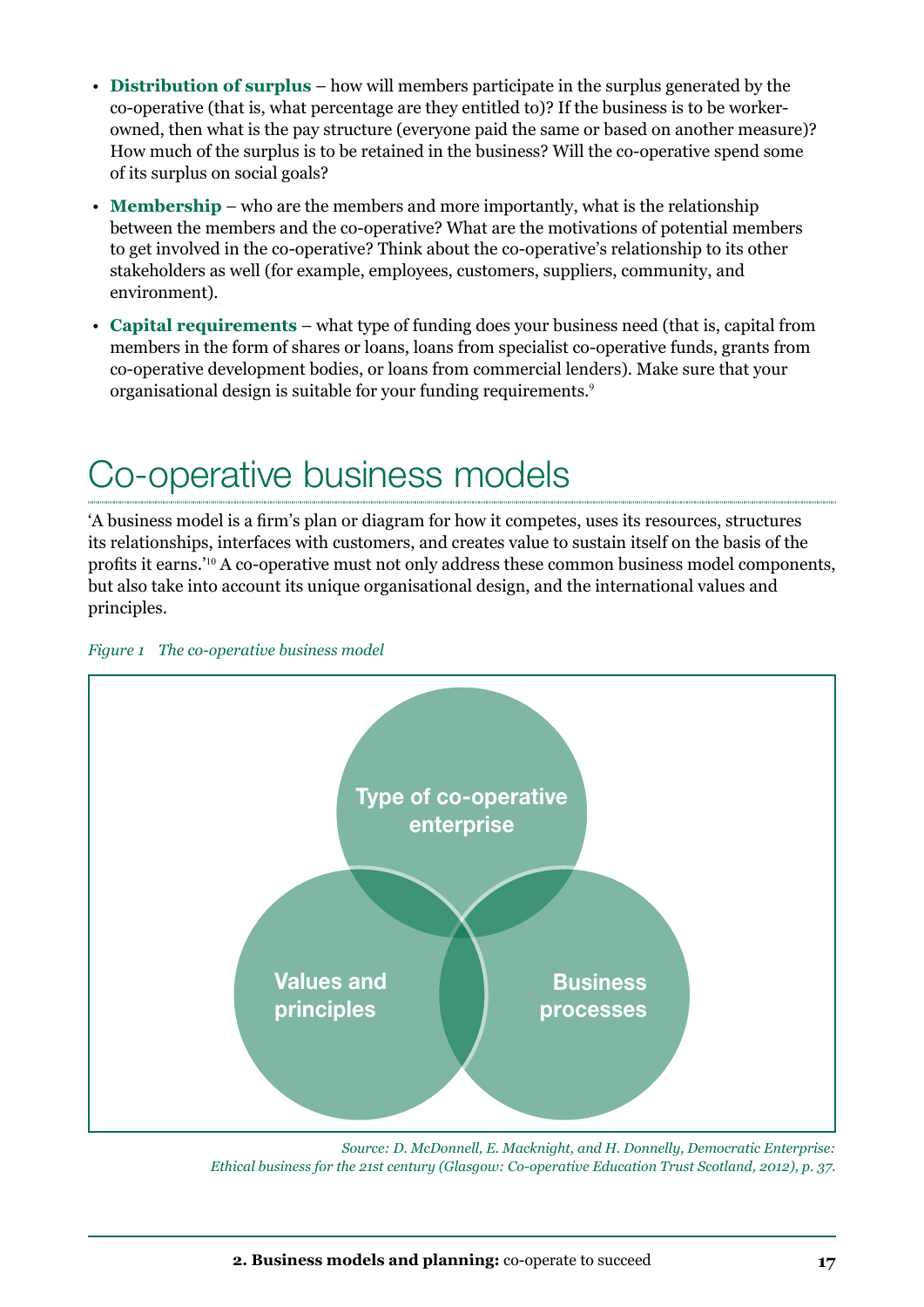- **Distribution of surplus** – how will members participate in the surplus generated by the co-operative (that is, what percentage are they entitled to)? If the business is to be worker-owned, then what is the pay structure (everyone paid the same or based on another measure)? How much of the surplus is to be retained in the business? Will the co-operative spend some of its surplus on social goals?
- **Membership** – who are the members and more importantly, what is the relationship between the members and the co-operative? What are the motivations of potential members to get involved in the co-operative? Think about the co-operative's relationship to its other stakeholders as well (for example, employees, customers, suppliers, community, and environment).
- **Capital requirements** – what type of funding does your business need (that is, capital from members in the form of shares or loans, loans from specialist co-operative funds, grants from co-operative development bodies, or loans from commercial lenders). Make sure that your organisational design is suitable for your funding requirements.[9]

# Co-operative business models

'A business model is a firm's plan or diagram for how it competes, uses its resources, structures its relationships, interfaces with customers, and creates value to sustain itself on the basis of the profits it earns.'[10] A co-operative must not only address these common business model components, but also take into account its unique organisational design, and the international values and principles.

*Figure 1 The co-operative business model*

Type of co-operative enterprise

Values and principles

Business processes

*Source: D. McDonnell, E. Macknight, and H. Donnelly, Democratic Enterprise: Ethical business for the 21st century (Glasgow: Co-operative Education Trust Scotland, 2012), p. 37.*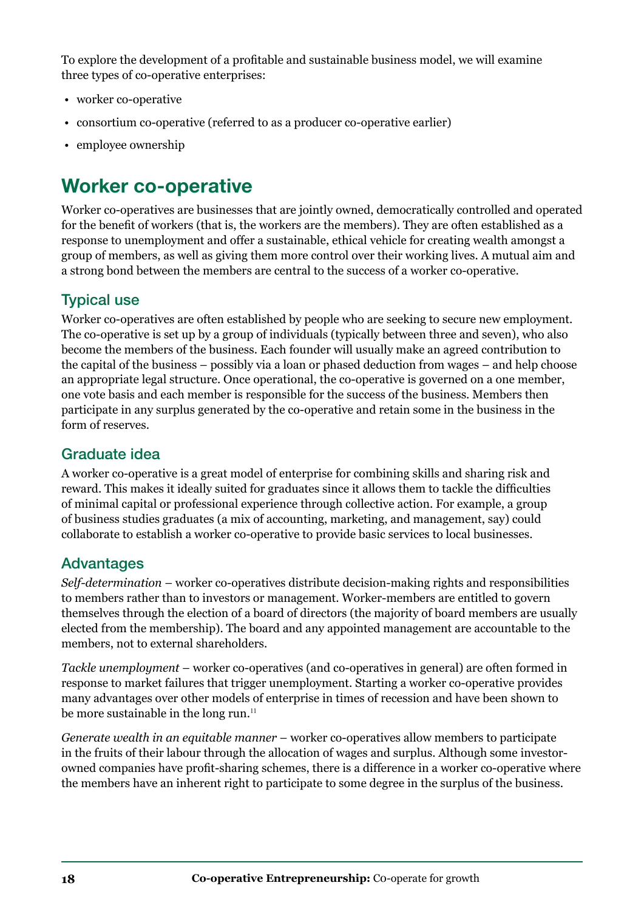To explore the development of a profitable and sustainable business model, we will examine three types of co-operative enterprises:

- worker co-operative
- consortium co-operative (referred to as a producer co-operative earlier)
- employee ownership

## Worker co-operative

Worker co-operatives are businesses that are jointly owned, democratically controlled and operated for the benefit of workers (that is, the workers are the members). They are often established as a response to unemployment and offer a sustainable, ethical vehicle for creating wealth amongst a group of members, as well as giving them more control over their working lives. A mutual aim and a strong bond between the members are central to the success of a worker co-operative.

### Typical use

Worker co-operatives are often established by people who are seeking to secure new employment. The co-operative is set up by a group of individuals (typically between three and seven), who also become the members of the business. Each founder will usually make an agreed contribution to the capital of the business – possibly via a loan or phased deduction from wages – and help choose an appropriate legal structure. Once operational, the co-operative is governed on a one member, one vote basis and each member is responsible for the success of the business. Members then participate in any surplus generated by the co-operative and retain some in the business in the form of reserves.

### Graduate idea

A worker co-operative is a great model of enterprise for combining skills and sharing risk and reward. This makes it ideally suited for graduates since it allows them to tackle the difficulties of minimal capital or professional experience through collective action. For example, a group of business studies graduates (a mix of accounting, marketing, and management, say) could collaborate to establish a worker co-operative to provide basic services to local businesses.

### Advantages

*Self-determination* – worker co-operatives distribute decision-making rights and responsibilities to members rather than to investors or management. Worker-members are entitled to govern themselves through the election of a board of directors (the majority of board members are usually elected from the membership). The board and any appointed management are accountable to the members, not to external shareholders.

*Tackle unemployment* – worker co-operatives (and co-operatives in general) are often formed in response to market failures that trigger unemployment. Starting a worker co-operative provides many advantages over other models of enterprise in times of recession and have been shown to be more sustainable in the long run.[11]

*Generate wealth in an equitable manner* – worker co-operatives allow members to participate in the fruits of their labour through the allocation of wages and surplus. Although some investor-owned companies have profit-sharing schemes, there is a difference in a worker co-operative where the members have an inherent right to participate to some degree in the surplus of the business.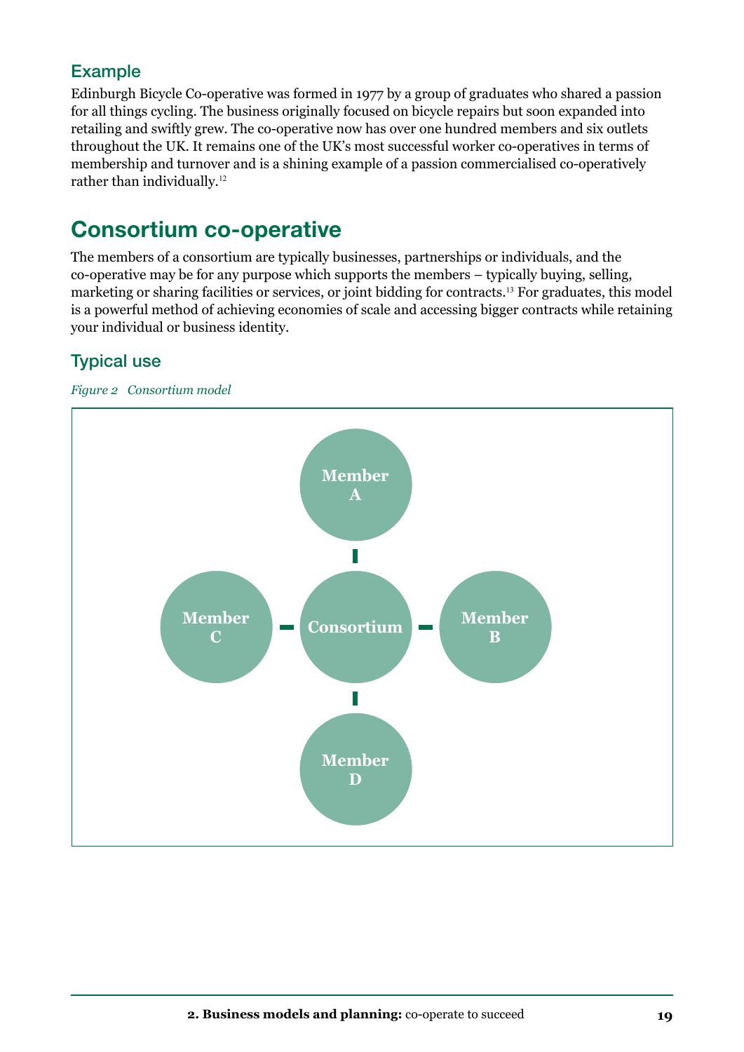### Example

Edinburgh Bicycle Co-operative was formed in 1977 by a group of graduates who shared a passion for all things cycling. The business originally focused on bicycle repairs but soon expanded into retailing and swiftly grew. The co-operative now has over one hundred members and six outlets throughout the UK. It remains one of the UK's most successful worker co-operatives in terms of membership and turnover and is a shining example of a passion commercialised co-operatively rather than individually.[12]

## Consortium co-operative

The members of a consortium are typically businesses, partnerships or individuals, and the co-operative may be for any purpose which supports the members – typically buying, selling, marketing or sharing facilities or services, or joint bidding for contracts.[13] For graduates, this model is a powerful method of achieving economies of scale and accessing bigger contracts while retaining your individual or business identity.

### Typical use

*Figure 2 Consortium model*

Member A

Member C

Consortium

Member B

Member D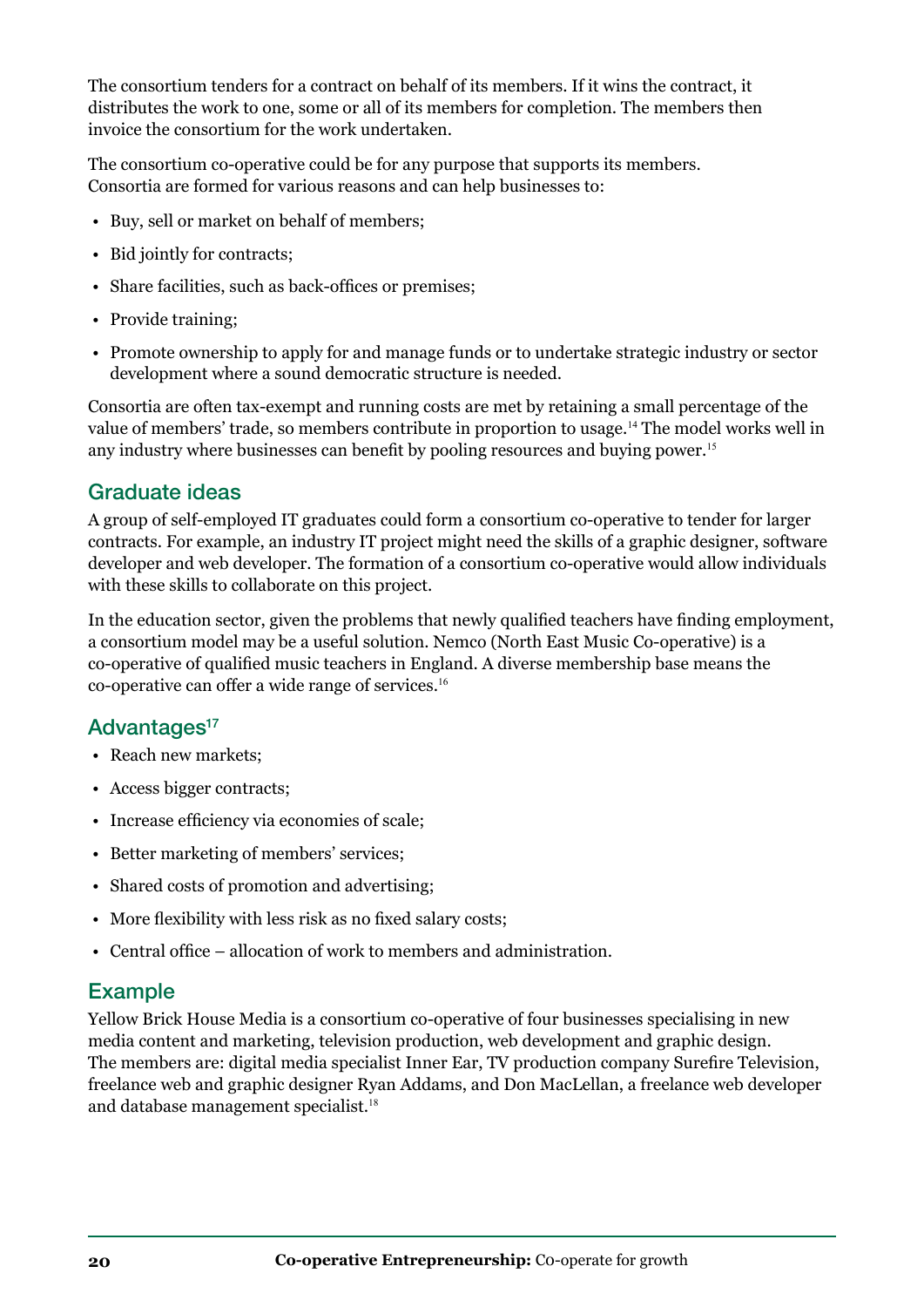The consortium tenders for a contract on behalf of its members. If it wins the contract, it distributes the work to one, some or all of its members for completion. The members then invoice the consortium for the work undertaken.

The consortium co-operative could be for any purpose that supports its members. Consortia are formed for various reasons and can help businesses to:

- Buy, sell or market on behalf of members;
- Bid jointly for contracts;
- Share facilities, such as back-offices or premises;
- Provide training;
- Promote ownership to apply for and manage funds or to undertake strategic industry or sector development where a sound democratic structure is needed.

Consortia are often tax-exempt and running costs are met by retaining a small percentage of the value of members' trade, so members contribute in proportion to usage.[14] The model works well in any industry where businesses can benefit by pooling resources and buying power.[15]

## Graduate ideas

A group of self-employed IT graduates could form a consortium co-operative to tender for larger contracts. For example, an industry IT project might need the skills of a graphic designer, software developer and web developer. The formation of a consortium co-operative would allow individuals with these skills to collaborate on this project.

In the education sector, given the problems that newly qualified teachers have finding employment, a consortium model may be a useful solution. Nemco (North East Music Co-operative) is a co-operative of qualified music teachers in England. A diverse membership base means the co-operative can offer a wide range of services.[16]

## Advantages[17]

- Reach new markets;
- Access bigger contracts;
- Increase efficiency via economies of scale;
- Better marketing of members' services;
- Shared costs of promotion and advertising;
- More flexibility with less risk as no fixed salary costs;
- Central office – allocation of work to members and administration.

## Example

Yellow Brick House Media is a consortium co-operative of four businesses specialising in new media content and marketing, television production, web development and graphic design. The members are: digital media specialist Inner Ear, TV production company Surefire Television, freelance web and graphic designer Ryan Addams, and Don MacLellan, a freelance web developer and database management specialist.[18]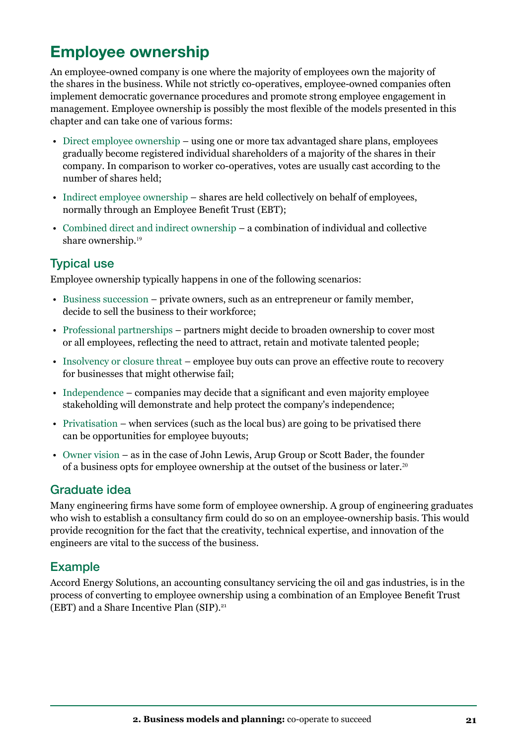# Employee ownership

An employee-owned company is one where the majority of employees own the majority of the shares in the business. While not strictly co-operatives, employee-owned companies often implement democratic governance procedures and promote strong employee engagement in management. Employee ownership is possibly the most flexible of the models presented in this chapter and can take one of various forms:

- Direct employee ownership – using one or more tax advantaged share plans, employees gradually become registered individual shareholders of a majority of the shares in their company. In comparison to worker co-operatives, votes are usually cast according to the number of shares held;
- Indirect employee ownership – shares are held collectively on behalf of employees, normally through an Employee Benefit Trust (EBT);
- Combined direct and indirect ownership – a combination of individual and collective share ownership.[19]

## Typical use

Employee ownership typically happens in one of the following scenarios:

- Business succession – private owners, such as an entrepreneur or family member, decide to sell the business to their workforce;
- Professional partnerships – partners might decide to broaden ownership to cover most or all employees, reflecting the need to attract, retain and motivate talented people;
- Insolvency or closure threat – employee buy outs can prove an effective route to recovery for businesses that might otherwise fail;
- Independence – companies may decide that a significant and even majority employee stakeholding will demonstrate and help protect the company's independence;
- Privatisation – when services (such as the local bus) are going to be privatised there can be opportunities for employee buyouts;
- Owner vision – as in the case of John Lewis, Arup Group or Scott Bader, the founder of a business opts for employee ownership at the outset of the business or later.[20]

## Graduate idea

Many engineering firms have some form of employee ownership. A group of engineering graduates who wish to establish a consultancy firm could do so on an employee-ownership basis. This would provide recognition for the fact that the creativity, technical expertise, and innovation of the engineers are vital to the success of the business.

## Example

Accord Energy Solutions, an accounting consultancy servicing the oil and gas industries, is in the process of converting to employee ownership using a combination of an Employee Benefit Trust (EBT) and a Share Incentive Plan (SIP).[21]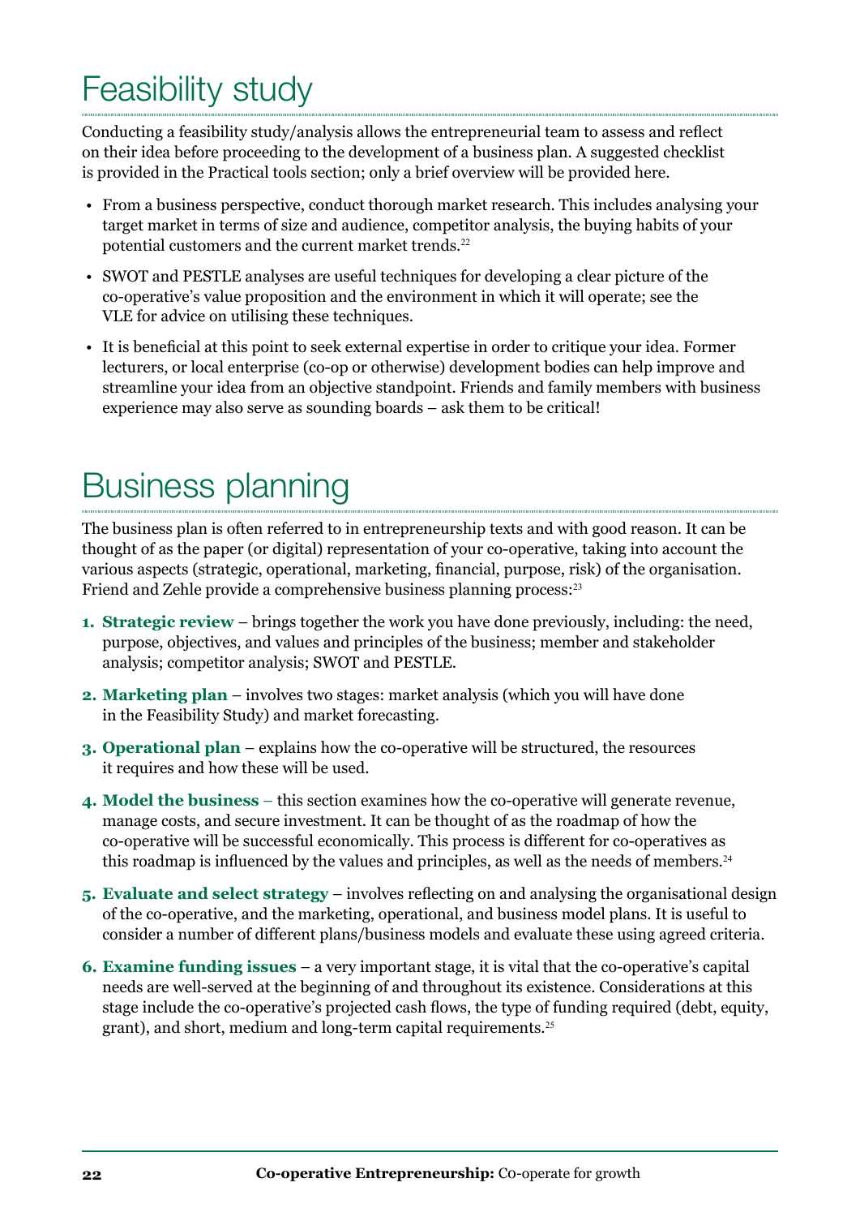# Feasibility study

Conducting a feasibility study/analysis allows the entrepreneurial team to assess and reflect on their idea before proceeding to the development of a business plan. A suggested checklist is provided in the Practical tools section; only a brief overview will be provided here.

- From a business perspective, conduct thorough market research. This includes analysing your target market in terms of size and audience, competitor analysis, the buying habits of your potential customers and the current market trends.[22]
- SWOT and PESTLE analyses are useful techniques for developing a clear picture of the co-operative's value proposition and the environment in which it will operate; see the VLE for advice on utilising these techniques.
- It is beneficial at this point to seek external expertise in order to critique your idea. Former lecturers, or local enterprise (co-op or otherwise) development bodies can help improve and streamline your idea from an objective standpoint. Friends and family members with business experience may also serve as sounding boards – ask them to be critical!

# Business planning

The business plan is often referred to in entrepreneurship texts and with good reason. It can be thought of as the paper (or digital) representation of your co-operative, taking into account the various aspects (strategic, operational, marketing, financial, purpose, risk) of the organisation. Friend and Zehle provide a comprehensive business planning process:[23]

1. **Strategic review** – brings together the work you have done previously, including: the need, purpose, objectives, and values and principles of the business; member and stakeholder analysis; competitor analysis; SWOT and PESTLE.
2. **Marketing plan** – involves two stages: market analysis (which you will have done in the Feasibility Study) and market forecasting.
3. **Operational plan** – explains how the co-operative will be structured, the resources it requires and how these will be used.
4. **Model the business** – this section examines how the co-operative will generate revenue, manage costs, and secure investment. It can be thought of as the roadmap of how the co-operative will be successful economically. This process is different for co-operatives as this roadmap is influenced by the values and principles, as well as the needs of members.[24]
5. **Evaluate and select strategy** – involves reflecting on and analysing the organisational design of the co-operative, and the marketing, operational, and business model plans. It is useful to consider a number of different plans/business models and evaluate these using agreed criteria.
6. **Examine funding issues** – a very important stage, it is vital that the co-operative's capital needs are well-served at the beginning of and throughout its existence. Considerations at this stage include the co-operative's projected cash flows, the type of funding required (debt, equity, grant), and short, medium and long-term capital requirements.[25]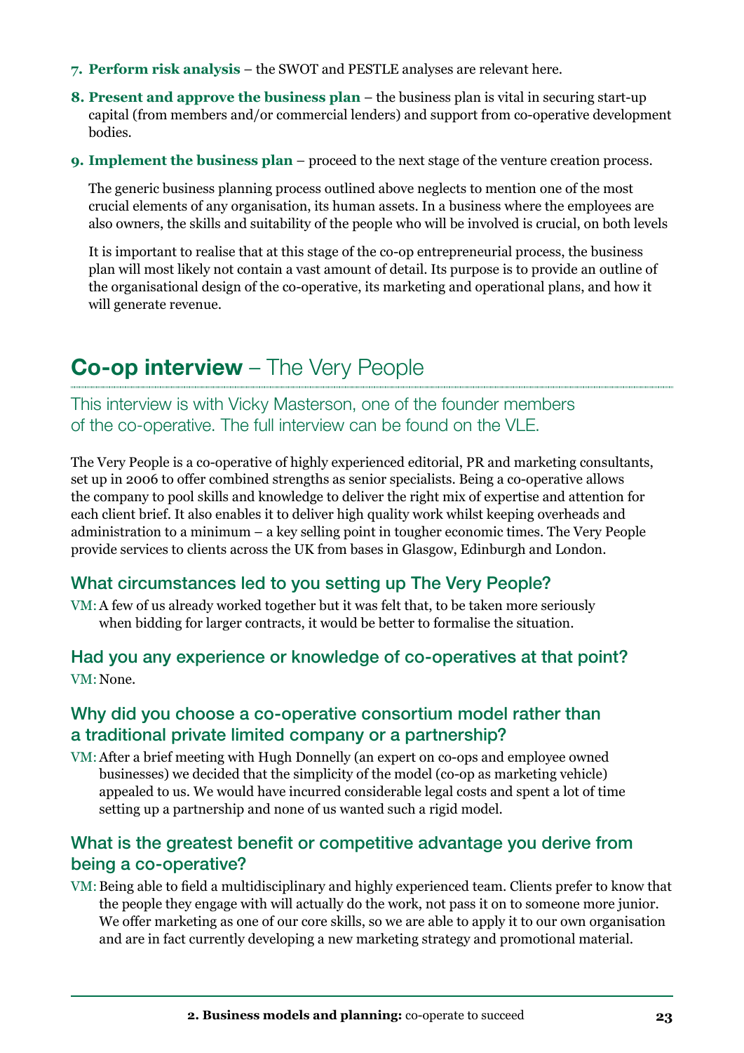7. **Perform risk analysis** – the SWOT and PESTLE analyses are relevant here.
8. **Present and approve the business plan** – the business plan is vital in securing start-up capital (from members and/or commercial lenders) and support from co-operative development bodies.
9. **Implement the business plan** – proceed to the next stage of the venture creation process.

The generic business planning process outlined above neglects to mention one of the most crucial elements of any organisation, its human assets. In a business where the employees are also owners, the skills and suitability of the people who will be involved is crucial, on both levels

It is important to realise that at this stage of the co-op entrepreneurial process, the business plan will most likely not contain a vast amount of detail. Its purpose is to provide an outline of the organisational design of the co-operative, its marketing and operational plans, and how it will generate revenue.

## **Co-op interview** – The Very People

This interview is with Vicky Masterson, one of the founder members of the co-operative. The full interview can be found on the VLE.

The Very People is a co-operative of highly experienced editorial, PR and marketing consultants, set up in 2006 to offer combined strengths as senior specialists. Being a co-operative allows the company to pool skills and knowledge to deliver the right mix of expertise and attention for each client brief. It also enables it to deliver high quality work whilst keeping overheads and administration to a minimum – a key selling point in tougher economic times. The Very People provide services to clients across the UK from bases in Glasgow, Edinburgh and London.

### What circumstances led to you setting up The Very People?

VM: A few of us already worked together but it was felt that, to be taken more seriously when bidding for larger contracts, it would be better to formalise the situation.

### Had you any experience or knowledge of co-operatives at that point?

VM: None.

### Why did you choose a co-operative consortium model rather than a traditional private limited company or a partnership?

VM: After a brief meeting with Hugh Donnelly (an expert on co-ops and employee owned businesses) we decided that the simplicity of the model (co-op as marketing vehicle) appealed to us. We would have incurred considerable legal costs and spent a lot of time setting up a partnership and none of us wanted such a rigid model.

### What is the greatest benefit or competitive advantage you derive from being a co-operative?

VM: Being able to field a multidisciplinary and highly experienced team. Clients prefer to know that the people they engage with will actually do the work, not pass it on to someone more junior. We offer marketing as one of our core skills, so we are able to apply it to our own organisation and are in fact currently developing a new marketing strategy and promotional material.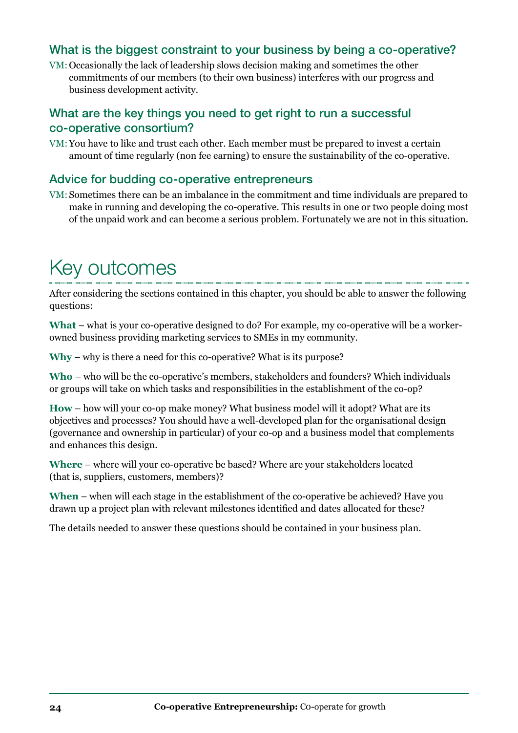### What is the biggest constraint to your business by being a co-operative?

VM: Occasionally the lack of leadership slows decision making and sometimes the other commitments of our members (to their own business) interferes with our progress and business development activity.

### What are the key things you need to get right to run a successful co-operative consortium?

VM: You have to like and trust each other. Each member must be prepared to invest a certain amount of time regularly (non fee earning) to ensure the sustainability of the co-operative.

### Advice for budding co-operative entrepreneurs

VM: Sometimes there can be an imbalance in the commitment and time individuals are prepared to make in running and developing the co-operative. This results in one or two people doing most of the unpaid work and can become a serious problem. Fortunately we are not in this situation.

# Key outcomes

After considering the sections contained in this chapter, you should be able to answer the following questions:

**What** – what is your co-operative designed to do? For example, my co-operative will be a worker-owned business providing marketing services to SMEs in my community.

**Why** – why is there a need for this co-operative? What is its purpose?

**Who** – who will be the co-operative's members, stakeholders and founders? Which individuals or groups will take on which tasks and responsibilities in the establishment of the co-op?

**How** – how will your co-op make money? What business model will it adopt? What are its objectives and processes? You should have a well-developed plan for the organisational design (governance and ownership in particular) of your co-op and a business model that complements and enhances this design.

**Where** – where will your co-operative be based? Where are your stakeholders located (that is, suppliers, customers, members)?

**When** – when will each stage in the establishment of the co-operative be achieved? Have you drawn up a project plan with relevant milestones identified and dates allocated for these?

The details needed to answer these questions should be contained in your business plan.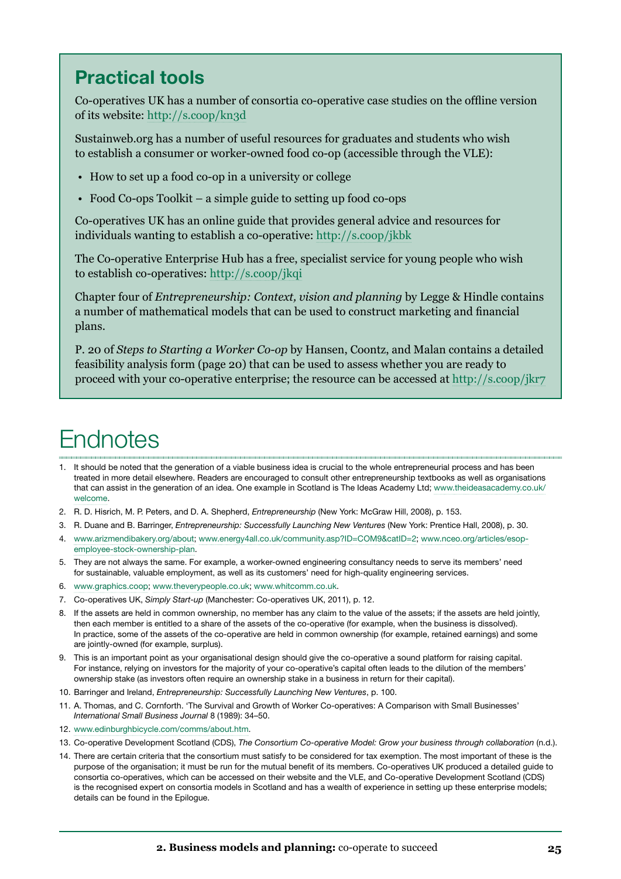## Practical tools

Co-operatives UK has a number of consortia co-operative case studies on the offline version of its website: http://s.coop/kn3d

Sustainweb.org has a number of useful resources for graduates and students who wish to establish a consumer or worker-owned food co-op (accessible through the VLE):

- How to set up a food co-op in a university or college
- Food Co-ops Toolkit – a simple guide to setting up food co-ops

Co-operatives UK has an online guide that provides general advice and resources for individuals wanting to establish a co-operative: http://s.coop/jkbk

The Co-operative Enterprise Hub has a free, specialist service for young people who wish to establish co-operatives: http://s.coop/jkqi

Chapter four of *Entrepreneurship: Context, vision and planning* by Legge & Hindle contains a number of mathematical models that can be used to construct marketing and financial plans.

P. 20 of *Steps to Starting a Worker Co-op* by Hansen, Coontz, and Malan contains a detailed feasibility analysis form (page 20) that can be used to assess whether you are ready to proceed with your co-operative enterprise; the resource can be accessed at http://s.coop/jkr7

# Endnotes

1. It should be noted that the generation of a viable business idea is crucial to the whole entrepreneurial process and has been treated in more detail elsewhere. Readers are encouraged to consult other entrepreneurship textbooks as well as organisations that can assist in the generation of an idea. One example in Scotland is The Ideas Academy Ltd; www.theideasacademy.co.uk/welcome.
2. R. D. Hisrich, M. P. Peters, and D. A. Shepherd, *Entrepreneurship* (New York: McGraw Hill, 2008), p. 153.
3. R. Duane and B. Barringer, *Entrepreneurship: Successfully Launching New Ventures* (New York: Prentice Hall, 2008), p. 30.
4. www.arizmendibakery.org/about; www.energy4all.co.uk/community.asp?ID=COM9&catID=2; www.nceo.org/articles/esop-employee-stock-ownership-plan.
5. They are not always the same. For example, a worker-owned engineering consultancy needs to serve its members' need for sustainable, valuable employment, as well as its customers' need for high-quality engineering services.
6. www.graphics.coop; www.theverypeople.co.uk; www.whitcomm.co.uk.
7. Co-operatives UK, *Simply Start-up* (Manchester: Co-operatives UK, 2011), p. 12.
8. If the assets are held in common ownership, no member has any claim to the value of the assets; if the assets are held jointly, then each member is entitled to a share of the assets of the co-operative (for example, when the business is dissolved). In practice, some of the assets of the co-operative are held in common ownership (for example, retained earnings) and some are jointly-owned (for example, surplus).
9. This is an important point as your organisational design should give the co-operative a sound platform for raising capital. For instance, relying on investors for the majority of your co-operative's capital often leads to the dilution of the members' ownership stake (as investors often require an ownership stake in a business in return for their capital).
10. Barringer and Ireland, *Entrepreneurship: Successfully Launching New Ventures*, p. 100.
11. A. Thomas, and C. Cornforth. 'The Survival and Growth of Worker Co-operatives: A Comparison with Small Businesses' *International Small Business Journal* 8 (1989): 34–50.
12. www.edinburghbicycle.com/comms/about.htm.
13. Co-operative Development Scotland (CDS), *The Consortium Co-operative Model: Grow your business through collaboration* (n.d.).
14. There are certain criteria that the consortium must satisfy to be considered for tax exemption. The most important of these is the purpose of the organisation; it must be run for the mutual benefit of its members. Co-operatives UK produced a detailed guide to consortia co-operatives, which can be accessed on their website and the VLE, and Co-operative Development Scotland (CDS) is the recognised expert on consortia models in Scotland and has a wealth of experience in setting up these enterprise models; details can be found in the Epilogue.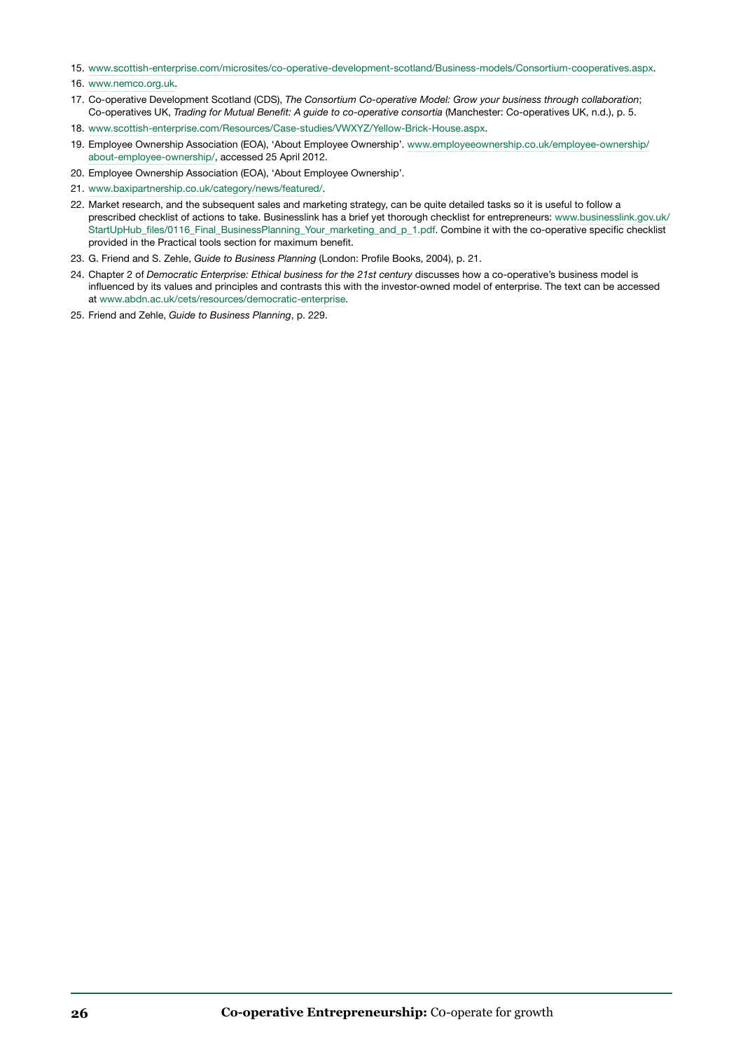15. www.scottish-enterprise.com/microsites/co-operative-development-scotland/Business-models/Consortium-cooperatives.aspx.
16. www.nemco.org.uk.
17. Co-operative Development Scotland (CDS), *The Consortium Co-operative Model: Grow your business through collaboration*; Co-operatives UK, *Trading for Mutual Benefit: A guide to co-operative consortia* (Manchester: Co-operatives UK, n.d.), p. 5.
18. www.scottish-enterprise.com/Resources/Case-studies/VWXYZ/Yellow-Brick-House.aspx.
19. Employee Ownership Association (EOA), 'About Employee Ownership'. www.employeeownership.co.uk/employee-ownership/about-employee-ownership/, accessed 25 April 2012.
20. Employee Ownership Association (EOA), 'About Employee Ownership'.
21. www.baxipartnership.co.uk/category/news/featured/.
22. Market research, and the subsequent sales and marketing strategy, can be quite detailed tasks so it is useful to follow a prescribed checklist of actions to take. Businesslink has a brief yet thorough checklist for entrepreneurs: www.businesslink.gov.uk/StartUpHub_files/0116_Final_BusinessPlanning_Your_marketing_and_p_1.pdf. Combine it with the co-operative specific checklist provided in the Practical tools section for maximum benefit.
23. G. Friend and S. Zehle, *Guide to Business Planning* (London: Profile Books, 2004), p. 21.
24. Chapter 2 of *Democratic Enterprise: Ethical business for the 21st century* discusses how a co-operative's business model is influenced by its values and principles and contrasts this with the investor-owned model of enterprise. The text can be accessed at www.abdn.ac.uk/cets/resources/democratic-enterprise.
25. Friend and Zehle, *Guide to Business Planning*, p. 229.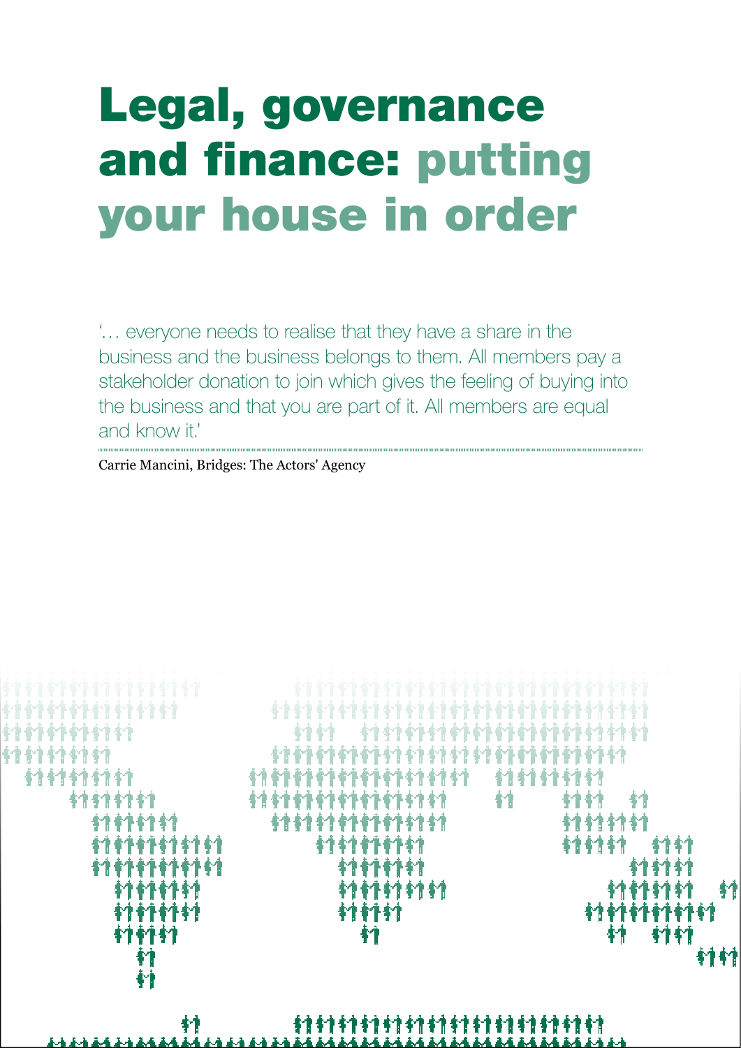# Legal, governance and finance: putting your house in order

'… everyone needs to realise that they have a share in the business and the business belongs to them. All members pay a stakeholder donation to join which gives the feeling of buying into the business and that you are part of it. All members are equal and know it.'

Carrie Mancini, Bridges: The Actors' Agency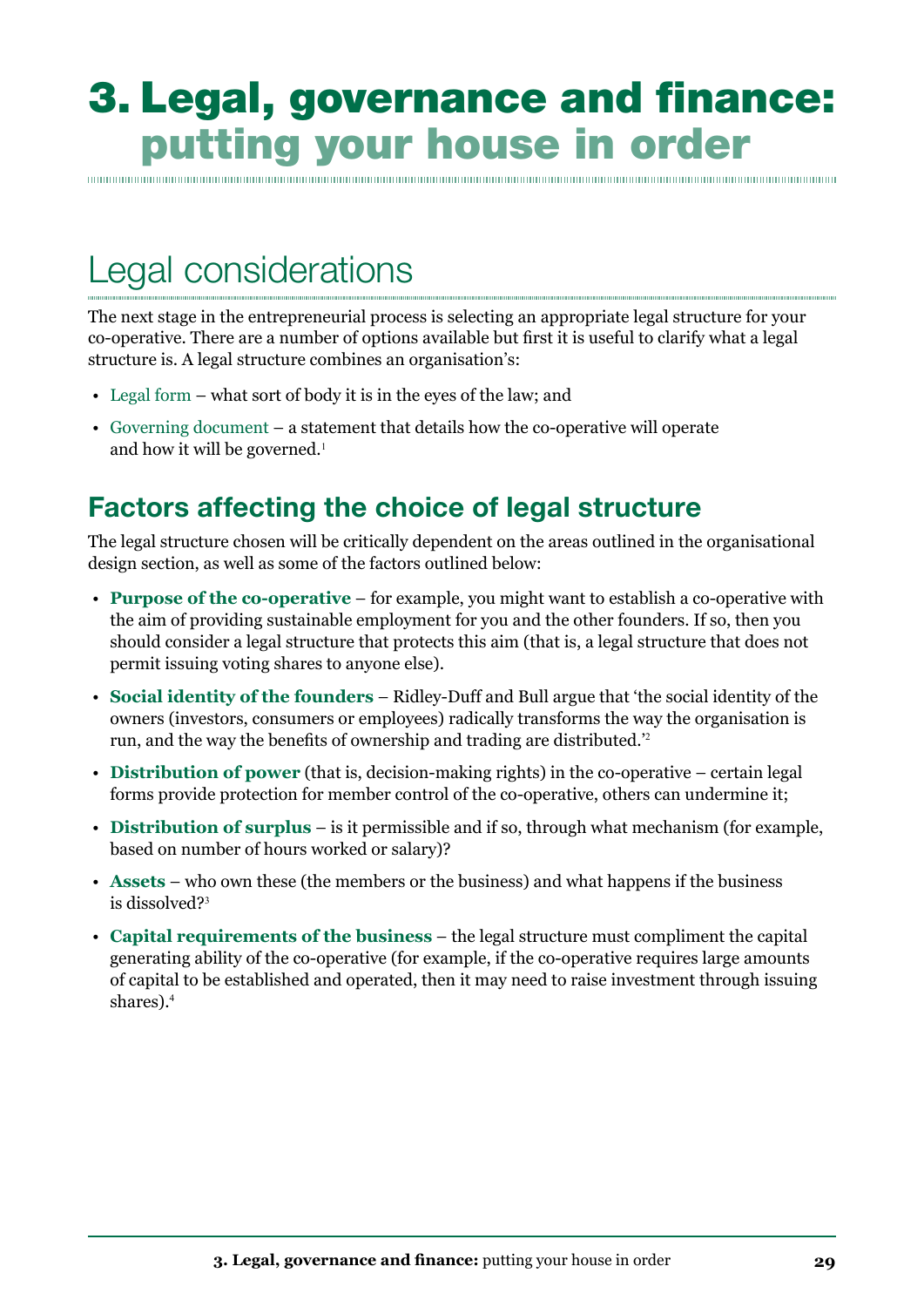# 3. Legal, governance and finance: putting your house in order

## Legal considerations

The next stage in the entrepreneurial process is selecting an appropriate legal structure for your co-operative. There are a number of options available but first it is useful to clarify what a legal structure is. A legal structure combines an organisation's:

- Legal form – what sort of body it is in the eyes of the law; and
- Governing document – a statement that details how the co-operative will operate and how it will be governed.[1]

### Factors affecting the choice of legal structure

The legal structure chosen will be critically dependent on the areas outlined in the organisational design section, as well as some of the factors outlined below:

- **Purpose of the co-operative** – for example, you might want to establish a co-operative with the aim of providing sustainable employment for you and the other founders. If so, then you should consider a legal structure that protects this aim (that is, a legal structure that does not permit issuing voting shares to anyone else).
- **Social identity of the founders** – Ridley-Duff and Bull argue that 'the social identity of the owners (investors, consumers or employees) radically transforms the way the organisation is run, and the way the benefits of ownership and trading are distributed.'[2]
- **Distribution of power** (that is, decision-making rights) in the co-operative – certain legal forms provide protection for member control of the co-operative, others can undermine it;
- **Distribution of surplus** – is it permissible and if so, through what mechanism (for example, based on number of hours worked or salary)?
- **Assets** – who own these (the members or the business) and what happens if the business is dissolved?[3]
- **Capital requirements of the business** – the legal structure must compliment the capital generating ability of the co-operative (for example, if the co-operative requires large amounts of capital to be established and operated, then it may need to raise investment through issuing shares).[4]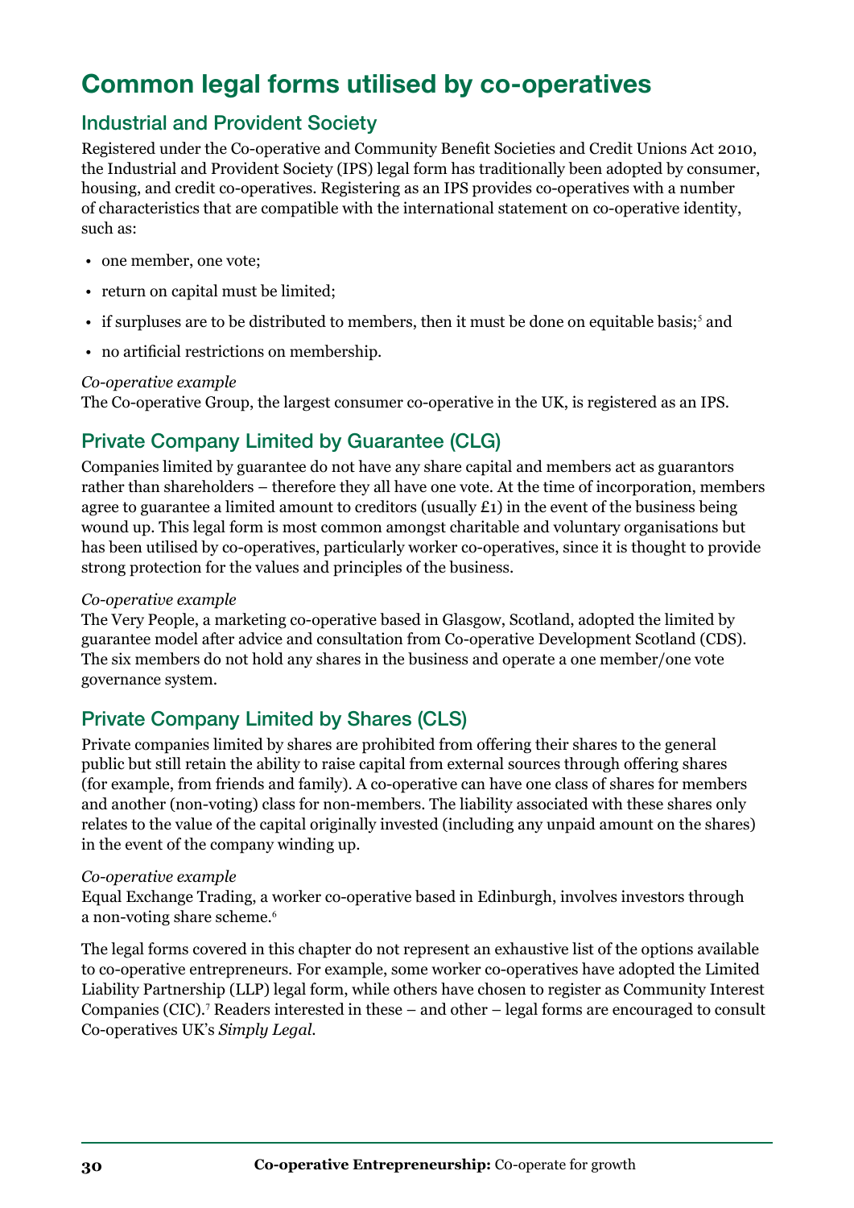# Common legal forms utilised by co-operatives

## Industrial and Provident Society

Registered under the Co-operative and Community Benefit Societies and Credit Unions Act 2010, the Industrial and Provident Society (IPS) legal form has traditionally been adopted by consumer, housing, and credit co-operatives. Registering as an IPS provides co-operatives with a number of characteristics that are compatible with the international statement on co-operative identity, such as:

- one member, one vote;
- return on capital must be limited;
- if surpluses are to be distributed to members, then it must be done on equitable basis;[5] and
- no artificial restrictions on membership.

*Co-operative example*
The Co-operative Group, the largest consumer co-operative in the UK, is registered as an IPS.

## Private Company Limited by Guarantee (CLG)

Companies limited by guarantee do not have any share capital and members act as guarantors rather than shareholders – therefore they all have one vote. At the time of incorporation, members agree to guarantee a limited amount to creditors (usually £1) in the event of the business being wound up. This legal form is most common amongst charitable and voluntary organisations but has been utilised by co-operatives, particularly worker co-operatives, since it is thought to provide strong protection for the values and principles of the business.

*Co-operative example*
The Very People, a marketing co-operative based in Glasgow, Scotland, adopted the limited by guarantee model after advice and consultation from Co-operative Development Scotland (CDS). The six members do not hold any shares in the business and operate a one member/one vote governance system.

## Private Company Limited by Shares (CLS)

Private companies limited by shares are prohibited from offering their shares to the general public but still retain the ability to raise capital from external sources through offering shares (for example, from friends and family). A co-operative can have one class of shares for members and another (non-voting) class for non-members. The liability associated with these shares only relates to the value of the capital originally invested (including any unpaid amount on the shares) in the event of the company winding up.

*Co-operative example*
Equal Exchange Trading, a worker co-operative based in Edinburgh, involves investors through a non-voting share scheme.[6]

The legal forms covered in this chapter do not represent an exhaustive list of the options available to co-operative entrepreneurs. For example, some worker co-operatives have adopted the Limited Liability Partnership (LLP) legal form, while others have chosen to register as Community Interest Companies (CIC).[7] Readers interested in these – and other – legal forms are encouraged to consult Co-operatives UK's *Simply Legal*.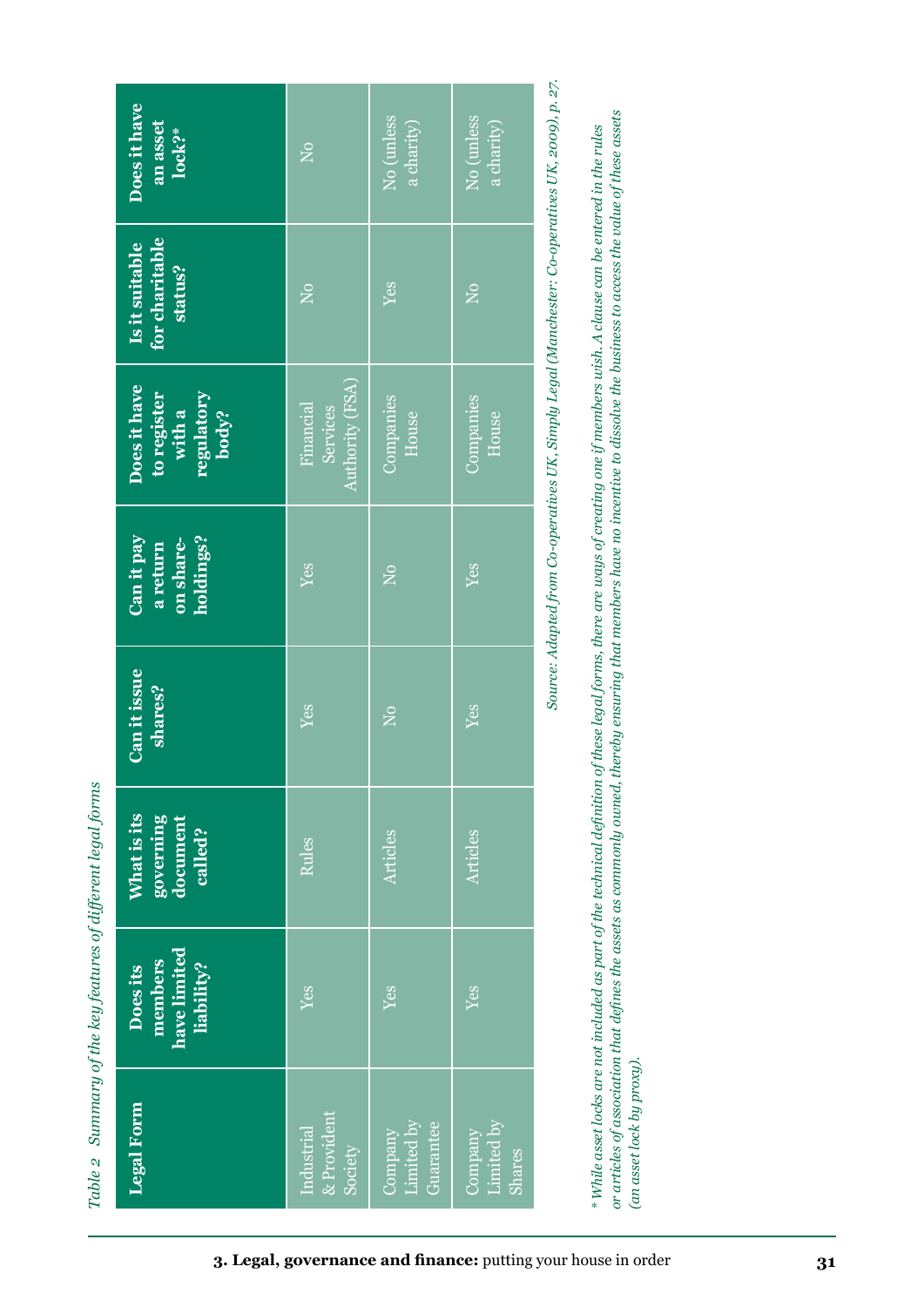*Table 2 Summary of the key features of different legal forms*

| Legal Form | Does its members have limited liability? | What is its governing document called? | Can it issue shares? | Can it pay a return on share-holdings? | Does it have to register with a regulatory body? | Is it suitable for charitable status? | Does it have an asset lock?* |
|---|---|---|---|---|---|---|---|
| Industrial & Provident Society | Yes | Rules | Yes | Yes | Financial Services Authority (FSA) | No | No |
| Company Limited by Guarantee | Yes | Articles | No | No | Companies House | Yes | No (unless a charity) |
| Company Limited by Shares | Yes | Articles | Yes | Yes | Companies House | No | No (unless a charity) |

*Source: Adapted from Co-operatives UK, Simply Legal (Manchester: Co-operatives UK, 2009), p. 27.*

*\* While asset locks are not included as part of the technical definition of these legal forms, there are ways of creating one if members wish. A clause can be entered in the rules or articles of association that defines the assets as commonly owned, thereby ensuring that members have no incentive to dissolve the business to access the value of these assets (an asset lock by proxy).*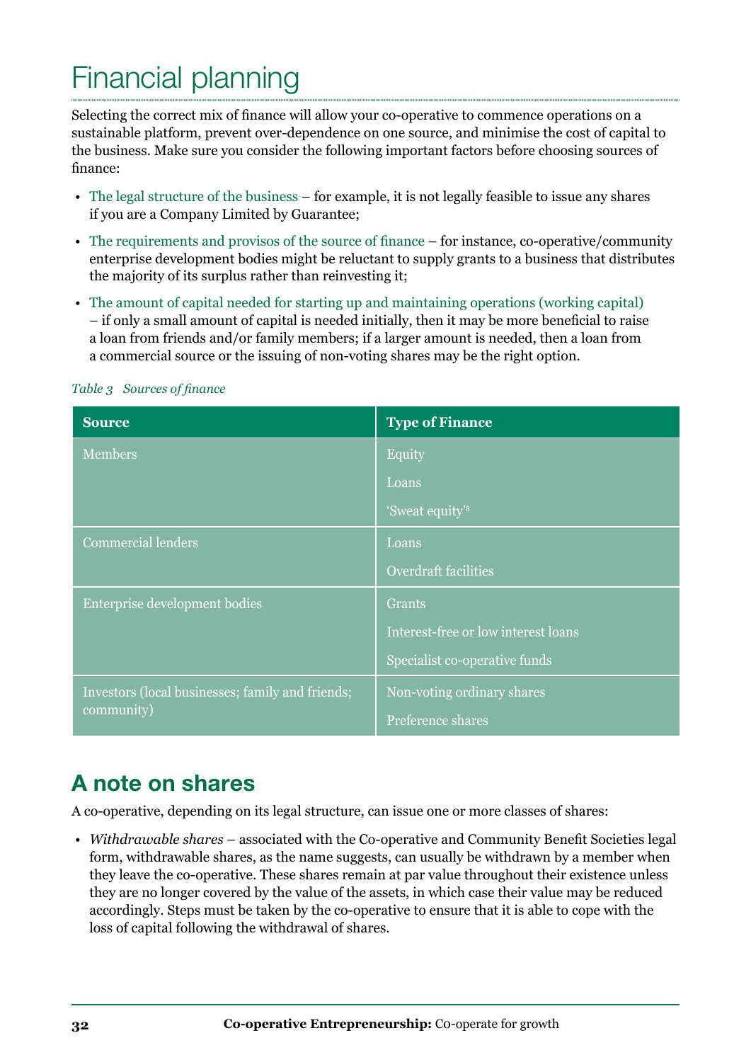# Financial planning

Selecting the correct mix of finance will allow your co-operative to commence operations on a sustainable platform, prevent over-dependence on one source, and minimise the cost of capital to the business. Make sure you consider the following important factors before choosing sources of finance:

- The legal structure of the business – for example, it is not legally feasible to issue any shares if you are a Company Limited by Guarantee;
- The requirements and provisos of the source of finance – for instance, co-operative/community enterprise development bodies might be reluctant to supply grants to a business that distributes the majority of its surplus rather than reinvesting it;
- The amount of capital needed for starting up and maintaining operations (working capital) – if only a small amount of capital is needed initially, then it may be more beneficial to raise a loan from friends and/or family members; if a larger amount is needed, then a loan from a commercial source or the issuing of non-voting shares may be the right option.

*Table 3 Sources of finance*

| Source | Type of Finance |
|---|---|
| Members | Equity<br>Loans<br>'Sweat equity'[8] |
| Commercial lenders | Loans<br>Overdraft facilities |
| Enterprise development bodies | Grants<br>Interest-free or low interest loans<br>Specialist co-operative funds |
| Investors (local businesses; family and friends; community) | Non-voting ordinary shares<br>Preference shares |

## A note on shares

A co-operative, depending on its legal structure, can issue one or more classes of shares:

- *Withdrawable shares* – associated with the Co-operative and Community Benefit Societies legal form, withdrawable shares, as the name suggests, can usually be withdrawn by a member when they leave the co-operative. These shares remain at par value throughout their existence unless they are no longer covered by the value of the assets, in which case their value may be reduced accordingly. Steps must be taken by the co-operative to ensure that it is able to cope with the loss of capital following the withdrawal of shares.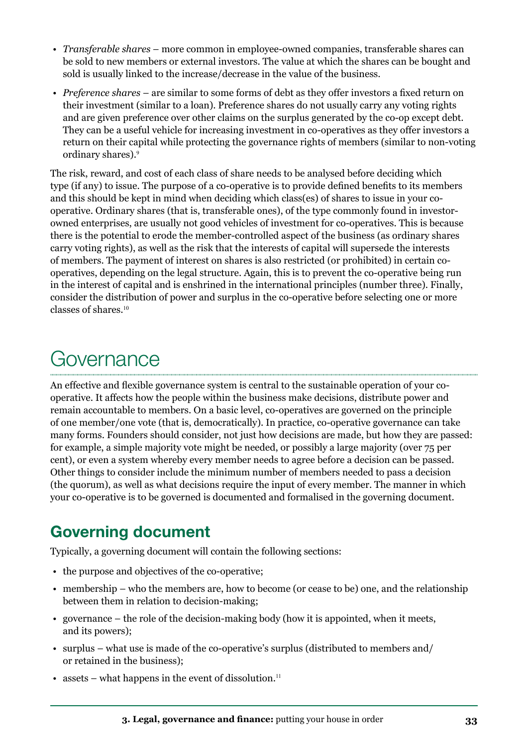- *Transferable shares* – more common in employee-owned companies, transferable shares can be sold to new members or external investors. The value at which the shares can be bought and sold is usually linked to the increase/decrease in the value of the business.
- *Preference shares* – are similar to some forms of debt as they offer investors a fixed return on their investment (similar to a loan). Preference shares do not usually carry any voting rights and are given preference over other claims on the surplus generated by the co-op except debt. They can be a useful vehicle for increasing investment in co-operatives as they offer investors a return on their capital while protecting the governance rights of members (similar to non-voting ordinary shares).[9]

The risk, reward, and cost of each class of share needs to be analysed before deciding which type (if any) to issue. The purpose of a co-operative is to provide defined benefits to its members and this should be kept in mind when deciding which class(es) of shares to issue in your co-operative. Ordinary shares (that is, transferable ones), of the type commonly found in investor-owned enterprises, are usually not good vehicles of investment for co-operatives. This is because there is the potential to erode the member-controlled aspect of the business (as ordinary shares carry voting rights), as well as the risk that the interests of capital will supersede the interests of members. The payment of interest on shares is also restricted (or prohibited) in certain co-operatives, depending on the legal structure. Again, this is to prevent the co-operative being run in the interest of capital and is enshrined in the international principles (number three). Finally, consider the distribution of power and surplus in the co-operative before selecting one or more classes of shares.[10]

# Governance

An effective and flexible governance system is central to the sustainable operation of your co-operative. It affects how the people within the business make decisions, distribute power and remain accountable to members. On a basic level, co-operatives are governed on the principle of one member/one vote (that is, democratically). In practice, co-operative governance can take many forms. Founders should consider, not just how decisions are made, but how they are passed: for example, a simple majority vote might be needed, or possibly a large majority (over 75 per cent), or even a system whereby every member needs to agree before a decision can be passed. Other things to consider include the minimum number of members needed to pass a decision (the quorum), as well as what decisions require the input of every member. The manner in which your co-operative is to be governed is documented and formalised in the governing document.

## Governing document

Typically, a governing document will contain the following sections:

- the purpose and objectives of the co-operative;
- membership – who the members are, how to become (or cease to be) one, and the relationship between them in relation to decision-making;
- governance – the role of the decision-making body (how it is appointed, when it meets, and its powers);
- surplus – what use is made of the co-operative's surplus (distributed to members and/or retained in the business);
- assets – what happens in the event of dissolution.[11]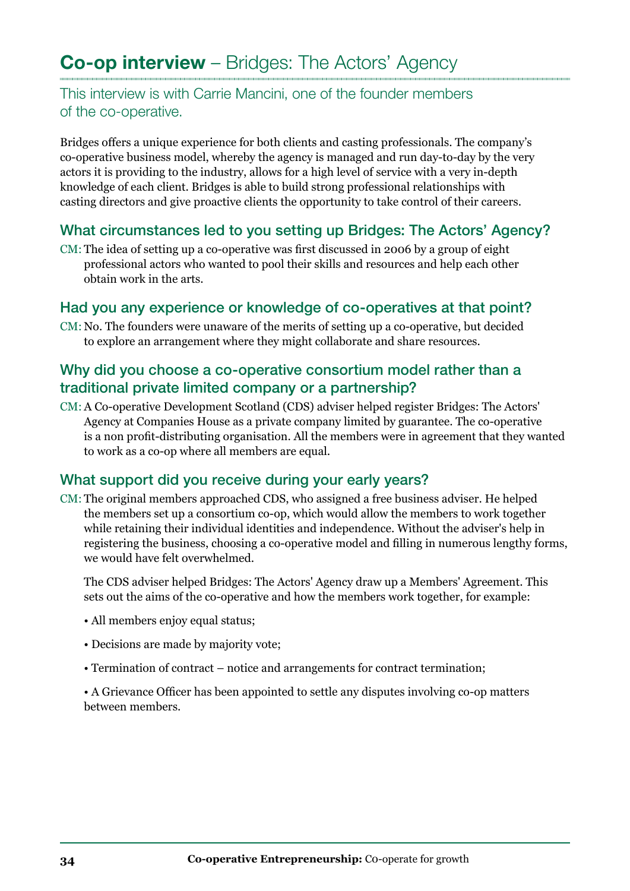# **Co-op interview** – Bridges: The Actors' Agency

This interview is with Carrie Mancini, one of the founder members of the co-operative.

Bridges offers a unique experience for both clients and casting professionals. The company's co-operative business model, whereby the agency is managed and run day-to-day by the very actors it is providing to the industry, allows for a high level of service with a very in-depth knowledge of each client. Bridges is able to build strong professional relationships with casting directors and give proactive clients the opportunity to take control of their careers.

## What circumstances led to you setting up Bridges: The Actors' Agency?

CM: The idea of setting up a co-operative was first discussed in 2006 by a group of eight professional actors who wanted to pool their skills and resources and help each other obtain work in the arts.

## Had you any experience or knowledge of co-operatives at that point?

CM: No. The founders were unaware of the merits of setting up a co-operative, but decided to explore an arrangement where they might collaborate and share resources.

## Why did you choose a co-operative consortium model rather than a traditional private limited company or a partnership?

CM: A Co-operative Development Scotland (CDS) adviser helped register Bridges: The Actors' Agency at Companies House as a private company limited by guarantee. The co-operative is a non profit-distributing organisation. All the members were in agreement that they wanted to work as a co-op where all members are equal.

## What support did you receive during your early years?

CM: The original members approached CDS, who assigned a free business adviser. He helped the members set up a consortium co-op, which would allow the members to work together while retaining their individual identities and independence. Without the adviser's help in registering the business, choosing a co-operative model and filling in numerous lengthy forms, we would have felt overwhelmed.

The CDS adviser helped Bridges: The Actors' Agency draw up a Members' Agreement. This sets out the aims of the co-operative and how the members work together, for example:

- All members enjoy equal status;
- Decisions are made by majority vote;
- Termination of contract – notice and arrangements for contract termination;
- A Grievance Officer has been appointed to settle any disputes involving co-op matters between members.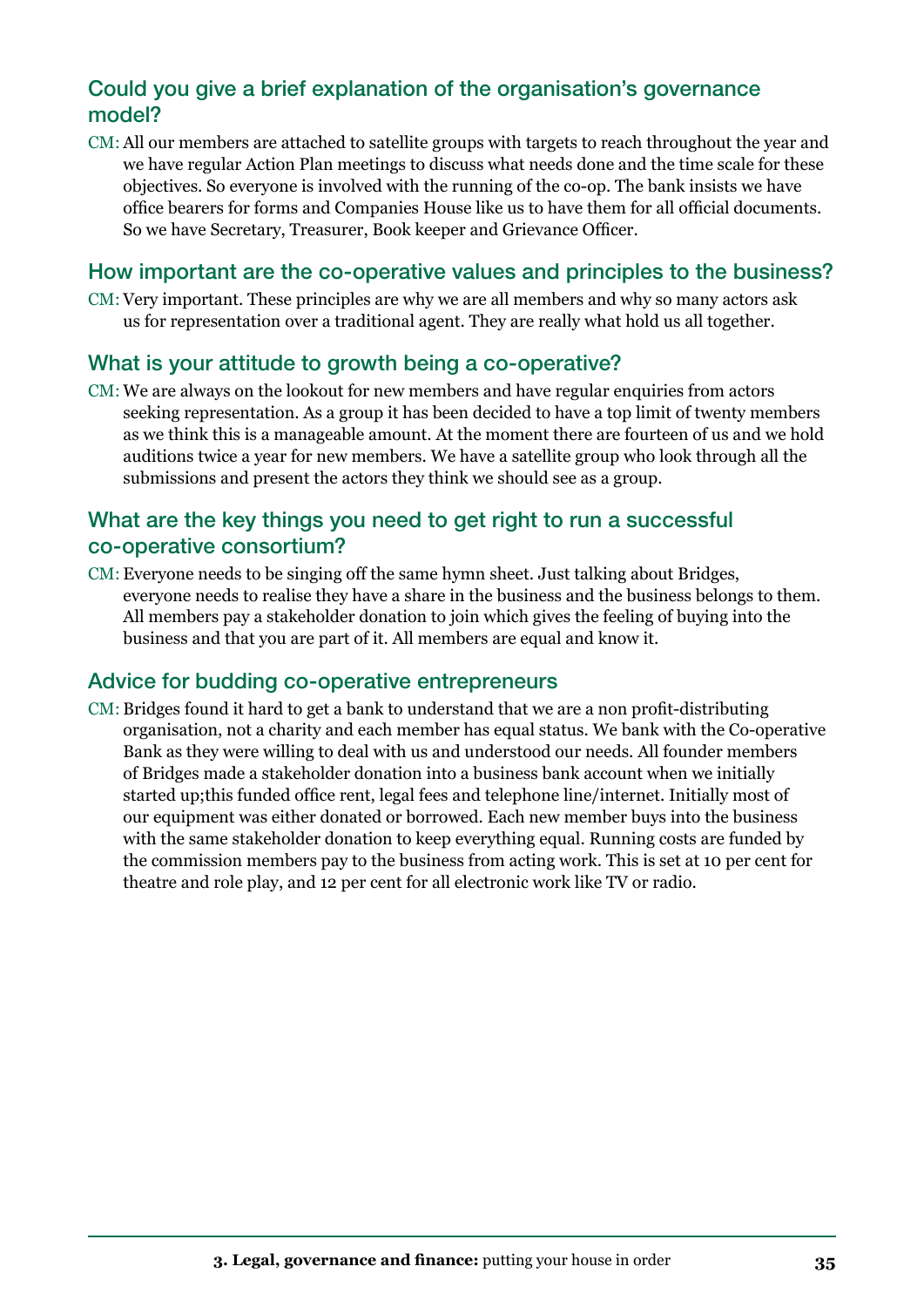### Could you give a brief explanation of the organisation's governance model?

CM: All our members are attached to satellite groups with targets to reach throughout the year and we have regular Action Plan meetings to discuss what needs done and the time scale for these objectives. So everyone is involved with the running of the co-op. The bank insists we have office bearers for forms and Companies House like us to have them for all official documents. So we have Secretary, Treasurer, Book keeper and Grievance Officer.

### How important are the co-operative values and principles to the business?

CM: Very important. These principles are why we are all members and why so many actors ask us for representation over a traditional agent. They are really what hold us all together.

### What is your attitude to growth being a co-operative?

CM: We are always on the lookout for new members and have regular enquiries from actors seeking representation. As a group it has been decided to have a top limit of twenty members as we think this is a manageable amount. At the moment there are fourteen of us and we hold auditions twice a year for new members. We have a satellite group who look through all the submissions and present the actors they think we should see as a group.

### What are the key things you need to get right to run a successful co-operative consortium?

CM: Everyone needs to be singing off the same hymn sheet. Just talking about Bridges, everyone needs to realise they have a share in the business and the business belongs to them. All members pay a stakeholder donation to join which gives the feeling of buying into the business and that you are part of it. All members are equal and know it.

### Advice for budding co-operative entrepreneurs

CM: Bridges found it hard to get a bank to understand that we are a non profit-distributing organisation, not a charity and each member has equal status. We bank with the Co-operative Bank as they were willing to deal with us and understood our needs. All founder members of Bridges made a stakeholder donation into a business bank account when we initially started up;this funded office rent, legal fees and telephone line/internet. Initially most of our equipment was either donated or borrowed. Each new member buys into the business with the same stakeholder donation to keep everything equal. Running costs are funded by the commission members pay to the business from acting work. This is set at 10 per cent for theatre and role play, and 12 per cent for all electronic work like TV or radio.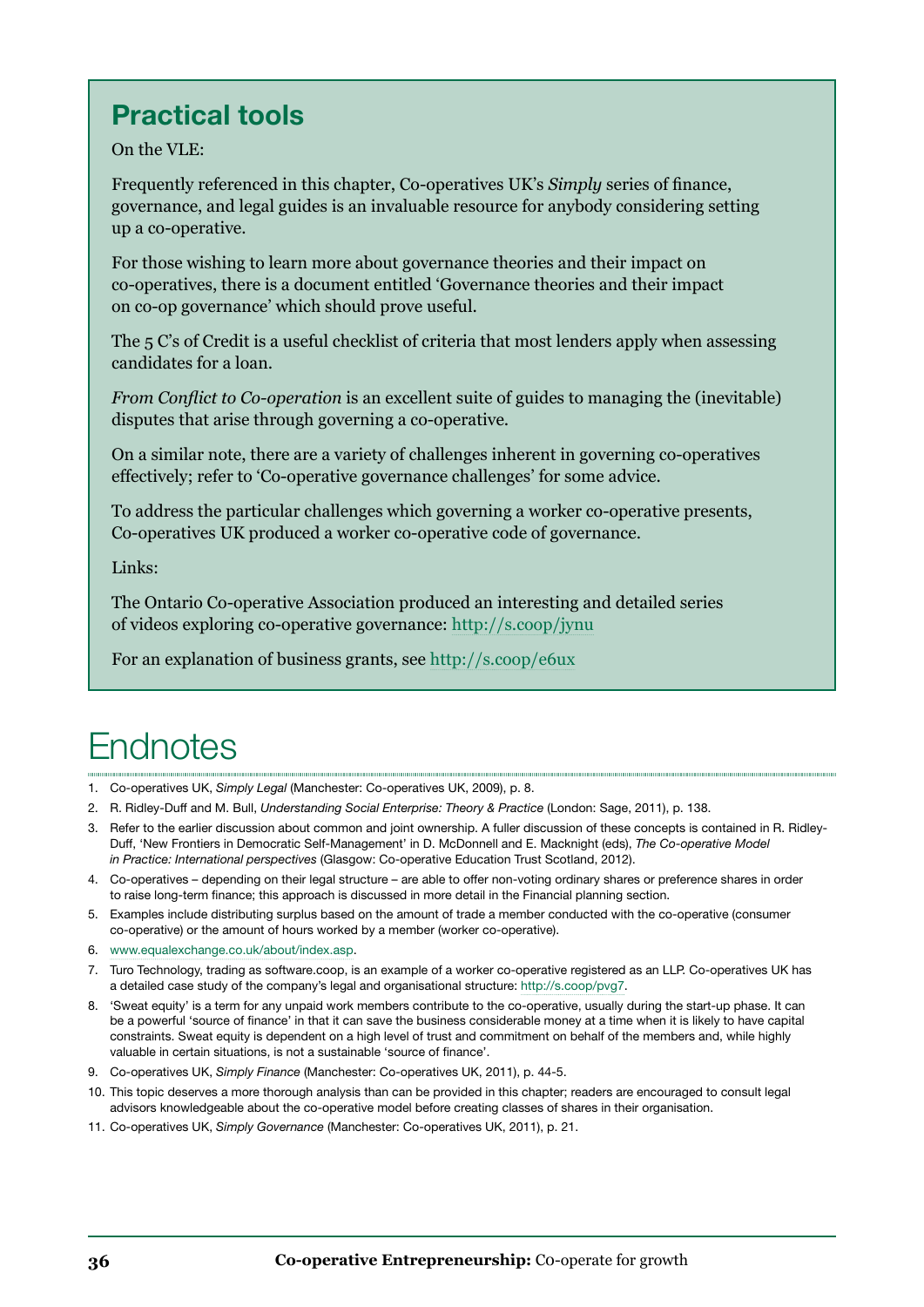## Practical tools

On the VLE:

Frequently referenced in this chapter, Co-operatives UK's *Simply* series of finance, governance, and legal guides is an invaluable resource for anybody considering setting up a co-operative.

For those wishing to learn more about governance theories and their impact on co-operatives, there is a document entitled 'Governance theories and their impact on co-op governance' which should prove useful.

The 5 C's of Credit is a useful checklist of criteria that most lenders apply when assessing candidates for a loan.

*From Conflict to Co-operation* is an excellent suite of guides to managing the (inevitable) disputes that arise through governing a co-operative.

On a similar note, there are a variety of challenges inherent in governing co-operatives effectively; refer to 'Co-operative governance challenges' for some advice.

To address the particular challenges which governing a worker co-operative presents, Co-operatives UK produced a worker co-operative code of governance.

Links:

The Ontario Co-operative Association produced an interesting and detailed series of videos exploring co-operative governance: http://s.coop/jynu

For an explanation of business grants, see http://s.coop/e6ux

# Endnotes

1. Co-operatives UK, *Simply Legal* (Manchester: Co-operatives UK, 2009), p. 8.
2. R. Ridley-Duff and M. Bull, *Understanding Social Enterprise: Theory & Practice* (London: Sage, 2011), p. 138.
3. Refer to the earlier discussion about common and joint ownership. A fuller discussion of these concepts is contained in R. Ridley-Duff, 'New Frontiers in Democratic Self-Management' in D. McDonnell and E. Macknight (eds), *The Co-operative Model in Practice: International perspectives* (Glasgow: Co-operative Education Trust Scotland, 2012).
4. Co-operatives – depending on their legal structure – are able to offer non-voting ordinary shares or preference shares in order to raise long-term finance; this approach is discussed in more detail in the Financial planning section.
5. Examples include distributing surplus based on the amount of trade a member conducted with the co-operative (consumer co-operative) or the amount of hours worked by a member (worker co-operative).
6. www.equalexchange.co.uk/about/index.asp.
7. Turo Technology, trading as software.coop, is an example of a worker co-operative registered as an LLP. Co-operatives UK has a detailed case study of the company's legal and organisational structure: http://s.coop/pvg7.
8. 'Sweat equity' is a term for any unpaid work members contribute to the co-operative, usually during the start-up phase. It can be a powerful 'source of finance' in that it can save the business considerable money at a time when it is likely to have capital constraints. Sweat equity is dependent on a high level of trust and commitment on behalf of the members and, while highly valuable in certain situations, is not a sustainable 'source of finance'.
9. Co-operatives UK, *Simply Finance* (Manchester: Co-operatives UK, 2011), p. 44-5.
10. This topic deserves a more thorough analysis than can be provided in this chapter; readers are encouraged to consult legal advisors knowledgeable about the co-operative model before creating classes of shares in their organisation.
11. Co-operatives UK, *Simply Governance* (Manchester: Co-operatives UK, 2011), p. 21.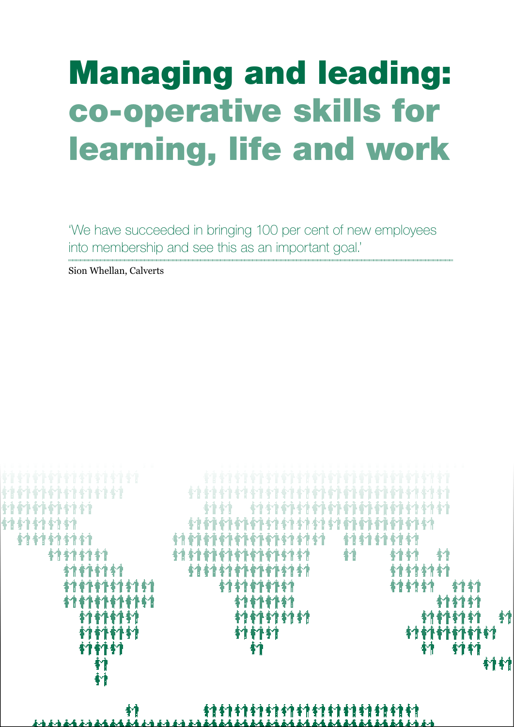# Managing and leading: co-operative skills for learning, life and work

'We have succeeded in bringing 100 per cent of new employees into membership and see this as an important goal.'

Sion Whellan, Calverts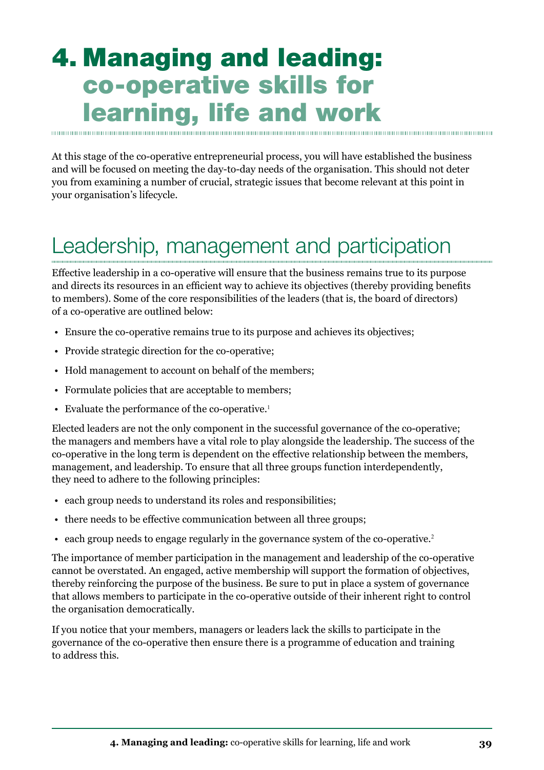# 4. Managing and leading: co-operative skills for learning, life and work

At this stage of the co-operative entrepreneurial process, you will have established the business and will be focused on meeting the day-to-day needs of the organisation. This should not deter you from examining a number of crucial, strategic issues that become relevant at this point in your organisation's lifecycle.

## Leadership, management and participation

Effective leadership in a co-operative will ensure that the business remains true to its purpose and directs its resources in an efficient way to achieve its objectives (thereby providing benefits to members). Some of the core responsibilities of the leaders (that is, the board of directors) of a co-operative are outlined below:

- Ensure the co-operative remains true to its purpose and achieves its objectives;
- Provide strategic direction for the co-operative;
- Hold management to account on behalf of the members;
- Formulate policies that are acceptable to members;
- Evaluate the performance of the co-operative.[1]

Elected leaders are not the only component in the successful governance of the co-operative; the managers and members have a vital role to play alongside the leadership. The success of the co-operative in the long term is dependent on the effective relationship between the members, management, and leadership. To ensure that all three groups function interdependently, they need to adhere to the following principles:

- each group needs to understand its roles and responsibilities;
- there needs to be effective communication between all three groups;
- each group needs to engage regularly in the governance system of the co-operative.[2]

The importance of member participation in the management and leadership of the co-operative cannot be overstated. An engaged, active membership will support the formation of objectives, thereby reinforcing the purpose of the business. Be sure to put in place a system of governance that allows members to participate in the co-operative outside of their inherent right to control the organisation democratically.

If you notice that your members, managers or leaders lack the skills to participate in the governance of the co-operative then ensure there is a programme of education and training to address this.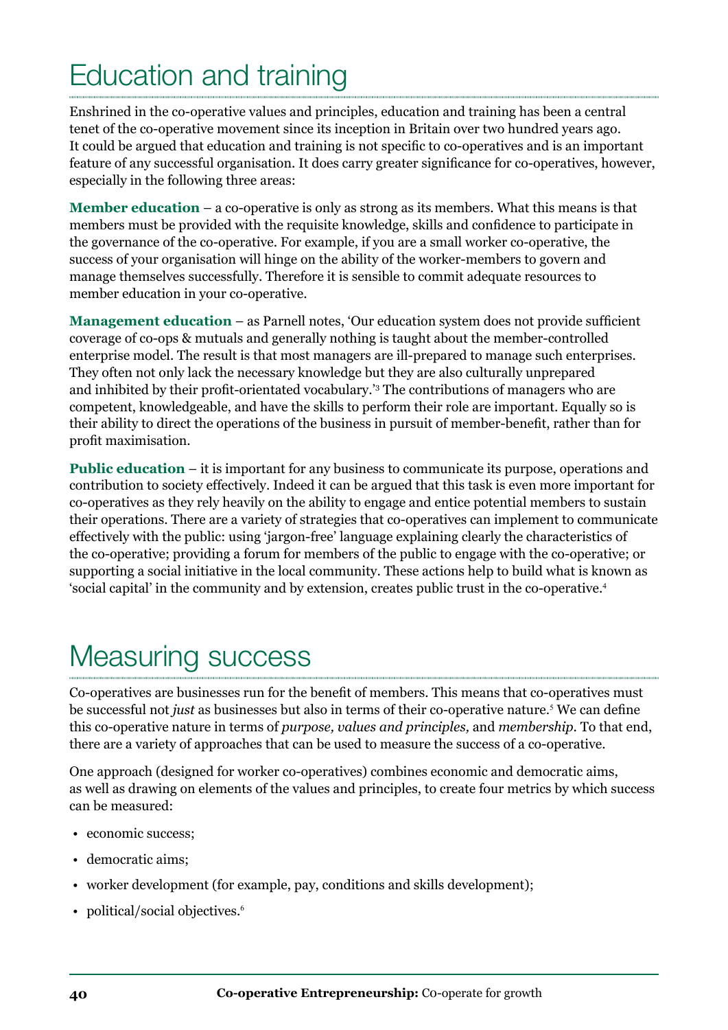# Education and training

Enshrined in the co-operative values and principles, education and training has been a central tenet of the co-operative movement since its inception in Britain over two hundred years ago. It could be argued that education and training is not specific to co-operatives and is an important feature of any successful organisation. It does carry greater significance for co-operatives, however, especially in the following three areas:

**Member education** – a co-operative is only as strong as its members. What this means is that members must be provided with the requisite knowledge, skills and confidence to participate in the governance of the co-operative. For example, if you are a small worker co-operative, the success of your organisation will hinge on the ability of the worker-members to govern and manage themselves successfully. Therefore it is sensible to commit adequate resources to member education in your co-operative.

**Management education** – as Parnell notes, 'Our education system does not provide sufficient coverage of co-ops & mutuals and generally nothing is taught about the member-controlled enterprise model. The result is that most managers are ill-prepared to manage such enterprises. They often not only lack the necessary knowledge but they are also culturally unprepared and inhibited by their profit-orientated vocabulary.'[3] The contributions of managers who are competent, knowledgeable, and have the skills to perform their role are important. Equally so is their ability to direct the operations of the business in pursuit of member-benefit, rather than for profit maximisation.

**Public education** – it is important for any business to communicate its purpose, operations and contribution to society effectively. Indeed it can be argued that this task is even more important for co-operatives as they rely heavily on the ability to engage and entice potential members to sustain their operations. There are a variety of strategies that co-operatives can implement to communicate effectively with the public: using 'jargon-free' language explaining clearly the characteristics of the co-operative; providing a forum for members of the public to engage with the co-operative; or supporting a social initiative in the local community. These actions help to build what is known as 'social capital' in the community and by extension, creates public trust in the co-operative.[4]

# Measuring success

Co-operatives are businesses run for the benefit of members. This means that co-operatives must be successful not *just* as businesses but also in terms of their co-operative nature.[5] We can define this co-operative nature in terms of *purpose, values and principles,* and *membership*. To that end, there are a variety of approaches that can be used to measure the success of a co-operative.

One approach (designed for worker co-operatives) combines economic and democratic aims, as well as drawing on elements of the values and principles, to create four metrics by which success can be measured:

- economic success;
- democratic aims;
- worker development (for example, pay, conditions and skills development);
- political/social objectives.[6]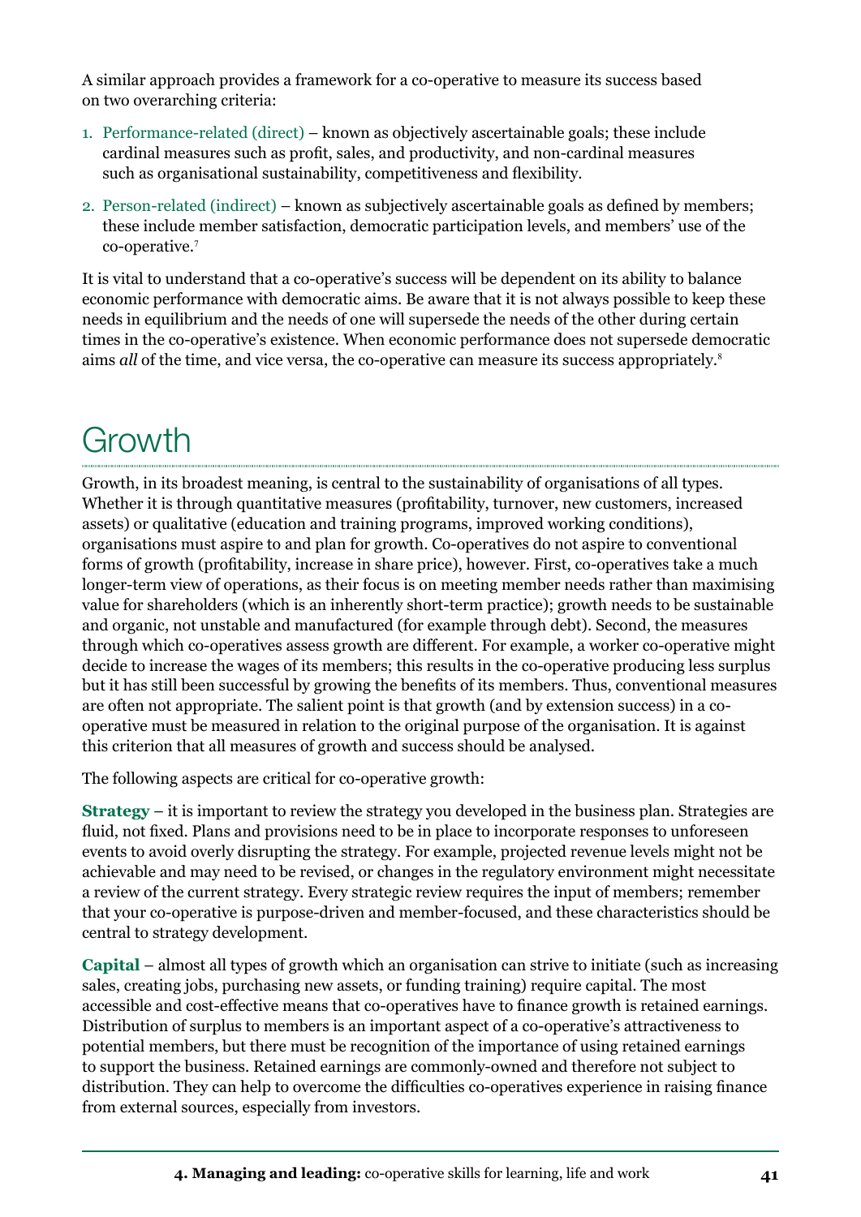A similar approach provides a framework for a co-operative to measure its success based on two overarching criteria:

1. Performance-related (direct) – known as objectively ascertainable goals; these include cardinal measures such as profit, sales, and productivity, and non-cardinal measures such as organisational sustainability, competitiveness and flexibility.
2. Person-related (indirect) – known as subjectively ascertainable goals as defined by members; these include member satisfaction, democratic participation levels, and members' use of the co-operative.[7]

It is vital to understand that a co-operative's success will be dependent on its ability to balance economic performance with democratic aims. Be aware that it is not always possible to keep these needs in equilibrium and the needs of one will supersede the needs of the other during certain times in the co-operative's existence. When economic performance does not supersede democratic aims *all* of the time, and vice versa, the co-operative can measure its success appropriately.[8]

# Growth

Growth, in its broadest meaning, is central to the sustainability of organisations of all types. Whether it is through quantitative measures (profitability, turnover, new customers, increased assets) or qualitative (education and training programs, improved working conditions), organisations must aspire to and plan for growth. Co-operatives do not aspire to conventional forms of growth (profitability, increase in share price), however. First, co-operatives take a much longer-term view of operations, as their focus is on meeting member needs rather than maximising value for shareholders (which is an inherently short-term practice); growth needs to be sustainable and organic, not unstable and manufactured (for example through debt). Second, the measures through which co-operatives assess growth are different. For example, a worker co-operative might decide to increase the wages of its members; this results in the co-operative producing less surplus but it has still been successful by growing the benefits of its members. Thus, conventional measures are often not appropriate. The salient point is that growth (and by extension success) in a co-operative must be measured in relation to the original purpose of the organisation. It is against this criterion that all measures of growth and success should be analysed.

The following aspects are critical for co-operative growth:

**Strategy** – it is important to review the strategy you developed in the business plan. Strategies are fluid, not fixed. Plans and provisions need to be in place to incorporate responses to unforeseen events to avoid overly disrupting the strategy. For example, projected revenue levels might not be achievable and may need to be revised, or changes in the regulatory environment might necessitate a review of the current strategy. Every strategic review requires the input of members; remember that your co-operative is purpose-driven and member-focused, and these characteristics should be central to strategy development.

**Capital** – almost all types of growth which an organisation can strive to initiate (such as increasing sales, creating jobs, purchasing new assets, or funding training) require capital. The most accessible and cost-effective means that co-operatives have to finance growth is retained earnings. Distribution of surplus to members is an important aspect of a co-operative's attractiveness to potential members, but there must be recognition of the importance of using retained earnings to support the business. Retained earnings are commonly-owned and therefore not subject to distribution. They can help to overcome the difficulties co-operatives experience in raising finance from external sources, especially from investors.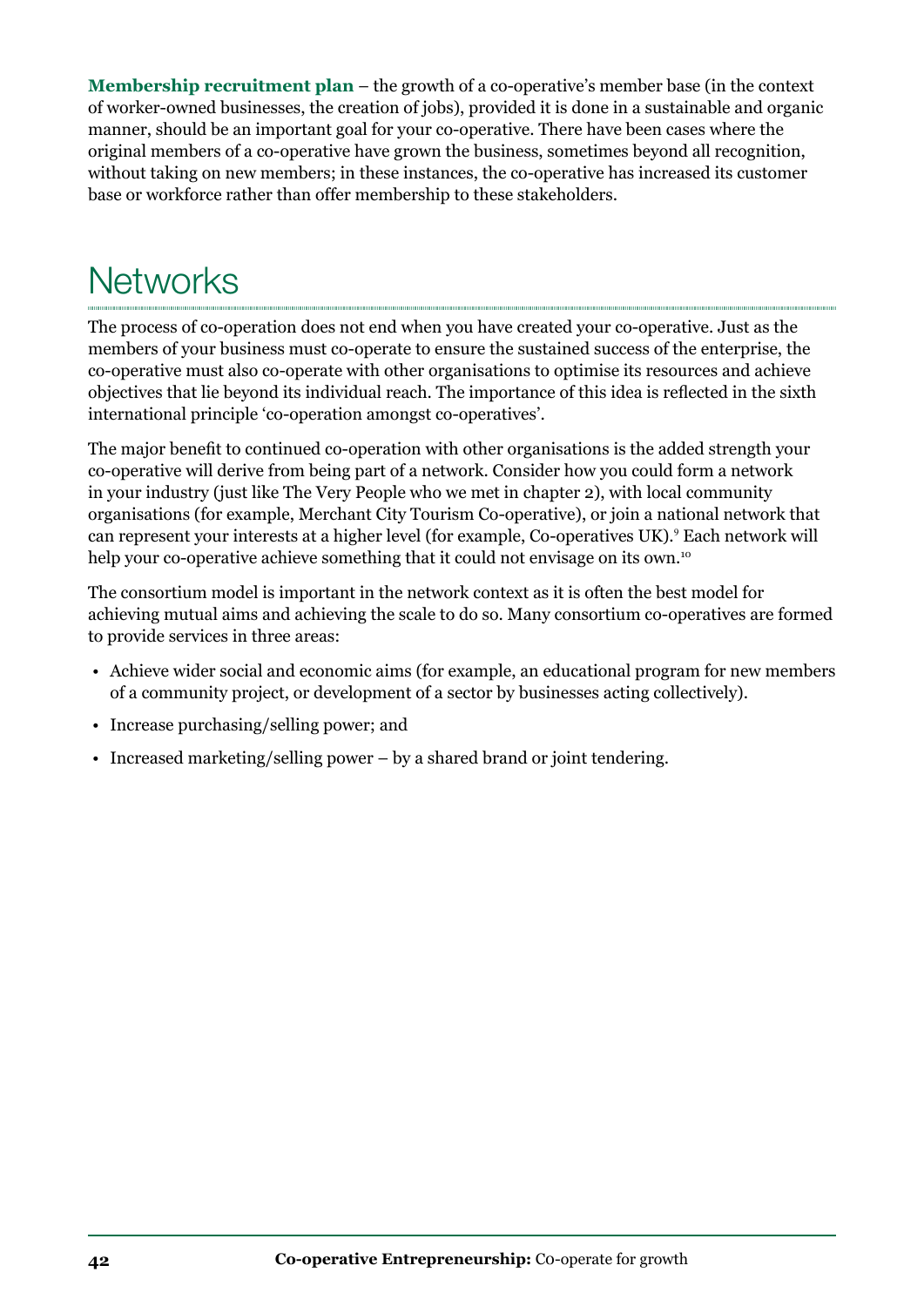**Membership recruitment plan** – the growth of a co-operative's member base (in the context of worker-owned businesses, the creation of jobs), provided it is done in a sustainable and organic manner, should be an important goal for your co-operative. There have been cases where the original members of a co-operative have grown the business, sometimes beyond all recognition, without taking on new members; in these instances, the co-operative has increased its customer base or workforce rather than offer membership to these stakeholders.

# Networks

The process of co-operation does not end when you have created your co-operative. Just as the members of your business must co-operate to ensure the sustained success of the enterprise, the co-operative must also co-operate with other organisations to optimise its resources and achieve objectives that lie beyond its individual reach. The importance of this idea is reflected in the sixth international principle 'co-operation amongst co-operatives'.

The major benefit to continued co-operation with other organisations is the added strength your co-operative will derive from being part of a network. Consider how you could form a network in your industry (just like The Very People who we met in chapter 2), with local community organisations (for example, Merchant City Tourism Co-operative), or join a national network that can represent your interests at a higher level (for example, Co-operatives UK).[9] Each network will help your co-operative achieve something that it could not envisage on its own.[10]

The consortium model is important in the network context as it is often the best model for achieving mutual aims and achieving the scale to do so. Many consortium co-operatives are formed to provide services in three areas:

- Achieve wider social and economic aims (for example, an educational program for new members of a community project, or development of a sector by businesses acting collectively).
- Increase purchasing/selling power; and
- Increased marketing/selling power – by a shared brand or joint tendering.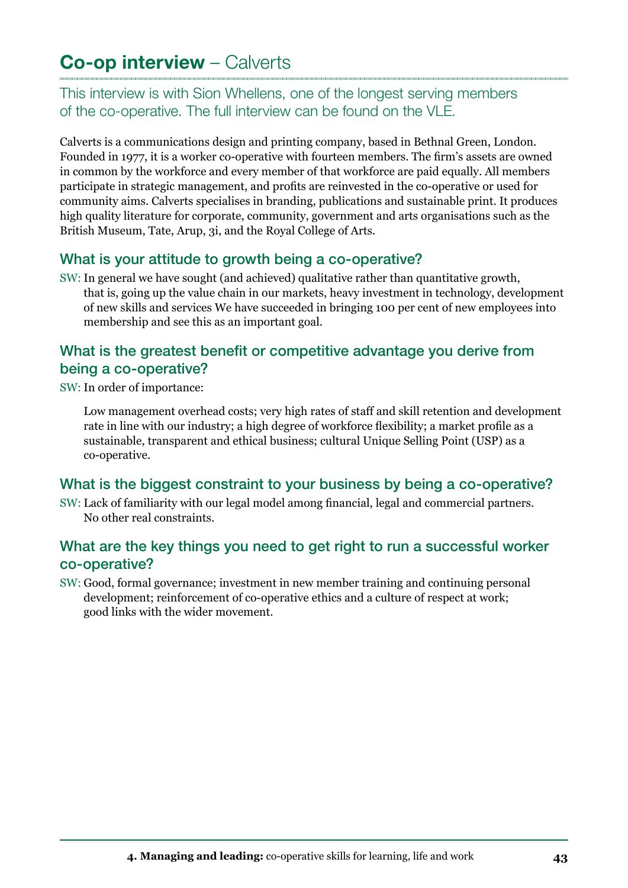# **Co-op interview** – Calverts

This interview is with Sion Whellens, one of the longest serving members of the co-operative. The full interview can be found on the VLE.

Calverts is a communications design and printing company, based in Bethnal Green, London. Founded in 1977, it is a worker co-operative with fourteen members. The firm's assets are owned in common by the workforce and every member of that workforce are paid equally. All members participate in strategic management, and profits are reinvested in the co-operative or used for community aims. Calverts specialises in branding, publications and sustainable print. It produces high quality literature for corporate, community, government and arts organisations such as the British Museum, Tate, Arup, 3i, and the Royal College of Arts.

## What is your attitude to growth being a co-operative?

SW: In general we have sought (and achieved) qualitative rather than quantitative growth, that is, going up the value chain in our markets, heavy investment in technology, development of new skills and services We have succeeded in bringing 100 per cent of new employees into membership and see this as an important goal.

## What is the greatest benefit or competitive advantage you derive from being a co-operative?

SW: In order of importance:

Low management overhead costs; very high rates of staff and skill retention and development rate in line with our industry; a high degree of workforce flexibility; a market profile as a sustainable, transparent and ethical business; cultural Unique Selling Point (USP) as a co-operative.

## What is the biggest constraint to your business by being a co-operative?

SW: Lack of familiarity with our legal model among financial, legal and commercial partners. No other real constraints.

## What are the key things you need to get right to run a successful worker co-operative?

SW: Good, formal governance; investment in new member training and continuing personal development; reinforcement of co-operative ethics and a culture of respect at work; good links with the wider movement.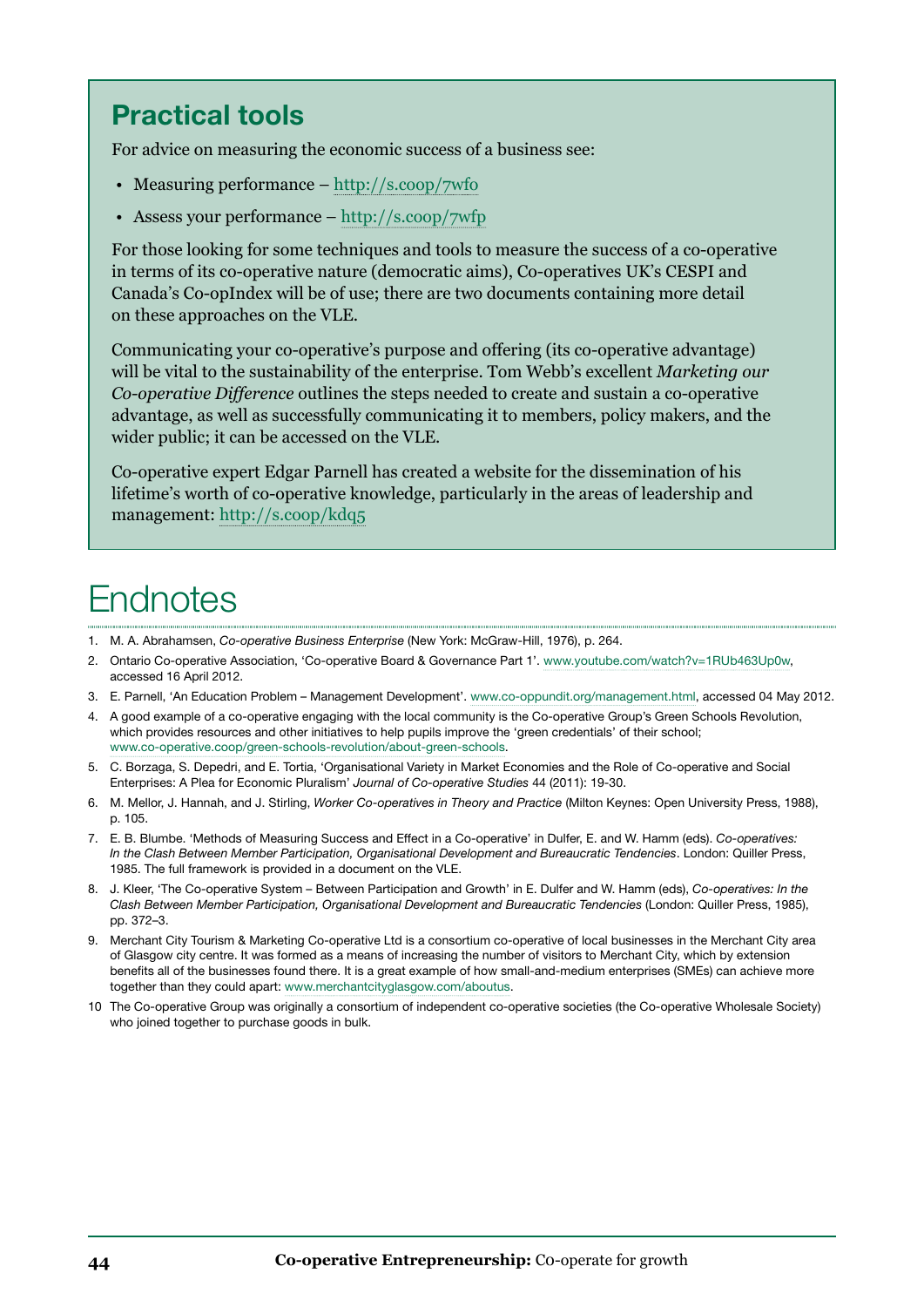## Practical tools

For advice on measuring the economic success of a business see:

- Measuring performance – http://s.coop/7wfo
- Assess your performance – http://s.coop/7wfp

For those looking for some techniques and tools to measure the success of a co-operative in terms of its co-operative nature (democratic aims), Co-operatives UK's CESPI and Canada's Co-opIndex will be of use; there are two documents containing more detail on these approaches on the VLE.

Communicating your co-operative's purpose and offering (its co-operative advantage) will be vital to the sustainability of the enterprise. Tom Webb's excellent *Marketing our Co-operative Difference* outlines the steps needed to create and sustain a co-operative advantage, as well as successfully communicating it to members, policy makers, and the wider public; it can be accessed on the VLE.

Co-operative expert Edgar Parnell has created a website for the dissemination of his lifetime's worth of co-operative knowledge, particularly in the areas of leadership and management: http://s.coop/kdq5

# Endnotes

1. M. A. Abrahamsen, *Co-operative Business Enterprise* (New York: McGraw-Hill, 1976), p. 264.
2. Ontario Co-operative Association, 'Co-operative Board & Governance Part 1'. www.youtube.com/watch?v=1RUb463Up0w, accessed 16 April 2012.
3. E. Parnell, 'An Education Problem – Management Development'. www.co-oppundit.org/management.html, accessed 04 May 2012.
4. A good example of a co-operative engaging with the local community is the Co-operative Group's Green Schools Revolution, which provides resources and other initiatives to help pupils improve the 'green credentials' of their school; www.co-operative.coop/green-schools-revolution/about-green-schools.
5. C. Borzaga, S. Depedri, and E. Tortia, 'Organisational Variety in Market Economies and the Role of Co-operative and Social Enterprises: A Plea for Economic Pluralism' *Journal of Co-operative Studies* 44 (2011): 19-30.
6. M. Mellor, J. Hannah, and J. Stirling, *Worker Co-operatives in Theory and Practice* (Milton Keynes: Open University Press, 1988), p. 105.
7. E. B. Blumbe. 'Methods of Measuring Success and Effect in a Co-operative' in Dulfer, E. and W. Hamm (eds). *Co-operatives: In the Clash Between Member Participation, Organisational Development and Bureaucratic Tendencies*. London: Quiller Press, 1985. The full framework is provided in a document on the VLE.
8. J. Kleer, 'The Co-operative System – Between Participation and Growth' in E. Dulfer and W. Hamm (eds), *Co-operatives: In the Clash Between Member Participation, Organisational Development and Bureaucratic Tendencies* (London: Quiller Press, 1985), pp. 372–3.
9. Merchant City Tourism & Marketing Co-operative Ltd is a consortium co-operative of local businesses in the Merchant City area of Glasgow city centre. It was formed as a means of increasing the number of visitors to Merchant City, which by extension benefits all of the businesses found there. It is a great example of how small-and-medium enterprises (SMEs) can achieve more together than they could apart: www.merchantcityglasgow.com/aboutus.
10. The Co-operative Group was originally a consortium of independent co-operative societies (the Co-operative Wholesale Society) who joined together to purchase goods in bulk.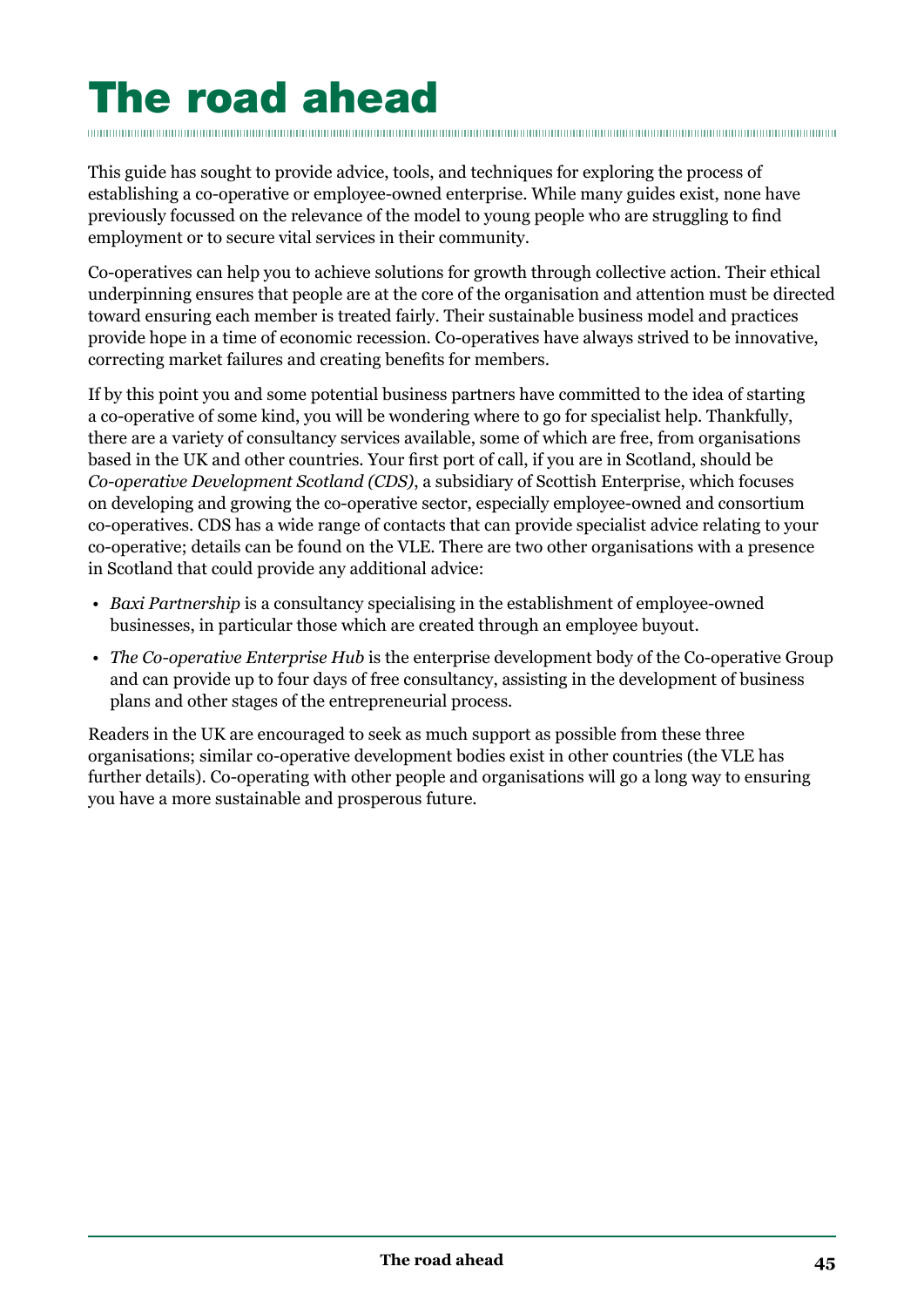# The road ahead

This guide has sought to provide advice, tools, and techniques for exploring the process of establishing a co-operative or employee-owned enterprise. While many guides exist, none have previously focussed on the relevance of the model to young people who are struggling to find employment or to secure vital services in their community.

Co-operatives can help you to achieve solutions for growth through collective action. Their ethical underpinning ensures that people are at the core of the organisation and attention must be directed toward ensuring each member is treated fairly. Their sustainable business model and practices provide hope in a time of economic recession. Co-operatives have always strived to be innovative, correcting market failures and creating benefits for members.

If by this point you and some potential business partners have committed to the idea of starting a co-operative of some kind, you will be wondering where to go for specialist help. Thankfully, there are a variety of consultancy services available, some of which are free, from organisations based in the UK and other countries. Your first port of call, if you are in Scotland, should be *Co-operative Development Scotland (CDS)*, a subsidiary of Scottish Enterprise, which focuses on developing and growing the co-operative sector, especially employee-owned and consortium co-operatives. CDS has a wide range of contacts that can provide specialist advice relating to your co-operative; details can be found on the VLE. There are two other organisations with a presence in Scotland that could provide any additional advice:

- *Baxi Partnership* is a consultancy specialising in the establishment of employee-owned businesses, in particular those which are created through an employee buyout.
- *The Co-operative Enterprise Hub* is the enterprise development body of the Co-operative Group and can provide up to four days of free consultancy, assisting in the development of business plans and other stages of the entrepreneurial process.

Readers in the UK are encouraged to seek as much support as possible from these three organisations; similar co-operative development bodies exist in other countries (the VLE has further details). Co-operating with other people and organisations will go a long way to ensuring you have a more sustainable and prosperous future.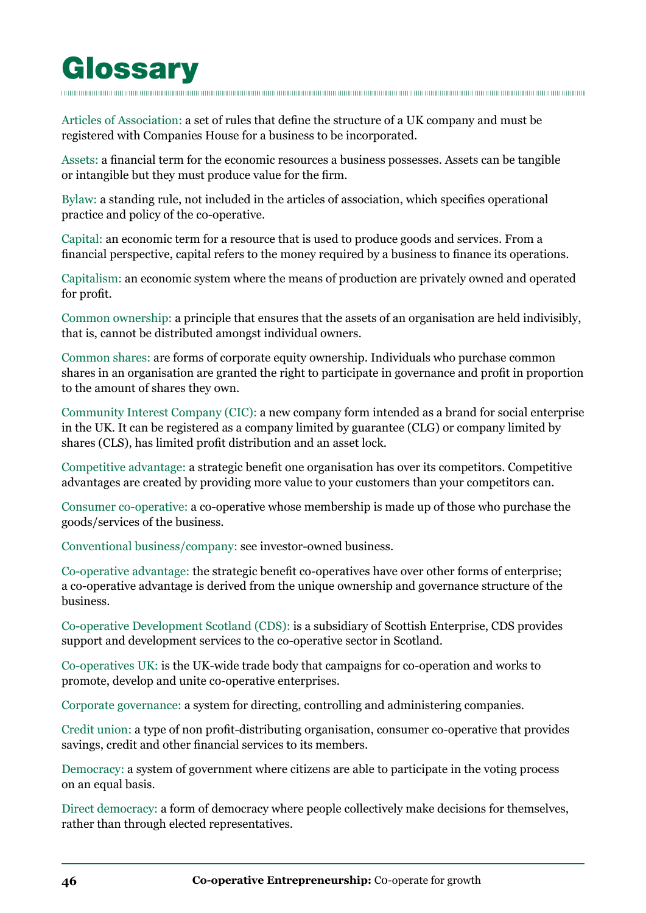# Glossary

Articles of Association: a set of rules that define the structure of a UK company and must be registered with Companies House for a business to be incorporated.

Assets: a financial term for the economic resources a business possesses. Assets can be tangible or intangible but they must produce value for the firm.

Bylaw: a standing rule, not included in the articles of association, which specifies operational practice and policy of the co-operative.

Capital: an economic term for a resource that is used to produce goods and services. From a financial perspective, capital refers to the money required by a business to finance its operations.

Capitalism: an economic system where the means of production are privately owned and operated for profit.

Common ownership: a principle that ensures that the assets of an organisation are held indivisibly, that is, cannot be distributed amongst individual owners.

Common shares: are forms of corporate equity ownership. Individuals who purchase common shares in an organisation are granted the right to participate in governance and profit in proportion to the amount of shares they own.

Community Interest Company (CIC): a new company form intended as a brand for social enterprise in the UK. It can be registered as a company limited by guarantee (CLG) or company limited by shares (CLS), has limited profit distribution and an asset lock.

Competitive advantage: a strategic benefit one organisation has over its competitors. Competitive advantages are created by providing more value to your customers than your competitors can.

Consumer co-operative: a co-operative whose membership is made up of those who purchase the goods/services of the business.

Conventional business/company: see investor-owned business.

Co-operative advantage: the strategic benefit co-operatives have over other forms of enterprise; a co-operative advantage is derived from the unique ownership and governance structure of the business.

Co-operative Development Scotland (CDS): is a subsidiary of Scottish Enterprise, CDS provides support and development services to the co-operative sector in Scotland.

Co-operatives UK: is the UK-wide trade body that campaigns for co-operation and works to promote, develop and unite co-operative enterprises.

Corporate governance: a system for directing, controlling and administering companies.

Credit union: a type of non profit-distributing organisation, consumer co-operative that provides savings, credit and other financial services to its members.

Democracy: a system of government where citizens are able to participate in the voting process on an equal basis.

Direct democracy: a form of democracy where people collectively make decisions for themselves, rather than through elected representatives.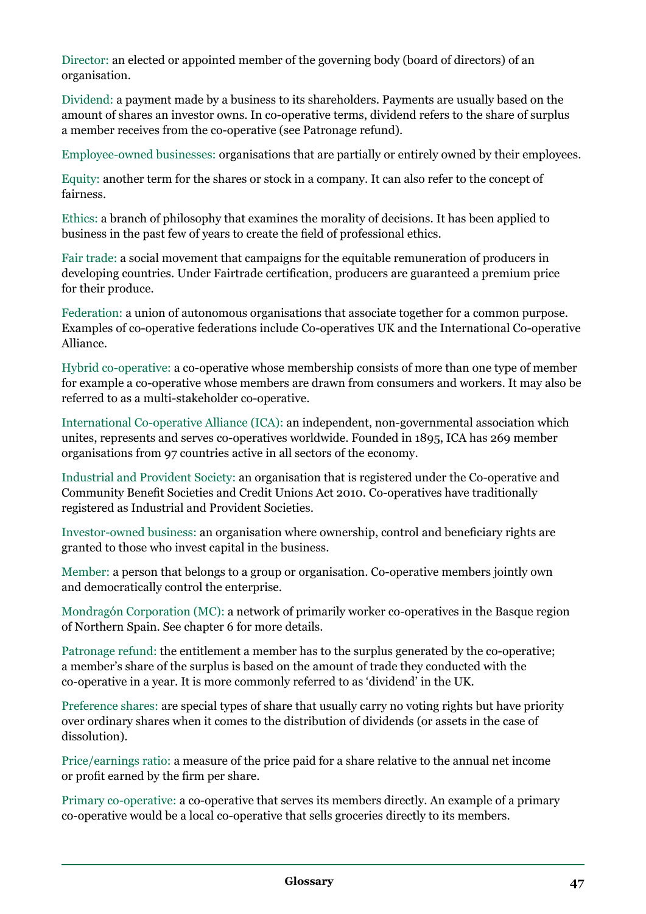Director: an elected or appointed member of the governing body (board of directors) of an organisation.

Dividend: a payment made by a business to its shareholders. Payments are usually based on the amount of shares an investor owns. In co-operative terms, dividend refers to the share of surplus a member receives from the co-operative (see Patronage refund).

Employee-owned businesses: organisations that are partially or entirely owned by their employees.

Equity: another term for the shares or stock in a company. It can also refer to the concept of fairness.

Ethics: a branch of philosophy that examines the morality of decisions. It has been applied to business in the past few of years to create the field of professional ethics.

Fair trade: a social movement that campaigns for the equitable remuneration of producers in developing countries. Under Fairtrade certification, producers are guaranteed a premium price for their produce.

Federation: a union of autonomous organisations that associate together for a common purpose. Examples of co-operative federations include Co-operatives UK and the International Co-operative Alliance.

Hybrid co-operative: a co-operative whose membership consists of more than one type of member for example a co-operative whose members are drawn from consumers and workers. It may also be referred to as a multi-stakeholder co-operative.

International Co-operative Alliance (ICA): an independent, non-governmental association which unites, represents and serves co-operatives worldwide. Founded in 1895, ICA has 269 member organisations from 97 countries active in all sectors of the economy.

Industrial and Provident Society: an organisation that is registered under the Co-operative and Community Benefit Societies and Credit Unions Act 2010. Co-operatives have traditionally registered as Industrial and Provident Societies.

Investor-owned business: an organisation where ownership, control and beneficiary rights are granted to those who invest capital in the business.

Member: a person that belongs to a group or organisation. Co-operative members jointly own and democratically control the enterprise.

Mondragón Corporation (MC): a network of primarily worker co-operatives in the Basque region of Northern Spain. See chapter 6 for more details.

Patronage refund: the entitlement a member has to the surplus generated by the co-operative; a member's share of the surplus is based on the amount of trade they conducted with the co-operative in a year. It is more commonly referred to as 'dividend' in the UK.

Preference shares: are special types of share that usually carry no voting rights but have priority over ordinary shares when it comes to the distribution of dividends (or assets in the case of dissolution).

Price/earnings ratio: a measure of the price paid for a share relative to the annual net income or profit earned by the firm per share.

Primary co-operative: a co-operative that serves its members directly. An example of a primary co-operative would be a local co-operative that sells groceries directly to its members.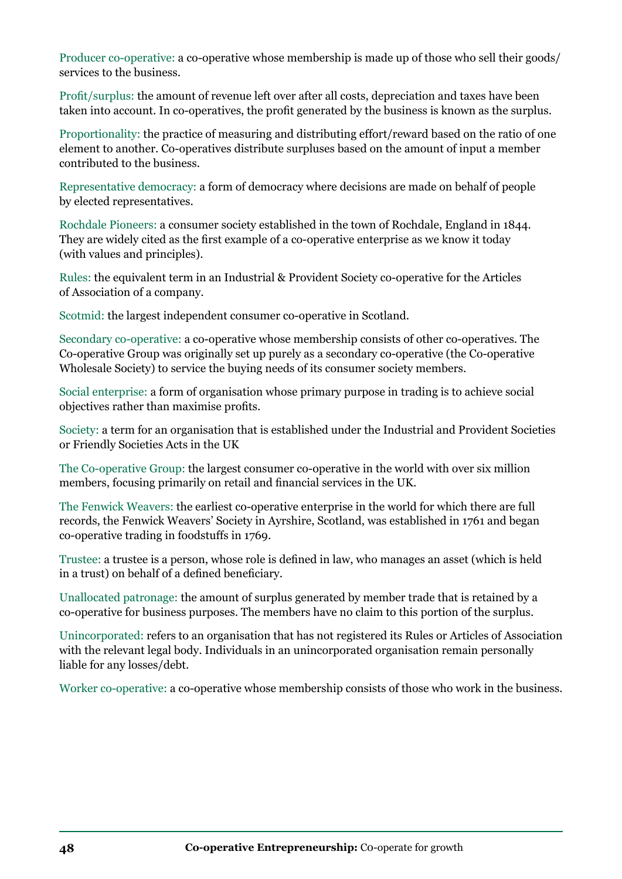Producer co-operative: a co-operative whose membership is made up of those who sell their goods/services to the business.

Profit/surplus: the amount of revenue left over after all costs, depreciation and taxes have been taken into account. In co-operatives, the profit generated by the business is known as the surplus.

Proportionality: the practice of measuring and distributing effort/reward based on the ratio of one element to another. Co-operatives distribute surpluses based on the amount of input a member contributed to the business.

Representative democracy: a form of democracy where decisions are made on behalf of people by elected representatives.

Rochdale Pioneers: a consumer society established in the town of Rochdale, England in 1844. They are widely cited as the first example of a co-operative enterprise as we know it today (with values and principles).

Rules: the equivalent term in an Industrial & Provident Society co-operative for the Articles of Association of a company.

Scotmid: the largest independent consumer co-operative in Scotland.

Secondary co-operative: a co-operative whose membership consists of other co-operatives. The Co-operative Group was originally set up purely as a secondary co-operative (the Co-operative Wholesale Society) to service the buying needs of its consumer society members.

Social enterprise: a form of organisation whose primary purpose in trading is to achieve social objectives rather than maximise profits.

Society: a term for an organisation that is established under the Industrial and Provident Societies or Friendly Societies Acts in the UK

The Co-operative Group: the largest consumer co-operative in the world with over six million members, focusing primarily on retail and financial services in the UK.

The Fenwick Weavers: the earliest co-operative enterprise in the world for which there are full records, the Fenwick Weavers' Society in Ayrshire, Scotland, was established in 1761 and began co-operative trading in foodstuffs in 1769.

Trustee: a trustee is a person, whose role is defined in law, who manages an asset (which is held in a trust) on behalf of a defined beneficiary.

Unallocated patronage: the amount of surplus generated by member trade that is retained by a co-operative for business purposes. The members have no claim to this portion of the surplus.

Unincorporated: refers to an organisation that has not registered its Rules or Articles of Association with the relevant legal body. Individuals in an unincorporated organisation remain personally liable for any losses/debt.

Worker co-operative: a co-operative whose membership consists of those who work in the business.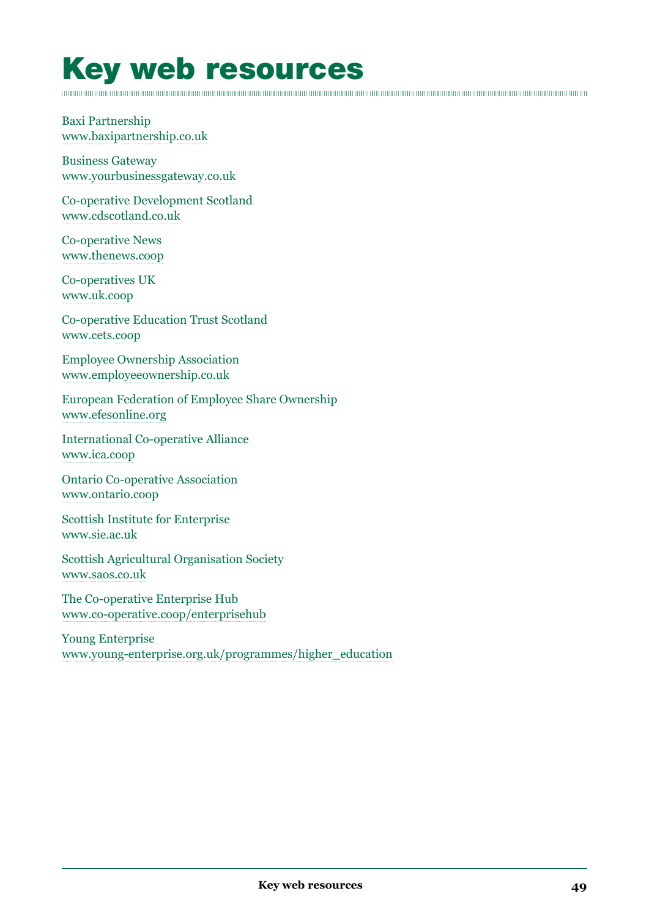# Key web resources

Baxi Partnership
www.baxipartnership.co.uk

Business Gateway
www.yourbusinessgateway.co.uk

Co-operative Development Scotland
www.cdscotland.co.uk

Co-operative News
www.thenews.coop

Co-operatives UK
www.uk.coop

Co-operative Education Trust Scotland
www.cets.coop

Employee Ownership Association
www.employeeownership.co.uk

European Federation of Employee Share Ownership
www.efesonline.org

International Co-operative Alliance
www.ica.coop

Ontario Co-operative Association
www.ontario.coop

Scottish Institute for Enterprise
www.sie.ac.uk

Scottish Agricultural Organisation Society
www.saos.co.uk

The Co-operative Enterprise Hub
www.co-operative.coop/enterprisehub

Young Enterprise
www.young-enterprise.org.uk/programmes/higher_education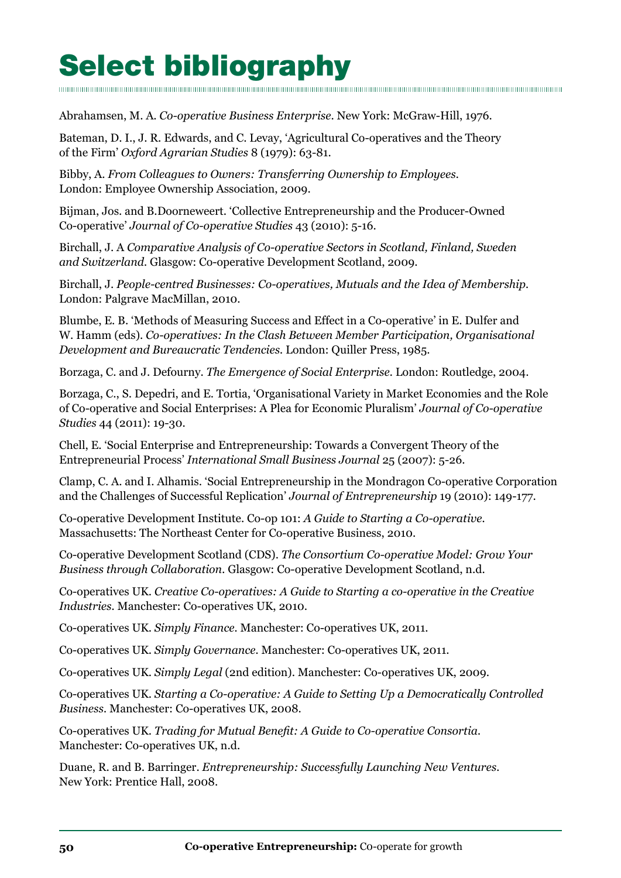# Select bibliography

Abrahamsen, M. A. *Co-operative Business Enterprise*. New York: McGraw-Hill, 1976.

Bateman, D. I., J. R. Edwards, and C. Levay, 'Agricultural Co-operatives and the Theory of the Firm' *Oxford Agrarian Studies* 8 (1979): 63-81.

Bibby, A. *From Colleagues to Owners: Transferring Ownership to Employees*. London: Employee Ownership Association, 2009.

Bijman, Jos. and B.Doorneweert. 'Collective Entrepreneurship and the Producer-Owned Co-operative' *Journal of Co-operative Studies* 43 (2010): 5-16.

Birchall, J. A *Comparative Analysis of Co-operative Sectors in Scotland, Finland, Sweden and Switzerland*. Glasgow: Co-operative Development Scotland, 2009.

Birchall, J. *People-centred Businesses: Co-operatives, Mutuals and the Idea of Membership*. London: Palgrave MacMillan, 2010.

Blumbe, E. B. 'Methods of Measuring Success and Effect in a Co-operative' in E. Dulfer and W. Hamm (eds). *Co-operatives: In the Clash Between Member Participation, Organisational Development and Bureaucratic Tendencies*. London: Quiller Press, 1985.

Borzaga, C. and J. Defourny. *The Emergence of Social Enterprise*. London: Routledge, 2004.

Borzaga, C., S. Depedri, and E. Tortia, 'Organisational Variety in Market Economies and the Role of Co-operative and Social Enterprises: A Plea for Economic Pluralism' *Journal of Co-operative Studies* 44 (2011): 19-30.

Chell, E. 'Social Enterprise and Entrepreneurship: Towards a Convergent Theory of the Entrepreneurial Process' *International Small Business Journal* 25 (2007): 5-26.

Clamp, C. A. and I. Alhamis. 'Social Entrepreneurship in the Mondragon Co-operative Corporation and the Challenges of Successful Replication' *Journal of Entrepreneurship* 19 (2010): 149-177.

Co-operative Development Institute. Co-op 101: *A Guide to Starting a Co-operative*. Massachusetts: The Northeast Center for Co-operative Business, 2010.

Co-operative Development Scotland (CDS). *The Consortium Co-operative Model: Grow Your Business through Collaboration*. Glasgow: Co-operative Development Scotland, n.d.

Co-operatives UK. *Creative Co-operatives: A Guide to Starting a co-operative in the Creative Industries*. Manchester: Co-operatives UK, 2010.

Co-operatives UK. *Simply Finance*. Manchester: Co-operatives UK, 2011.

Co-operatives UK. *Simply Governance*. Manchester: Co-operatives UK, 2011.

Co-operatives UK. *Simply Legal* (2nd edition). Manchester: Co-operatives UK, 2009.

Co-operatives UK. *Starting a Co-operative: A Guide to Setting Up a Democratically Controlled Business*. Manchester: Co-operatives UK, 2008.

Co-operatives UK. *Trading for Mutual Benefit: A Guide to Co-operative Consortia*. Manchester: Co-operatives UK, n.d.

Duane, R. and B. Barringer. *Entrepreneurship: Successfully Launching New Ventures*. New York: Prentice Hall, 2008.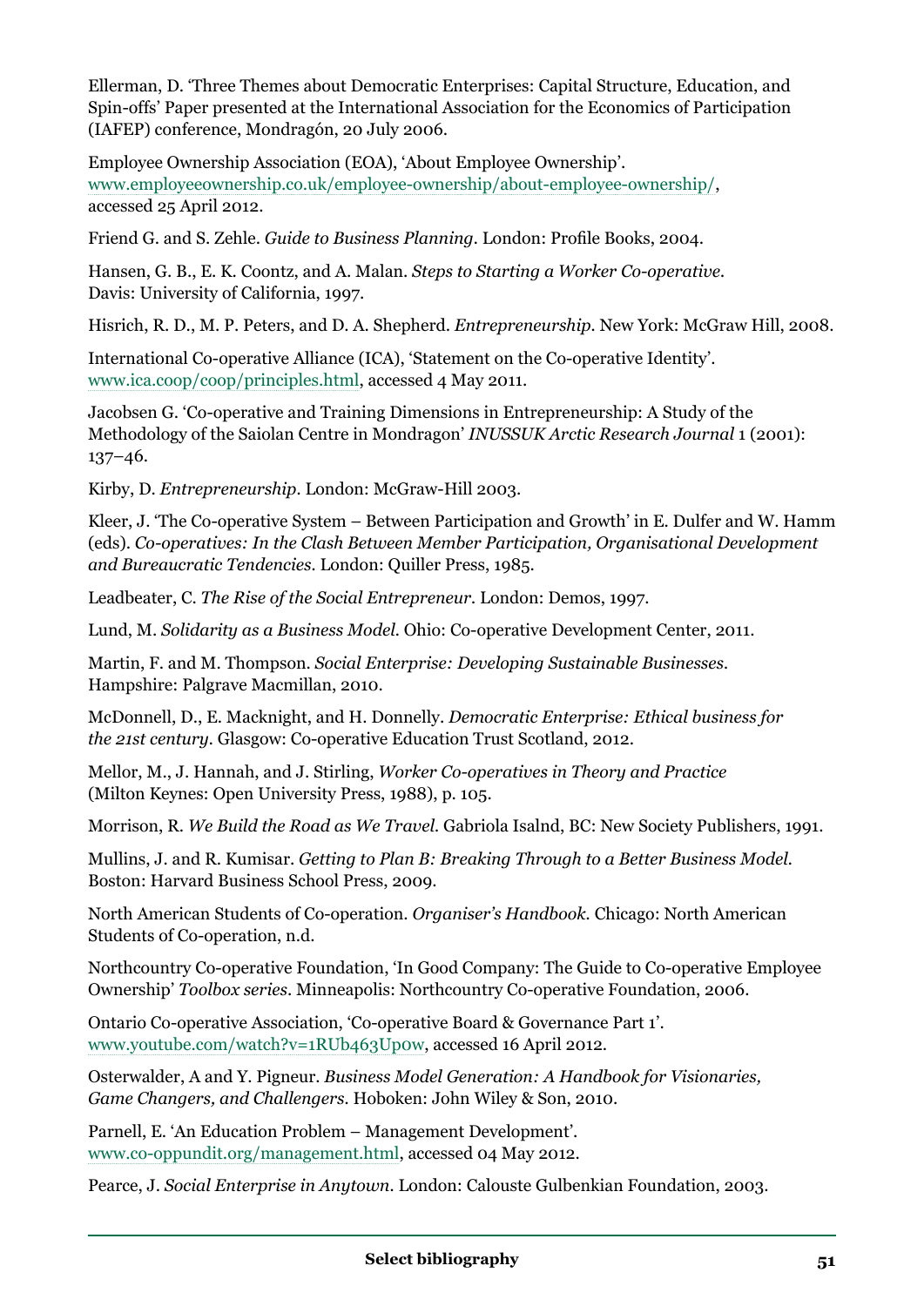Ellerman, D. 'Three Themes about Democratic Enterprises: Capital Structure, Education, and Spin-offs' Paper presented at the International Association for the Economics of Participation (IAFEP) conference, Mondragón, 20 July 2006.

Employee Ownership Association (EOA), 'About Employee Ownership'. www.employeeownership.co.uk/employee-ownership/about-employee-ownership/, accessed 25 April 2012.

Friend G. and S. Zehle. *Guide to Business Planning*. London: Profile Books, 2004.

Hansen, G. B., E. K. Coontz, and A. Malan. *Steps to Starting a Worker Co-operative*. Davis: University of California, 1997.

Hisrich, R. D., M. P. Peters, and D. A. Shepherd. *Entrepreneurship*. New York: McGraw Hill, 2008.

International Co-operative Alliance (ICA), 'Statement on the Co-operative Identity'. www.ica.coop/coop/principles.html, accessed 4 May 2011.

Jacobsen G. 'Co-operative and Training Dimensions in Entrepreneurship: A Study of the Methodology of the Saiolan Centre in Mondragon' *INUSSUK Arctic Research Journal* 1 (2001): 137–46.

Kirby, D. *Entrepreneurship*. London: McGraw-Hill 2003.

Kleer, J. 'The Co-operative System – Between Participation and Growth' in E. Dulfer and W. Hamm (eds). *Co-operatives: In the Clash Between Member Participation, Organisational Development and Bureaucratic Tendencies*. London: Quiller Press, 1985.

Leadbeater, C. *The Rise of the Social Entrepreneur*. London: Demos, 1997.

Lund, M. *Solidarity as a Business Model*. Ohio: Co-operative Development Center, 2011.

Martin, F. and M. Thompson. *Social Enterprise: Developing Sustainable Businesses*. Hampshire: Palgrave Macmillan, 2010.

McDonnell, D., E. Macknight, and H. Donnelly. *Democratic Enterprise: Ethical business for the 21st century*. Glasgow: Co-operative Education Trust Scotland, 2012.

Mellor, M., J. Hannah, and J. Stirling, *Worker Co-operatives in Theory and Practice* (Milton Keynes: Open University Press, 1988), p. 105.

Morrison, R. *We Build the Road as We Travel*. Gabriola Isalnd, BC: New Society Publishers, 1991.

Mullins, J. and R. Kumisar. *Getting to Plan B: Breaking Through to a Better Business Model*. Boston: Harvard Business School Press, 2009.

North American Students of Co-operation. *Organiser's Handbook*. Chicago: North American Students of Co-operation, n.d.

Northcountry Co-operative Foundation, 'In Good Company: The Guide to Co-operative Employee Ownership' *Toolbox series*. Minneapolis: Northcountry Co-operative Foundation, 2006.

Ontario Co-operative Association, 'Co-operative Board & Governance Part 1'. www.youtube.com/watch?v=1RUb463Up0w, accessed 16 April 2012.

Osterwalder, A and Y. Pigneur. *Business Model Generation: A Handbook for Visionaries, Game Changers, and Challengers*. Hoboken: John Wiley & Son, 2010.

Parnell, E. 'An Education Problem – Management Development'. www.co-oppundit.org/management.html, accessed 04 May 2012.

Pearce, J. *Social Enterprise in Anytown*. London: Calouste Gulbenkian Foundation, 2003.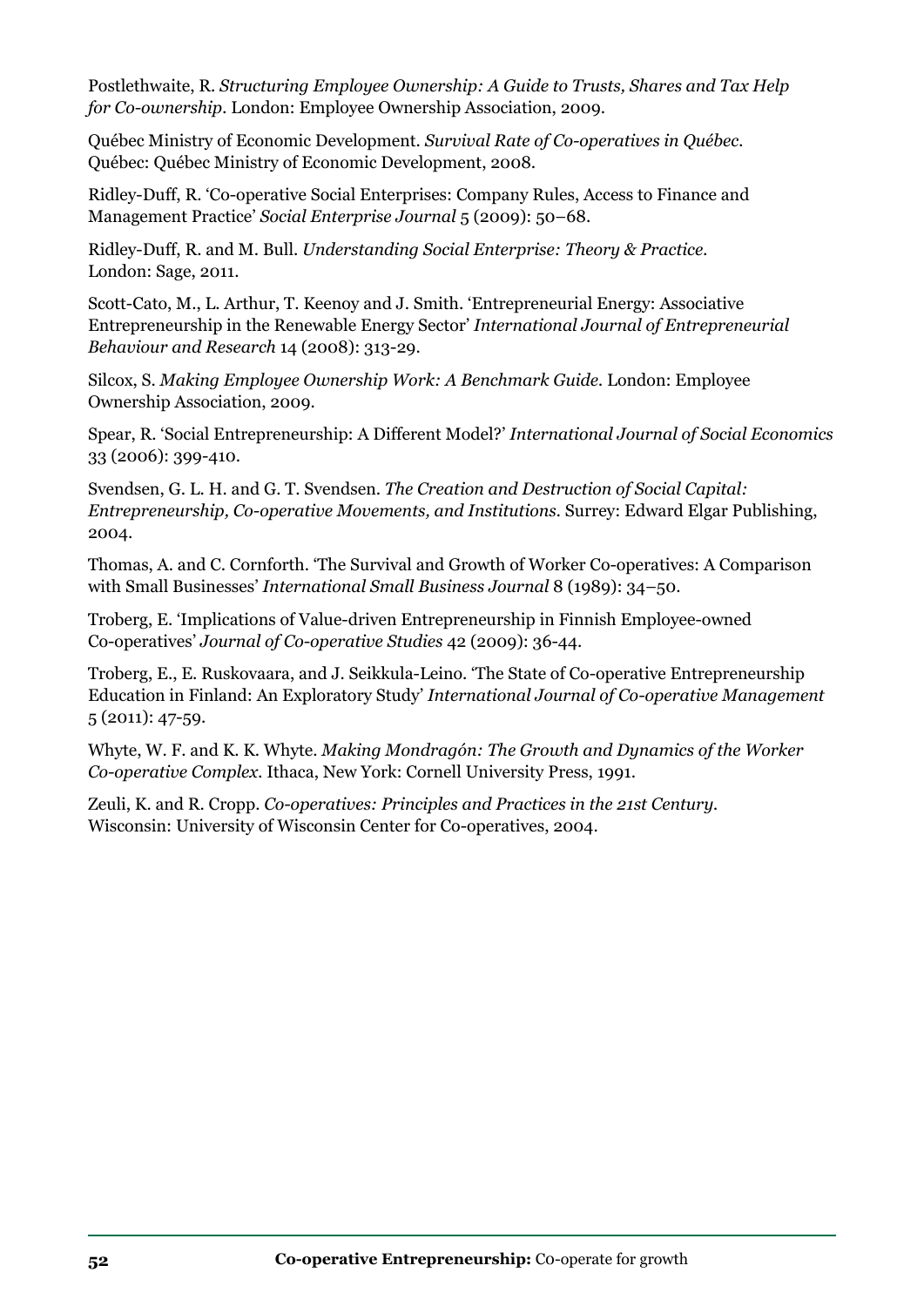Postlethwaite, R. *Structuring Employee Ownership: A Guide to Trusts, Shares and Tax Help for Co-ownership*. London: Employee Ownership Association, 2009.

Québec Ministry of Economic Development. *Survival Rate of Co-operatives in Québec*. Québec: Québec Ministry of Economic Development, 2008.

Ridley-Duff, R. 'Co-operative Social Enterprises: Company Rules, Access to Finance and Management Practice' *Social Enterprise Journal* 5 (2009): 50–68.

Ridley-Duff, R. and M. Bull. *Understanding Social Enterprise: Theory & Practice*. London: Sage, 2011.

Scott-Cato, M., L. Arthur, T. Keenoy and J. Smith. 'Entrepreneurial Energy: Associative Entrepreneurship in the Renewable Energy Sector' *International Journal of Entrepreneurial Behaviour and Research* 14 (2008): 313-29.

Silcox, S. *Making Employee Ownership Work: A Benchmark Guide*. London: Employee Ownership Association, 2009.

Spear, R. 'Social Entrepreneurship: A Different Model?' *International Journal of Social Economics* 33 (2006): 399-410.

Svendsen, G. L. H. and G. T. Svendsen. *The Creation and Destruction of Social Capital: Entrepreneurship, Co-operative Movements, and Institutions*. Surrey: Edward Elgar Publishing, 2004.

Thomas, A. and C. Cornforth. 'The Survival and Growth of Worker Co-operatives: A Comparison with Small Businesses' *International Small Business Journal* 8 (1989): 34–50.

Troberg, E. 'Implications of Value-driven Entrepreneurship in Finnish Employee-owned Co-operatives' *Journal of Co-operative Studies* 42 (2009): 36-44.

Troberg, E., E. Ruskovaara, and J. Seikkula-Leino. 'The State of Co-operative Entrepreneurship Education in Finland: An Exploratory Study' *International Journal of Co-operative Management* 5 (2011): 47-59.

Whyte, W. F. and K. K. Whyte. *Making Mondragón: The Growth and Dynamics of the Worker Co-operative Complex*. Ithaca, New York: Cornell University Press, 1991.

Zeuli, K. and R. Cropp. *Co-operatives: Principles and Practices in the 21st Century*. Wisconsin: University of Wisconsin Center for Co-operatives, 2004.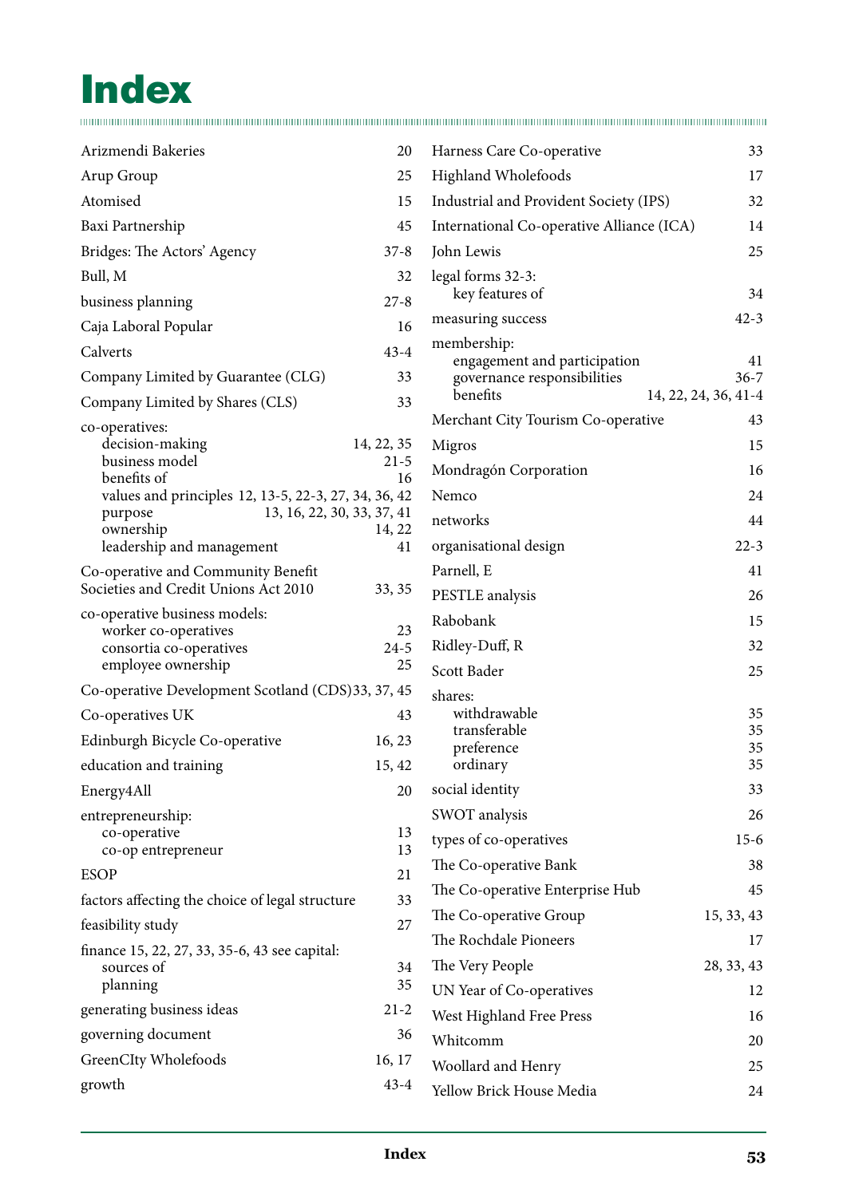# Index

Arizmendi Bakeries 20

Arup Group 25

Atomised 15

Baxi Partnership 45

Bridges: The Actors' Agency 37-8

Bull, M 32

business planning 27-8

Caja Laboral Popular 16

Calverts 43-4

Company Limited by Guarantee (CLG) 33

Company Limited by Shares (CLS) 33

co-operatives:
- decision-making 14, 22, 35
- business model 21-5
- benefits of 16
- values and principles 12, 13-5, 22-3, 27, 34, 36, 42
- purpose 13, 16, 22, 30, 33, 37, 41
- ownership 14, 22
- leadership and management 41

Co-operative and Community Benefit Societies and Credit Unions Act 2010 33, 35

co-operative business models:
- worker co-operatives 23
- consortia co-operatives 24-5
- employee ownership 25

Co-operative Development Scotland (CDS) 33, 37, 45

Co-operatives UK 43

Edinburgh Bicycle Co-operative 16, 23

education and training 15, 42

Energy4All 20

entrepreneurship:
- co-operative 13
- co-op entrepreneur 13

ESOP 21

factors affecting the choice of legal structure 33

feasibility study 27

finance 15, 22, 27, 33, 35-6, 43 see capital:
- sources of 34
- planning 35

generating business ideas 21-2

governing document 36

GreenCIty Wholefoods 16, 17

growth 43-4

Harness Care Co-operative 33

Highland Wholefoods 17

Industrial and Provident Society (IPS) 32

International Co-operative Alliance (ICA) 14

John Lewis 25

legal forms 32-3:
- key features of 34

measuring success 42-3

membership:
- engagement and participation 41
- governance responsibilities 36-7
- benefits 14, 22, 24, 36, 41-4

Merchant City Tourism Co-operative 43

Migros 15

Mondragón Corporation 16

Nemco 24

networks 44

organisational design 22-3

Parnell, E 41

PESTLE analysis 26

Rabobank 15

Ridley-Duff, R 32

Scott Bader 25

shares:
- withdrawable 35
- transferable 35
- preference 35
- ordinary 35

social identity 33

SWOT analysis 26

types of co-operatives 15-6

The Co-operative Bank 38

The Co-operative Enterprise Hub 45

The Co-operative Group 15, 33, 43

The Rochdale Pioneers 17

The Very People 28, 33, 43

UN Year of Co-operatives 12

West Highland Free Press 16

Whitcomm 20

Woollard and Henry 25

Yellow Brick House Media 24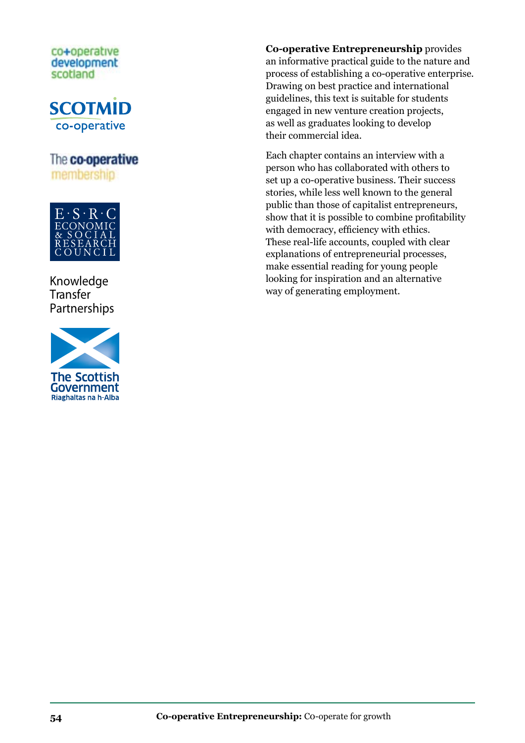co+operative development scotland

SCOTMID co-operative

The co-operative membership

E·S·R·C ECONOMIC & SOCIAL RESEARCH COUNCIL

Knowledge Transfer Partnerships

The Scottish Government
Riaghaltas na h-Alba

**Co-operative Entrepreneurship** provides an informative practical guide to the nature and process of establishing a co-operative enterprise. Drawing on best practice and international guidelines, this text is suitable for students engaged in new venture creation projects, as well as graduates looking to develop their commercial idea.

Each chapter contains an interview with a person who has collaborated with others to set up a co-operative business. Their success stories, while less well known to the general public than those of capitalist entrepreneurs, show that it is possible to combine profitability with democracy, efficiency with ethics. These real-life accounts, coupled with clear explanations of entrepreneurial processes, make essential reading for young people looking for inspiration and an alternative way of generating employment.